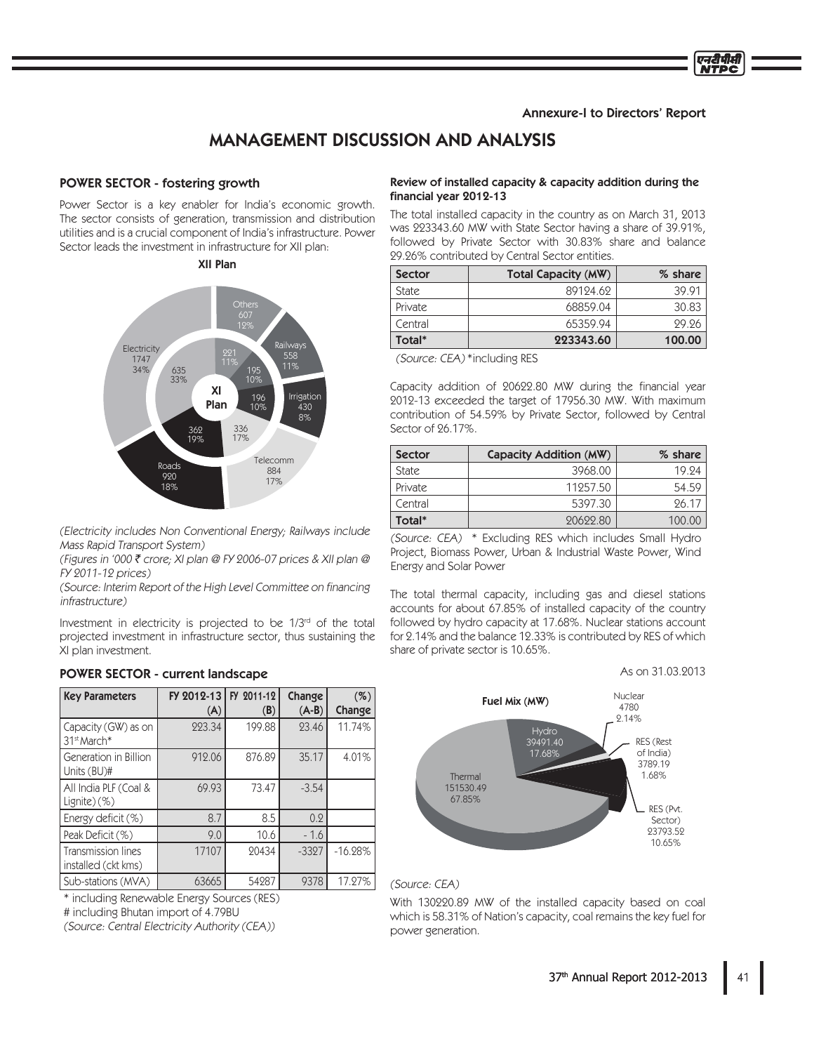Annexure-I to Directors' Report

# MANAGEMENT DISCUSSION AND ANALYSIS

## POWER SECTOR - fostering growth

Power Sector is a key enabler for India's economic growth. The sector consists of generation, transmission and distribution utilities and is a crucial component of India's infrastructure. Power Sector leads the investment in infrastructure for XII plan:

*(Electricity includes Non Conventional Energy; Railways include Mass Rapid Transport System)*

*(Figures in '000 ₹ crore; XI plan @ FY 2006-07 prices & XII plan @ FY 2011-12 prices)*

*(Source: Interim Report of the High Level Committee on financing infrastructure)*

Investment in electricity is projected to be 1/3rd of the total projected investment in infrastructure sector, thus sustaining the XI plan investment.

## POWER SECTOR - current landscape

| Key Parameters | FY 2012-13 (A) | FY 2011-12 (B) | Change (A-B) | (%) Change |
|---|---|---|---|---|
| Capacity (GW) as on 31st March* | 223.34 | 199.88 | 23.46 | 11.74% |
| Generation in Billion Units (BU)# | 912.06 | 876.89 | 35.17 | 4.01% |
| All India PLF (Coal & Lignite) (%) | 69.93 | 73.47 | -3.54 | |
| Energy deficit (%) | 8.7 | 8.5 | 0.2 | |
| Peak Deficit (%) | 9.0 | 10.6 | - 1.6 | |
| Transmission lines installed (ckt kms) | 17107 | 20434 | -3327 | -16.28% |
| Sub-stations (MVA) | 63665 | 54287 | 9378 | 17.27% |

\* including Renewable Energy Sources (RES)

\# including Bhutan import of 4.79BU

*(Source: Central Electricity Authority (CEA))*

### Review of installed capacity & capacity addition during the financial year 2012-13

The total installed capacity in the country as on March 31, 2013 was 223343.60 MW with State Sector having a share of 39.91%, followed by Private Sector with 30.83% share and balance 29.26% contributed by Central Sector entities.

| Sector | Total Capacity (MW) | % share |
|---|---|---|
| State | 89124.62 | 39.91 |
| Private | 68859.04 | 30.83 |
| Central | 65359.94 | 29.26 |
| **Total*** | **223343.60** | **100.00** |

*(Source: CEA)* *including RES

Capacity addition of 20622.80 MW during the financial year 2012-13 exceeded the target of 17956.30 MW. With maximum contribution of 54.59% by Private Sector, followed by Central Sector of 26.17%.

| Sector | Capacity Addition (MW) | % share |
|---|---|---|
| State | 3968.00 | 19.24 |
| Private | 11257.50 | 54.59 |
| Central | 5397.30 | 26.17 |
| **Total*** | 20622.80 | 100.00 |

*(Source: CEA)* * Excluding RES which includes Small Hydro Project, Biomass Power, Urban & Industrial Waste Power, Wind Energy and Solar Power

The total thermal capacity, including gas and diesel stations accounts for about 67.85% of installed capacity of the country followed by hydro capacity at 17.68%. Nuclear stations account for 2.14% and the balance 12.33% is contributed by RES of which share of private sector is 10.65%.

As on 31.03.2013

*(Source: CEA)*

With 130220.89 MW of the installed capacity based on coal which is 58.31% of Nation's capacity, coal remains the key fuel for power generation.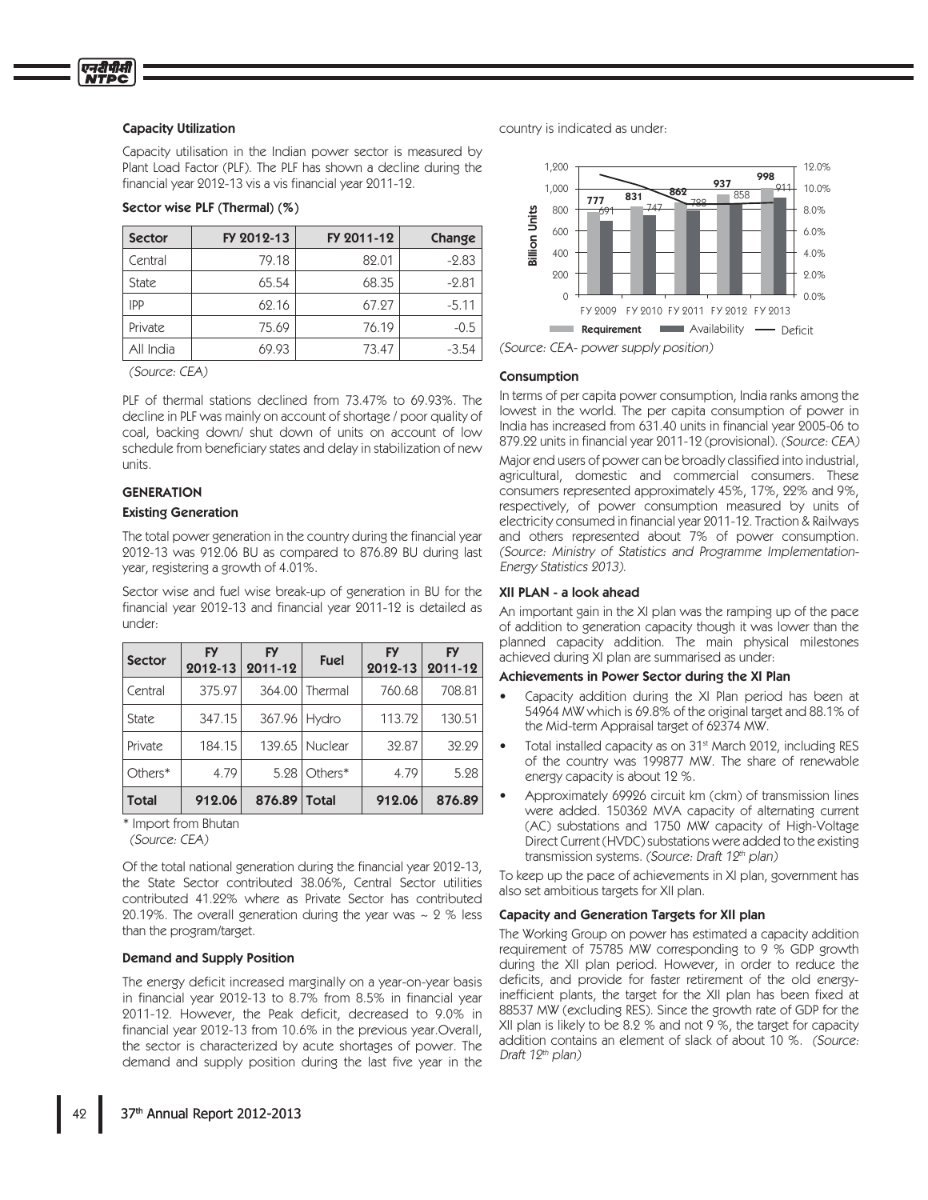### Capacity Utilization

Capacity utilisation in the Indian power sector is measured by Plant Load Factor (PLF). The PLF has shown a decline during the financial year 2012-13 vis a vis financial year 2011-12.

#### Sector wise PLF (Thermal) (%)

| Sector | FY 2012-13 | FY 2011-12 | Change |
|---|---|---|---|
| Central | 79.18 | 82.01 | -2.83 |
| State | 65.54 | 68.35 | -2.81 |
| IPP | 62.16 | 67.27 | -5.11 |
| Private | 75.69 | 76.19 | -0.5 |
| All India | 69.93 | 73.47 | -3.54 |

*(Source: CEA)*

PLF of thermal stations declined from 73.47% to 69.93%. The decline in PLF was mainly on account of shortage / poor quality of coal, backing down/ shut down of units on account of low schedule from beneficiary states and delay in stabilization of new units.

### GENERATION

#### Existing Generation

The total power generation in the country during the financial year 2012-13 was 912.06 BU as compared to 876.89 BU during last year, registering a growth of 4.01%.

Sector wise and fuel wise break-up of generation in BU for the financial year 2012-13 and financial year 2011-12 is detailed as under:

| Sector | FY 2012-13 | FY 2011-12 | Fuel | FY 2012-13 | FY 2011-12 |
|---|---|---|---|---|---|
| Central | 375.97 | 364.00 | Thermal | 760.68 | 708.81 |
| State | 347.15 | 367.96 | Hydro | 113.72 | 130.51 |
| Private | 184.15 | 139.65 | Nuclear | 32.87 | 32.29 |
| Others* | 4.79 | 5.28 | Others* | 4.79 | 5.28 |
| **Total** | **912.06** | **876.89** | **Total** | **912.06** | **876.89** |

\* Import from Bhutan

*(Source: CEA)*

Of the total national generation during the financial year 2012-13, the State Sector contributed 38.06%, Central Sector utilities contributed 41.22% where as Private Sector has contributed 20.19%. The overall generation during the year was ~ 2 % less than the program/target.

#### Demand and Supply Position

The energy deficit increased marginally on a year-on-year basis in financial year 2012-13 to 8.7% from 8.5% in financial year 2011-12. However, the Peak deficit, decreased to 9.0% in financial year 2012-13 from 10.6% in the previous year.Overall, the sector is characterized by acute shortages of power. The demand and supply position during the last five year in the country is indicated as under:

| | FY 2009 | FY 2010 | FY 2011 | FY 2012 | FY 2013 |
|---|---|---|---|---|---|
| Requirement (Billion Units) | 777 | 831 | 862 | 937 | 998 |
| Availability (Billion Units) | 691 | 747 | 788 | 858 | 911 |

*(Source: CEA- power supply position)*

#### Consumption

In terms of per capita power consumption, India ranks among the lowest in the world. The per capita consumption of power in India has increased from 631.40 units in financial year 2005-06 to 879.22 units in financial year 2011-12 (provisional). *(Source: CEA)*

Major end users of power can be broadly classified into industrial, agricultural, domestic and commercial consumers. These consumers represented approximately 45%, 17%, 22% and 9%, respectively, of power consumption measured by units of electricity consumed in financial year 2011-12. Traction & Railways and others represented about 7% of power consumption. *(Source: Ministry of Statistics and Programme Implementation-Energy Statistics 2013).*

### XII PLAN - a look ahead

An important gain in the XI plan was the ramping up of the pace of addition to generation capacity though it was lower than the planned capacity addition. The main physical milestones achieved during XI plan are summarised as under:

#### Achievements in Power Sector during the XI Plan

- Capacity addition during the XI Plan period has been at 54964 MW which is 69.8% of the original target and 88.1% of the Mid-term Appraisal target of 62374 MW.
- Total installed capacity as on 31st March 2012, including RES of the country was 199877 MW. The share of renewable energy capacity is about 12 %.
- Approximately 69926 circuit km (ckm) of transmission lines were added. 150362 MVA capacity of alternating current (AC) substations and 1750 MW capacity of High-Voltage Direct Current (HVDC) substations were added to the existing transmission systems. *(Source: Draft 12th plan)*

To keep up the pace of achievements in XI plan, government has also set ambitious targets for XII plan.

#### Capacity and Generation Targets for XII plan

The Working Group on power has estimated a capacity addition requirement of 75785 MW corresponding to 9 % GDP growth during the XII plan period. However, in order to reduce the deficits, and provide for faster retirement of the old energy-inefficient plants, the target for the XII plan has been fixed at 88537 MW (excluding RES). Since the growth rate of GDP for the XII plan is likely to be 8.2 % and not 9 %, the target for capacity addition contains an element of slack of about 10 %. *(Source: Draft 12th plan)*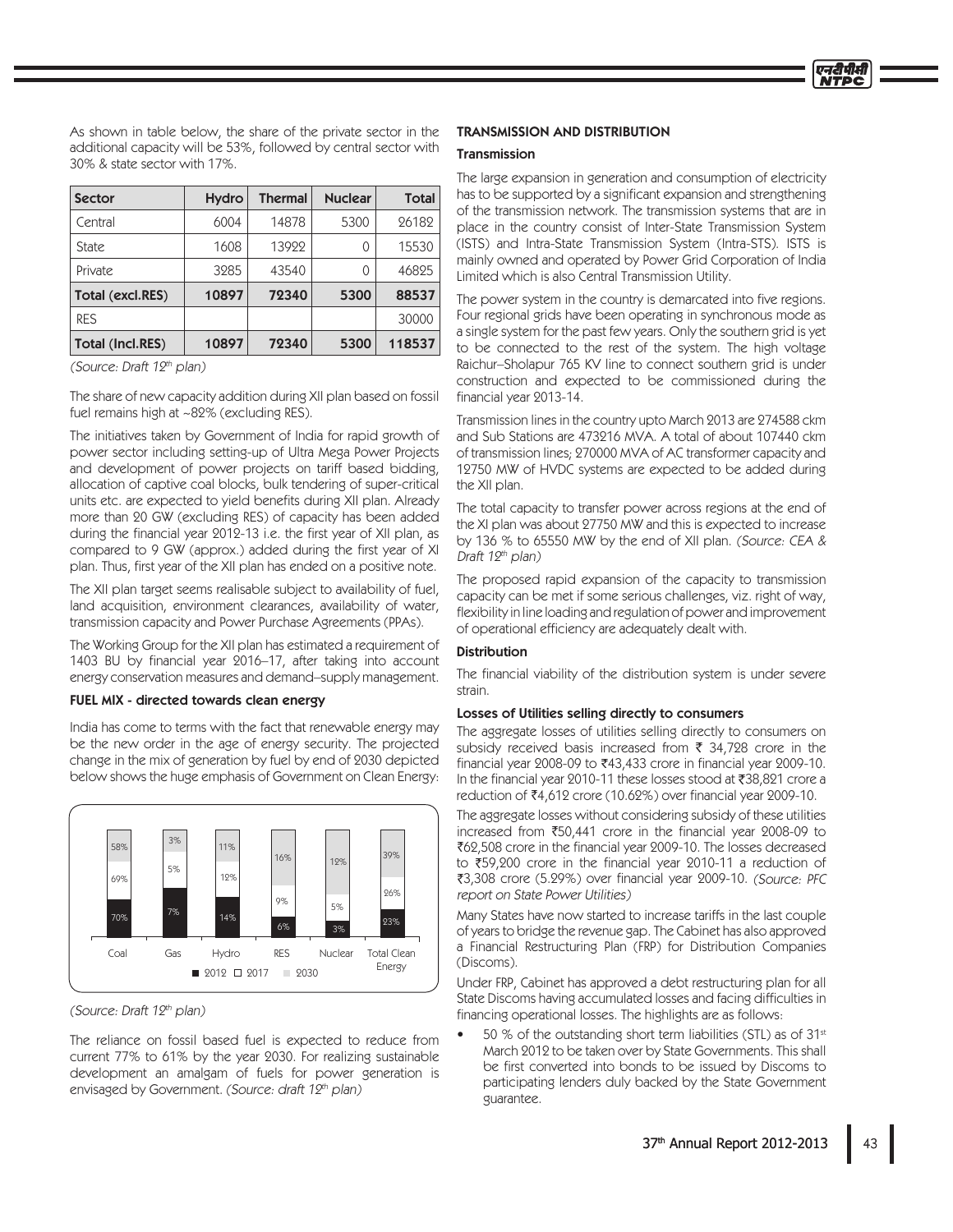As shown in table below, the share of the private sector in the additional capacity will be 53%, followed by central sector with 30% & state sector with 17%.

| Sector | Hydro | Thermal | Nuclear | Total |
|---|---|---|---|---|
| Central | 6004 | 14878 | 5300 | 26182 |
| State | 1608 | 13922 | 0 | 15530 |
| Private | 3285 | 43540 | 0 | 46825 |
| **Total (excl.RES)** | **10897** | **72340** | **5300** | **88537** |
| RES | | | | 30000 |
| **Total (Incl.RES)** | **10897** | **72340** | **5300** | **118537** |

*(Source: Draft 12th plan)*

The share of new capacity addition during XII plan based on fossil fuel remains high at ~82% (excluding RES).

The initiatives taken by Government of India for rapid growth of power sector including setting-up of Ultra Mega Power Projects and development of power projects on tariff based bidding, allocation of captive coal blocks, bulk tendering of super-critical units etc. are expected to yield benefits during XII plan. Already more than 20 GW (excluding RES) of capacity has been added during the financial year 2012-13 i.e. the first year of XII plan, as compared to 9 GW (approx.) added during the first year of XI plan. Thus, first year of the XII plan has ended on a positive note.

The XII plan target seems realisable subject to availability of fuel, land acquisition, environment clearances, availability of water, transmission capacity and Power Purchase Agreements (PPAs).

The Working Group for the XII plan has estimated a requirement of 1403 BU by financial year 2016–17, after taking into account energy conservation measures and demand–supply management.

### FUEL MIX - directed towards clean energy

India has come to terms with the fact that renewable energy may be the new order in the age of energy security. The projected change in the mix of generation by fuel by end of 2030 depicted below shows the huge emphasis of Government on Clean Energy:

| | Coal | Gas | Hydro | RES | Nuclear | Total Clean Energy |
|---|---|---|---|---|---|---|
| 2012 | 70% | 7% | 14% | 6% | 3% | 23% |
| 2017 | 69% | 5% | 12% | 9% | 5% | 26% |
| 2030 | 58% | 3% | 11% | 16% | 12% | 39% |

*(Source: Draft 12th plan)*

The reliance on fossil based fuel is expected to reduce from current 77% to 61% by the year 2030. For realizing sustainable development an amalgam of fuels for power generation is envisaged by Government. *(Source: draft 12th plan)*

## TRANSMISSION AND DISTRIBUTION

### Transmission

The large expansion in generation and consumption of electricity has to be supported by a significant expansion and strengthening of the transmission network. The transmission systems that are in place in the country consist of Inter-State Transmission System (ISTS) and Intra-State Transmission System (Intra-STS). ISTS is mainly owned and operated by Power Grid Corporation of India Limited which is also Central Transmission Utility.

The power system in the country is demarcated into five regions. Four regional grids have been operating in synchronous mode as a single system for the past few years. Only the southern grid is yet to be connected to the rest of the system. The high voltage Raichur–Sholapur 765 KV line to connect southern grid is under construction and expected to be commissioned during the financial year 2013-14.

Transmission lines in the country upto March 2013 are 274588 ckm and Sub Stations are 473216 MVA. A total of about 107440 ckm of transmission lines; 270000 MVA of AC transformer capacity and 12750 MW of HVDC systems are expected to be added during the XII plan.

The total capacity to transfer power across regions at the end of the XI plan was about 27750 MW and this is expected to increase by 136 % to 65550 MW by the end of XII plan. *(Source: CEA & Draft 12th plan)*

The proposed rapid expansion of the capacity to transmission capacity can be met if some serious challenges, viz. right of way, flexibility in line loading and regulation of power and improvement of operational efficiency are adequately dealt with.

### Distribution

The financial viability of the distribution system is under severe strain.

### Losses of Utilities selling directly to consumers

The aggregate losses of utilities selling directly to consumers on subsidy received basis increased from ₹ 34,728 crore in the financial year 2008-09 to ₹43,433 crore in financial year 2009-10. In the financial year 2010-11 these losses stood at ₹38,821 crore a reduction of ₹4,612 crore (10.62%) over financial year 2009-10.

The aggregate losses without considering subsidy of these utilities increased from ₹50,441 crore in the financial year 2008-09 to ₹62,508 crore in the financial year 2009-10. The losses decreased to ₹59,200 crore in the financial year 2010-11 a reduction of ₹3,308 crore (5.29%) over financial year 2009-10. *(Source: PFC report on State Power Utilities)*

Many States have now started to increase tariffs in the last couple of years to bridge the revenue gap. The Cabinet has also approved a Financial Restructuring Plan (FRP) for Distribution Companies (Discoms).

Under FRP, Cabinet has approved a debt restructuring plan for all State Discoms having accumulated losses and facing difficulties in financing operational losses. The highlights are as follows:

- 50 % of the outstanding short term liabilities (STL) as of 31st March 2012 to be taken over by State Governments. This shall be first converted into bonds to be issued by Discoms to participating lenders duly backed by the State Government guarantee.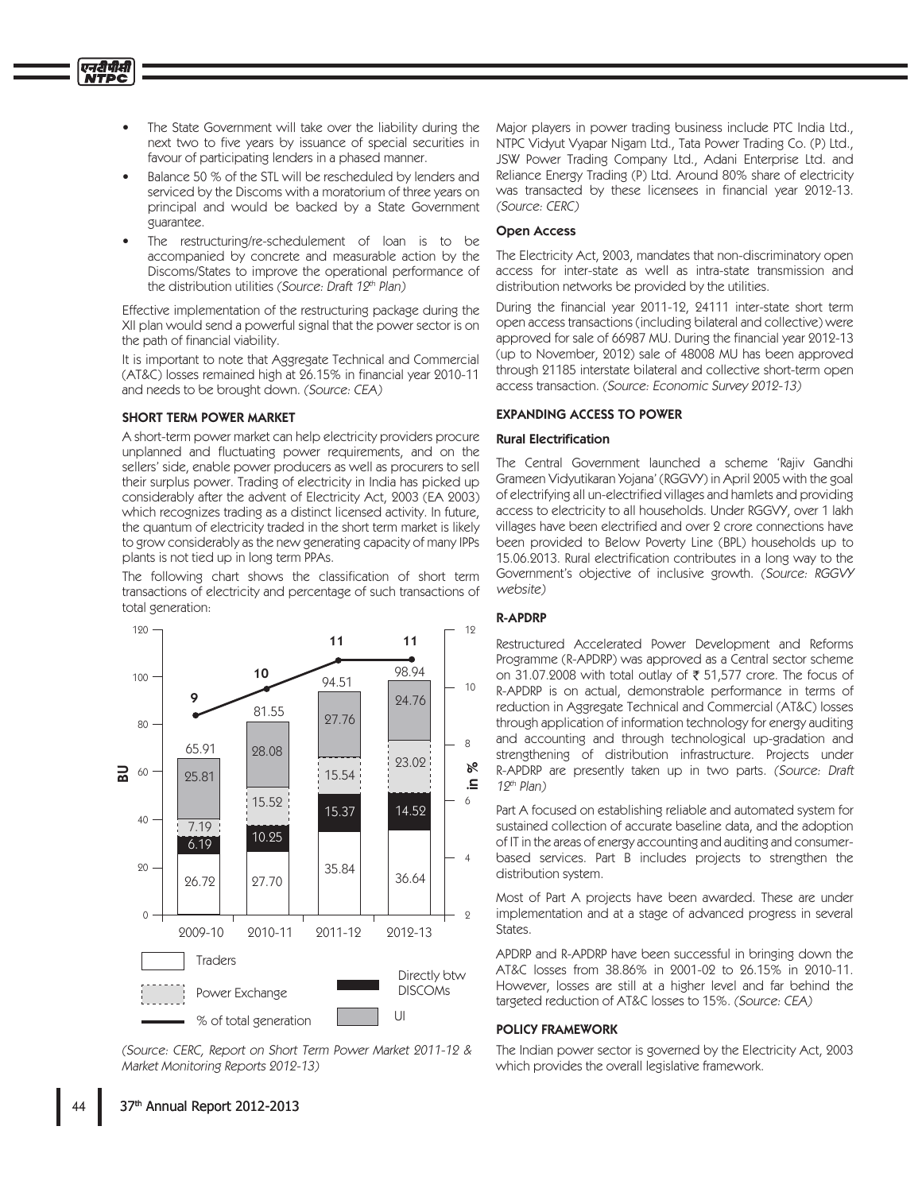- The State Government will take over the liability during the next two to five years by issuance of special securities in favour of participating lenders in a phased manner.
- Balance 50 % of the STL will be rescheduled by lenders and serviced by the Discoms with a moratorium of three years on principal and would be backed by a State Government guarantee.
- The restructuring/re-schedulement of loan is to be accompanied by concrete and measurable action by the Discoms/States to improve the operational performance of the distribution utilities *(Source: Draft 12th Plan)*

Effective implementation of the restructuring package during the XII plan would send a powerful signal that the power sector is on the path of financial viability.

It is important to note that Aggregate Technical and Commercial (AT&C) losses remained high at 26.15% in financial year 2010-11 and needs to be brought down. *(Source: CEA)*

## SHORT TERM POWER MARKET

A short-term power market can help electricity providers procure unplanned and fluctuating power requirements, and on the sellers' side, enable power producers as well as procurers to sell their surplus power. Trading of electricity in India has picked up considerably after the advent of Electricity Act, 2003 (EA 2003) which recognizes trading as a distinct licensed activity. In future, the quantum of electricity traded in the short term market is likely to grow considerably as the new generating capacity of many IPPs plants is not tied up in long term PPAs.

The following chart shows the classification of short term transactions of electricity and percentage of such transactions of total generation:

| | 2009-10 | 2010-11 | 2011-12 | 2012-13 |
|---|---|---|---|---|
| Traders (BU) | 26.72 | 27.70 | 35.84 | 36.64 |
| Directly btw DISCOMs (BU) | 6.19 | 10.25 | 15.37 | 14.52 |
| Power Exchange (BU) | 7.19 | 15.52 | 15.54 | 23.02 |
| UI (BU) | 25.81 | 28.08 | 27.76 | 24.76 |
| Total (BU) | 65.91 | 81.55 | 94.51 | 98.94 |
| % of total generation | 9 | 10 | 11 | 11 |

*(Source: CERC, Report on Short Term Power Market 2011-12 & Market Monitoring Reports 2012-13)*

Major players in power trading business include PTC India Ltd., NTPC Vidyut Vyapar Nigam Ltd., Tata Power Trading Co. (P) Ltd., JSW Power Trading Company Ltd., Adani Enterprise Ltd. and Reliance Energy Trading (P) Ltd. Around 80% share of electricity was transacted by these licensees in financial year 2012-13. *(Source: CERC)*

### Open Access

The Electricity Act, 2003, mandates that non-discriminatory open access for inter-state as well as intra-state transmission and distribution networks be provided by the utilities.

During the financial year 2011-12, 24111 inter-state short term open access transactions (including bilateral and collective) were approved for sale of 66987 MU. During the financial year 2012-13 (up to November, 2012) sale of 48008 MU has been approved through 21185 interstate bilateral and collective short-term open access transaction. *(Source: Economic Survey 2012-13)*

## EXPANDING ACCESS TO POWER

### Rural Electrification

The Central Government launched a scheme 'Rajiv Gandhi Grameen Vidyutikaran Yojana' (RGGVY) in April 2005 with the goal of electrifying all un-electrified villages and hamlets and providing access to electricity to all households. Under RGGVY, over 1 lakh villages have been electrified and over 2 crore connections have been provided to Below Poverty Line (BPL) households up to 15.06.2013. Rural electrification contributes in a long way to the Government's objective of inclusive growth. *(Source: RGGVY website)*

### R-APDRP

Restructured Accelerated Power Development and Reforms Programme (R-APDRP) was approved as a Central sector scheme on 31.07.2008 with total outlay of ₹ 51,577 crore. The focus of R-APDRP is on actual, demonstrable performance in terms of reduction in Aggregate Technical and Commercial (AT&C) losses through application of information technology for energy auditing and accounting and through technological up-gradation and strengthening of distribution infrastructure. Projects under R-APDRP are presently taken up in two parts. *(Source: Draft 12th Plan)*

Part A focused on establishing reliable and automated system for sustained collection of accurate baseline data, and the adoption of IT in the areas of energy accounting and auditing and consumer-based services. Part B includes projects to strengthen the distribution system.

Most of Part A projects have been awarded. These are under implementation and at a stage of advanced progress in several States.

APDRP and R-APDRP have been successful in bringing down the AT&C losses from 38.86% in 2001-02 to 26.15% in 2010-11. However, losses are still at a higher level and far behind the targeted reduction of AT&C losses to 15%. *(Source: CEA)*

## POLICY FRAMEWORK

The Indian power sector is governed by the Electricity Act, 2003 which provides the overall legislative framework.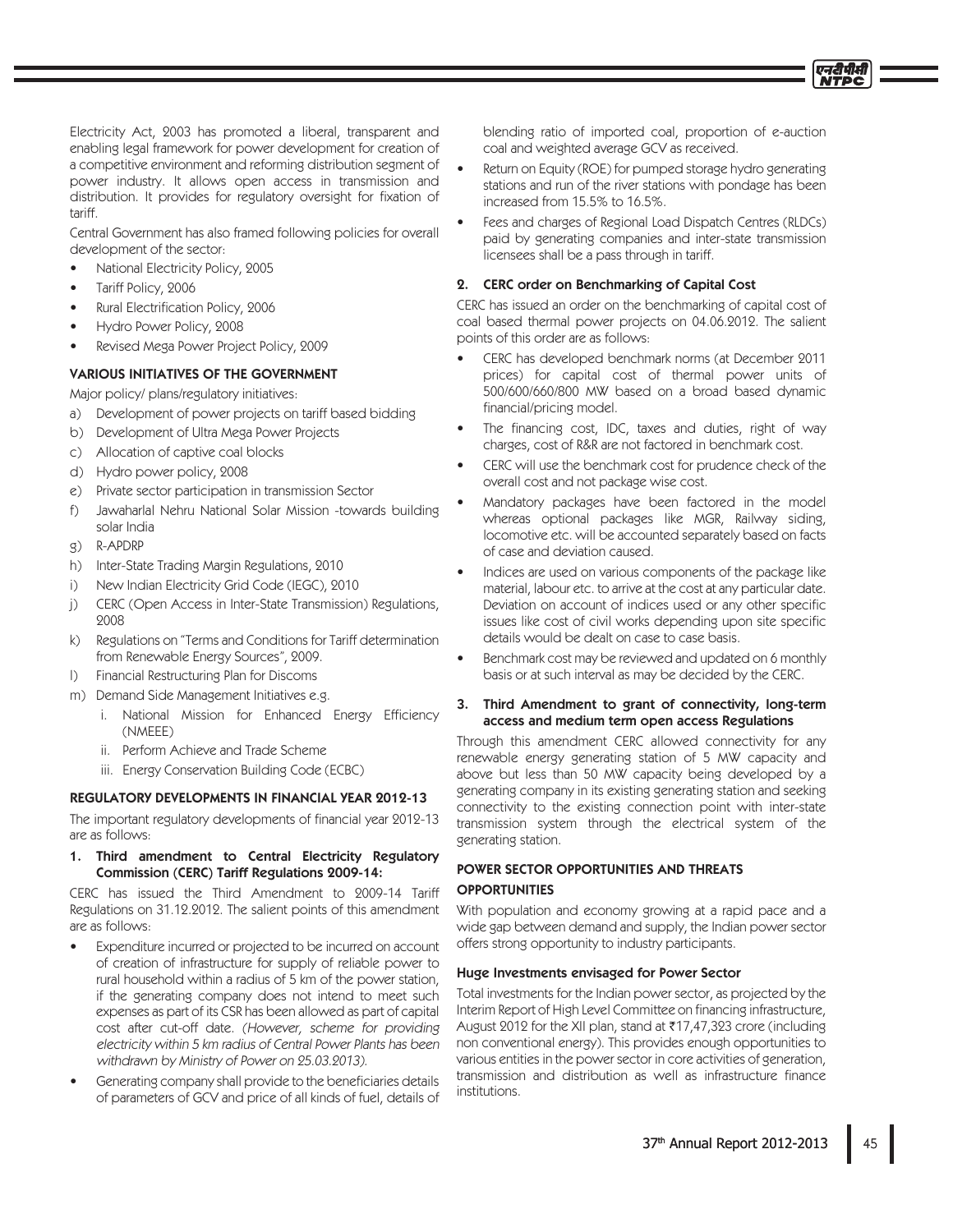Electricity Act, 2003 has promoted a liberal, transparent and enabling legal framework for power development for creation of a competitive environment and reforming distribution segment of power industry. It allows open access in transmission and distribution. It provides for regulatory oversight for fixation of tariff.

Central Government has also framed following policies for overall development of the sector:

- National Electricity Policy, 2005
- Tariff Policy, 2006
- Rural Electrification Policy, 2006
- Hydro Power Policy, 2008
- Revised Mega Power Project Policy, 2009

### VARIOUS INITIATIVES OF THE GOVERNMENT

Major policy/ plans/regulatory initiatives:

a) Development of power projects on tariff based bidding
b) Development of Ultra Mega Power Projects
c) Allocation of captive coal blocks
d) Hydro power policy, 2008
e) Private sector participation in transmission Sector
f) Jawaharlal Nehru National Solar Mission -towards building solar India
g) R-APDRP
h) Inter-State Trading Margin Regulations, 2010
i) New Indian Electricity Grid Code (IEGC), 2010
j) CERC (Open Access in Inter-State Transmission) Regulations, 2008
k) Regulations on "Terms and Conditions for Tariff determination from Renewable Energy Sources", 2009.
l) Financial Restructuring Plan for Discoms
m) Demand Side Management Initiatives e.g.
   i. National Mission for Enhanced Energy Efficiency (NMEEE)
   ii. Perform Achieve and Trade Scheme
   iii. Energy Conservation Building Code (ECBC)

### REGULATORY DEVELOPMENTS IN FINANCIAL YEAR 2012-13

The important regulatory developments of financial year 2012-13 are as follows:

**1. Third amendment to Central Electricity Regulatory Commission (CERC) Tariff Regulations 2009-14:**

CERC has issued the Third Amendment to 2009-14 Tariff Regulations on 31.12.2012. The salient points of this amendment are as follows:

- Expenditure incurred or projected to be incurred on account of creation of infrastructure for supply of reliable power to rural household within a radius of 5 km of the power station, if the generating company does not intend to meet such expenses as part of its CSR has been allowed as part of capital cost after cut-off date. *(However, scheme for providing electricity within 5 km radius of Central Power Plants has been withdrawn by Ministry of Power on 25.03.2013).*
- Generating company shall provide to the beneficiaries details of parameters of GCV and price of all kinds of fuel, details of blending ratio of imported coal, proportion of e-auction coal and weighted average GCV as received.
- Return on Equity (ROE) for pumped storage hydro generating stations and run of the river stations with pondage has been increased from 15.5% to 16.5%.
- Fees and charges of Regional Load Dispatch Centres (RLDCs) paid by generating companies and inter-state transmission licensees shall be a pass through in tariff.

**2. CERC order on Benchmarking of Capital Cost**

CERC has issued an order on the benchmarking of capital cost of coal based thermal power projects on 04.06.2012. The salient points of this order are as follows:

- CERC has developed benchmark norms (at December 2011 prices) for capital cost of thermal power units of 500/600/660/800 MW based on a broad based dynamic financial/pricing model.
- The financing cost, IDC, taxes and duties, right of way charges, cost of R&R are not factored in benchmark cost.
- CERC will use the benchmark cost for prudence check of the overall cost and not package wise cost.
- Mandatory packages have been factored in the model whereas optional packages like MGR, Railway siding, locomotive etc. will be accounted separately based on facts of case and deviation caused.
- Indices are used on various components of the package like material, labour etc. to arrive at the cost at any particular date. Deviation on account of indices used or any other specific issues like cost of civil works depending upon site specific details would be dealt on case to case basis.
- Benchmark cost may be reviewed and updated on 6 monthly basis or at such interval as may be decided by the CERC.

**3. Third Amendment to grant of connectivity, long-term access and medium term open access Regulations**

Through this amendment CERC allowed connectivity for any renewable energy generating station of 5 MW capacity and above but less than 50 MW capacity being developed by a generating company in its existing generating station and seeking connectivity to the existing connection point with inter-state transmission system through the electrical system of the generating station.

### POWER SECTOR OPPORTUNITIES AND THREATS

### OPPORTUNITIES

With population and economy growing at a rapid pace and a wide gap between demand and supply, the Indian power sector offers strong opportunity to industry participants.

**Huge Investments envisaged for Power Sector**

Total investments for the Indian power sector, as projected by the Interim Report of High Level Committee on financing infrastructure, August 2012 for the XII plan, stand at ₹17,47,323 crore (including non conventional energy). This provides enough opportunities to various entities in the power sector in core activities of generation, transmission and distribution as well as infrastructure finance institutions.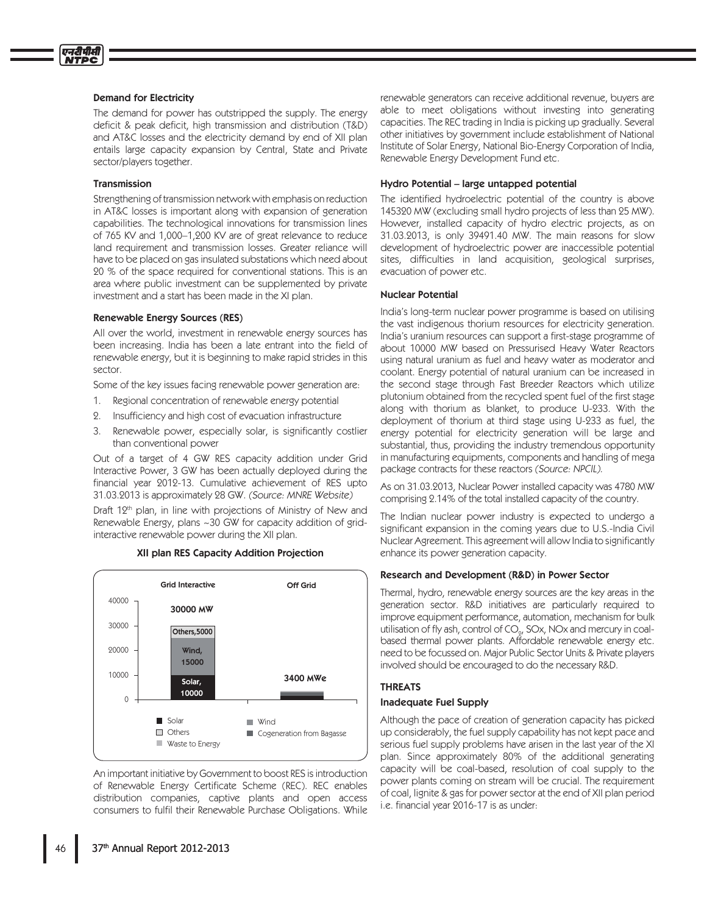### Demand for Electricity

The demand for power has outstripped the supply. The energy deficit & peak deficit, high transmission and distribution (T&D) and AT&C losses and the electricity demand by end of XII plan entails large capacity expansion by Central, State and Private sector/players together.

### Transmission

Strengthening of transmission network with emphasis on reduction in AT&C losses is important along with expansion of generation capabilities. The technological innovations for transmission lines of 765 KV and 1,000–1,200 KV are of great relevance to reduce land requirement and transmission losses. Greater reliance will have to be placed on gas insulated substations which need about 20 % of the space required for conventional stations. This is an area where public investment can be supplemented by private investment and a start has been made in the XI plan.

### Renewable Energy Sources (RES)

All over the world, investment in renewable energy sources has been increasing. India has been a late entrant into the field of renewable energy, but it is beginning to make rapid strides in this sector.

Some of the key issues facing renewable power generation are:

1. Regional concentration of renewable energy potential
2. Insufficiency and high cost of evacuation infrastructure
3. Renewable power, especially solar, is significantly costlier than conventional power

Out of a target of 4 GW RES capacity addition under Grid Interactive Power, 3 GW has been actually deployed during the financial year 2012-13. Cumulative achievement of RES upto 31.03.2013 is approximately 28 GW. *(Source: MNRE Website)*

Draft 12th plan, in line with projections of Ministry of New and Renewable Energy, plans ~30 GW for capacity addition of grid-interactive renewable power during the XII plan.

**XII plan RES Capacity Addition Projection**

| | Grid Interactive | Off Grid |
|---|---|---|
| Total | 30000 MW | 3400 MWe |
| Solar | 10000 | |
| Wind | 15000 | |
| Others | 5000 | |

Legend: Solar, Wind, Others, Cogeneration from Bagasse, Waste to Energy

An important initiative by Government to boost RES is introduction of Renewable Energy Certificate Scheme (REC). REC enables distribution companies, captive plants and open access consumers to fulfil their Renewable Purchase Obligations. While renewable generators can receive additional revenue, buyers are able to meet obligations without investing into generating capacities. The REC trading in India is picking up gradually. Several other initiatives by government include establishment of National Institute of Solar Energy, National Bio-Energy Corporation of India, Renewable Energy Development Fund etc.

### Hydro Potential – large untapped potential

The identified hydroelectric potential of the country is above 145320 MW (excluding small hydro projects of less than 25 MW). However, installed capacity of hydro electric projects, as on 31.03.2013, is only 39491.40 MW. The main reasons for slow development of hydroelectric power are inaccessible potential sites, difficulties in land acquisition, geological surprises, evacuation of power etc.

### Nuclear Potential

India's long-term nuclear power programme is based on utilising the vast indigenous thorium resources for electricity generation. India's uranium resources can support a first-stage programme of about 10000 MW based on Pressurised Heavy Water Reactors using natural uranium as fuel and heavy water as moderator and coolant. Energy potential of natural uranium can be increased in the second stage through Fast Breeder Reactors which utilize plutonium obtained from the recycled spent fuel of the first stage along with thorium as blanket, to produce U-233. With the deployment of thorium at third stage using U-233 as fuel, the energy potential for electricity generation will be large and substantial, thus, providing the industry tremendous opportunity in manufacturing equipments, components and handling of mega package contracts for these reactors *(Source: NPCIL)*.

As on 31.03.2013, Nuclear Power installed capacity was 4780 MW comprising 2.14% of the total installed capacity of the country.

The Indian nuclear power industry is expected to undergo a significant expansion in the coming years due to U.S.-India Civil Nuclear Agreement. This agreement will allow India to significantly enhance its power generation capacity.

### Research and Development (R&D) in Power Sector

Thermal, hydro, renewable energy sources are the key areas in the generation sector. R&D initiatives are particularly required to improve equipment performance, automation, mechanism for bulk utilisation of fly ash, control of $CO_2$, SOx, NOx and mercury in coal-based thermal power plants. Affordable renewable energy etc. need to be focussed on. Major Public Sector Units & Private players involved should be encouraged to do the necessary R&D.

## THREATS

### Inadequate Fuel Supply

Although the pace of creation of generation capacity has picked up considerably, the fuel supply capability has not kept pace and serious fuel supply problems have arisen in the last year of the XI plan. Since approximately 80% of the additional generating capacity will be coal-based, resolution of coal supply to the power plants coming on stream will be crucial. The requirement of coal, lignite & gas for power sector at the end of XII plan period i.e. financial year 2016-17 is as under: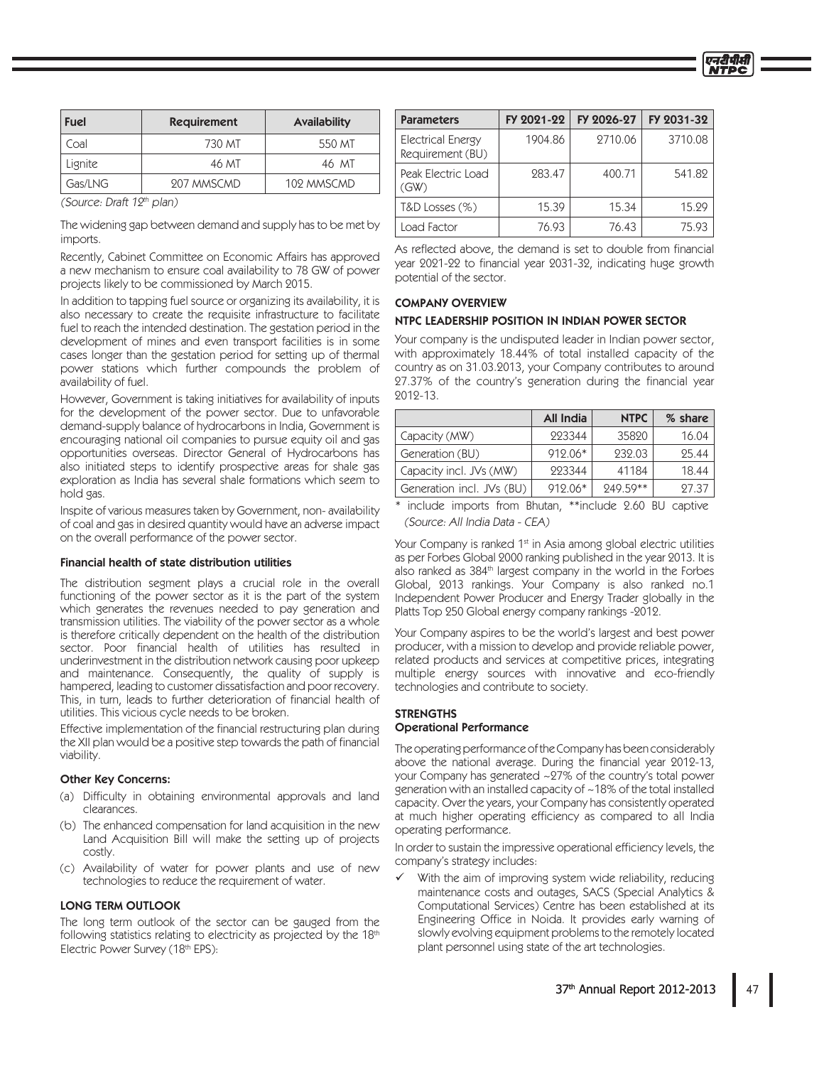| Fuel | Requirement | Availability |
|---|---|---|
| Coal | 730 MT | 550 MT |
| Lignite | 46 MT | 46 MT |
| Gas/LNG | 207 MMSCMD | 102 MMSCMD |

*(Source: Draft 12th plan)*

The widening gap between demand and supply has to be met by imports.

Recently, Cabinet Committee on Economic Affairs has approved a new mechanism to ensure coal availability to 78 GW of power projects likely to be commissioned by March 2015.

In addition to tapping fuel source or organizing its availability, it is also necessary to create the requisite infrastructure to facilitate fuel to reach the intended destination. The gestation period in the development of mines and even transport facilities is in some cases longer than the gestation period for setting up of thermal power stations which further compounds the problem of availability of fuel.

However, Government is taking initiatives for availability of inputs for the development of the power sector. Due to unfavorable demand-supply balance of hydrocarbons in India, Government is encouraging national oil companies to pursue equity oil and gas opportunities overseas. Director General of Hydrocarbons has also initiated steps to identify prospective areas for shale gas exploration as India has several shale formations which seem to hold gas.

Inspite of various measures taken by Government, non- availability of coal and gas in desired quantity would have an adverse impact on the overall performance of the power sector.

### Financial health of state distribution utilities

The distribution segment plays a crucial role in the overall functioning of the power sector as it is the part of the system which generates the revenues needed to pay generation and transmission utilities. The viability of the power sector as a whole is therefore critically dependent on the health of the distribution sector. Poor financial health of utilities has resulted in underinvestment in the distribution network causing poor upkeep and maintenance. Consequently, the quality of supply is hampered, leading to customer dissatisfaction and poor recovery. This, in turn, leads to further deterioration of financial health of utilities. This vicious cycle needs to be broken.

Effective implementation of the financial restructuring plan during the XII plan would be a positive step towards the path of financial viability.

### Other Key Concerns:

(a) Difficulty in obtaining environmental approvals and land clearances.

(b) The enhanced compensation for land acquisition in the new Land Acquisition Bill will make the setting up of projects costly.

(c) Availability of water for power plants and use of new technologies to reduce the requirement of water.

## LONG TERM OUTLOOK

The long term outlook of the sector can be gauged from the following statistics relating to electricity as projected by the 18th Electric Power Survey (18th EPS):

| Parameters | FY 2021-22 | FY 2026-27 | FY 2031-32 |
|---|---|---|---|
| Electrical Energy Requirement (BU) | 1904.86 | 2710.06 | 3710.08 |
| Peak Electric Load (GW) | 283.47 | 400.71 | 541.82 |
| T&D Losses (%) | 15.39 | 15.34 | 15.29 |
| Load Factor | 76.93 | 76.43 | 75.93 |

As reflected above, the demand is set to double from financial year 2021-22 to financial year 2031-32, indicating huge growth potential of the sector.

## COMPANY OVERVIEW

### NTPC LEADERSHIP POSITION IN INDIAN POWER SECTOR

Your company is the undisputed leader in Indian power sector, with approximately 18.44% of total installed capacity of the country as on 31.03.2013, your Company contributes to around 27.37% of the country's generation during the financial year 2012-13.

| | All India | NTPC | % share |
|---|---|---|---|
| Capacity (MW) | 223344 | 35820 | 16.04 |
| Generation (BU) | 912.06* | 232.03 | 25.44 |
| Capacity incl. JVs (MW) | 223344 | 41184 | 18.44 |
| Generation incl. JVs (BU) | 912.06* | 249.59** | 27.37 |

\* include imports from Bhutan, ** include 2.60 BU captive *(Source: All India Data - CEA)*

Your Company is ranked 1st in Asia among global electric utilities as per Forbes Global 2000 ranking published in the year 2013. It is also ranked as 384th largest company in the world in the Forbes Global, 2013 rankings. Your Company is also ranked no.1 Independent Power Producer and Energy Trader globally in the Platts Top 250 Global energy company rankings -2012.

Your Company aspires to be the world's largest and best power producer, with a mission to develop and provide reliable power, related products and services at competitive prices, integrating multiple energy sources with innovative and eco-friendly technologies and contribute to society.

## STRENGTHS

### Operational Performance

The operating performance of the Company has been considerably above the national average. During the financial year 2012-13, your Company has generated ~27% of the country's total power generation with an installed capacity of ~18% of the total installed capacity. Over the years, your Company has consistently operated at much higher operating efficiency as compared to all India operating performance.

In order to sustain the impressive operational efficiency levels, the company's strategy includes:

- ✓ With the aim of improving system wide reliability, reducing maintenance costs and outages, SACS (Special Analytics & Computational Services) Centre has been established at its Engineering Office in Noida. It provides early warning of slowly evolving equipment problems to the remotely located plant personnel using state of the art technologies.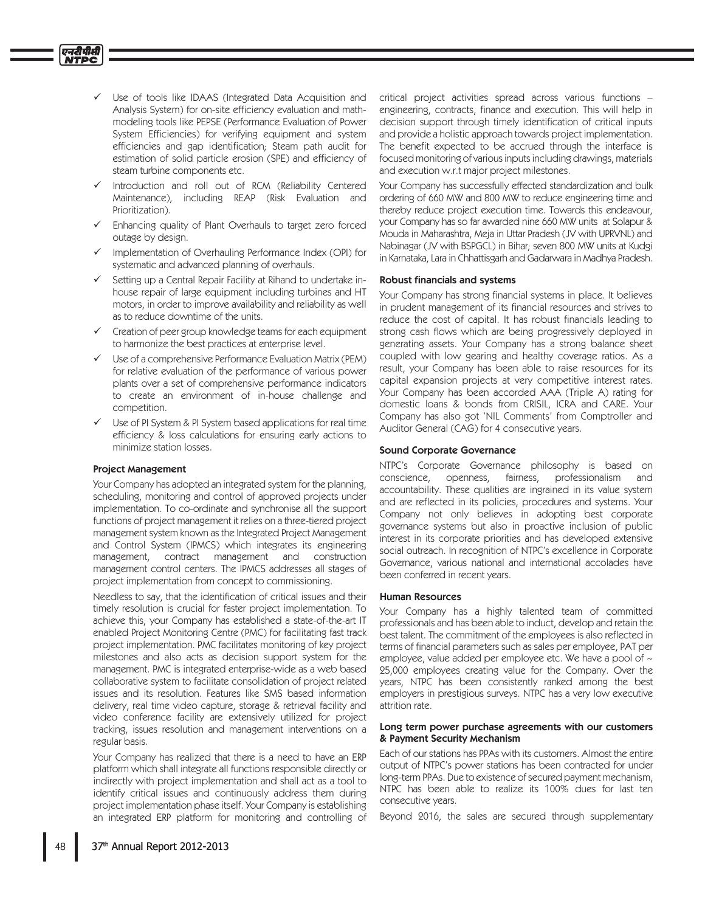- ✓ Use of tools like IDAAS (Integrated Data Acquisition and Analysis System) for on-site efficiency evaluation and math-modeling tools like PEPSE (Performance Evaluation of Power System Efficiencies) for verifying equipment and system efficiencies and gap identification; Steam path audit for estimation of solid particle erosion (SPE) and efficiency of steam turbine components etc.
- ✓ Introduction and roll out of RCM (Reliability Centered Maintenance), including REAP (Risk Evaluation and Prioritization).
- ✓ Enhancing quality of Plant Overhauls to target zero forced outage by design.
- ✓ Implementation of Overhauling Performance Index (OPI) for systematic and advanced planning of overhauls.
- ✓ Setting up a Central Repair Facility at Rihand to undertake in-house repair of large equipment including turbines and HT motors, in order to improve availability and reliability as well as to reduce downtime of the units.
- ✓ Creation of peer group knowledge teams for each equipment to harmonize the best practices at enterprise level.
- ✓ Use of a comprehensive Performance Evaluation Matrix (PEM) for relative evaluation of the performance of various power plants over a set of comprehensive performance indicators to create an environment of in-house challenge and competition.
- ✓ Use of PI System & PI System based applications for real time efficiency & loss calculations for ensuring early actions to minimize station losses.

**Project Management**

Your Company has adopted an integrated system for the planning, scheduling, monitoring and control of approved projects under implementation. To co-ordinate and synchronise all the support functions of project management it relies on a three-tiered project management system known as the Integrated Project Management and Control System (IPMCS) which integrates its engineering management, contract management and construction management control centers. The IPMCS addresses all stages of project implementation from concept to commissioning.

Needless to say, that the identification of critical issues and their timely resolution is crucial for faster project implementation. To achieve this, your Company has established a state-of-the-art IT enabled Project Monitoring Centre (PMC) for facilitating fast track project implementation. PMC facilitates monitoring of key project milestones and also acts as decision support system for the management. PMC is integrated enterprise-wide as a web based collaborative system to facilitate consolidation of project related issues and its resolution. Features like SMS based information delivery, real time video capture, storage & retrieval facility and video conference facility are extensively utilized for project tracking, issues resolution and management interventions on a regular basis.

Your Company has realized that there is a need to have an ERP platform which shall integrate all functions responsible directly or indirectly with project implementation and shall act as a tool to identify critical issues and continuously address them during project implementation phase itself. Your Company is establishing an integrated ERP platform for monitoring and controlling of critical project activities spread across various functions – engineering, contracts, finance and execution. This will help in decision support through timely identification of critical inputs and provide a holistic approach towards project implementation. The benefit expected to be accrued through the interface is focused monitoring of various inputs including drawings, materials and execution w.r.t major project milestones.

Your Company has successfully effected standardization and bulk ordering of 660 MW and 800 MW to reduce engineering time and thereby reduce project execution time. Towards this endeavour, your Company has so far awarded nine 660 MW units at Solapur & Mouda in Maharashtra, Meja in Uttar Pradesh (JV with UPRVNL) and Nabinagar (JV with BSPGCL) in Bihar; seven 800 MW units at Kudgi in Karnataka, Lara in Chhattisgarh and Gadarwara in Madhya Pradesh.

**Robust financials and systems**

Your Company has strong financial systems in place. It believes in prudent management of its financial resources and strives to reduce the cost of capital. It has robust financials leading to strong cash flows which are being progressively deployed in generating assets. Your Company has a strong balance sheet coupled with low gearing and healthy coverage ratios. As a result, your Company has been able to raise resources for its capital expansion projects at very competitive interest rates. Your Company has been accorded AAA (Triple A) rating for domestic loans & bonds from CRISIL, ICRA and CARE. Your Company has also got 'NIL Comments' from Comptroller and Auditor General (CAG) for 4 consecutive years.

**Sound Corporate Governance**

NTPC's Corporate Governance philosophy is based on conscience, openness, fairness, professionalism and accountability. These qualities are ingrained in its value system and are reflected in its policies, procedures and systems. Your Company not only believes in adopting best corporate governance systems but also in proactive inclusion of public interest in its corporate priorities and has developed extensive social outreach. In recognition of NTPC's excellence in Corporate Governance, various national and international accolades have been conferred in recent years.

**Human Resources**

Your Company has a highly talented team of committed professionals and has been able to induct, develop and retain the best talent. The commitment of the employees is also reflected in terms of financial parameters such as sales per employee, PAT per employee, value added per employee etc. We have a pool of ~ 25,000 employees creating value for the Company. Over the years, NTPC has been consistently ranked among the best employers in prestigious surveys. NTPC has a very low executive attrition rate.

**Long term power purchase agreements with our customers & Payment Security Mechanism**

Each of our stations has PPAs with its customers. Almost the entire output of NTPC's power stations has been contracted for under long-term PPAs. Due to existence of secured payment mechanism, NTPC has been able to realize its 100% dues for last ten consecutive years.

Beyond 2016, the sales are secured through supplementary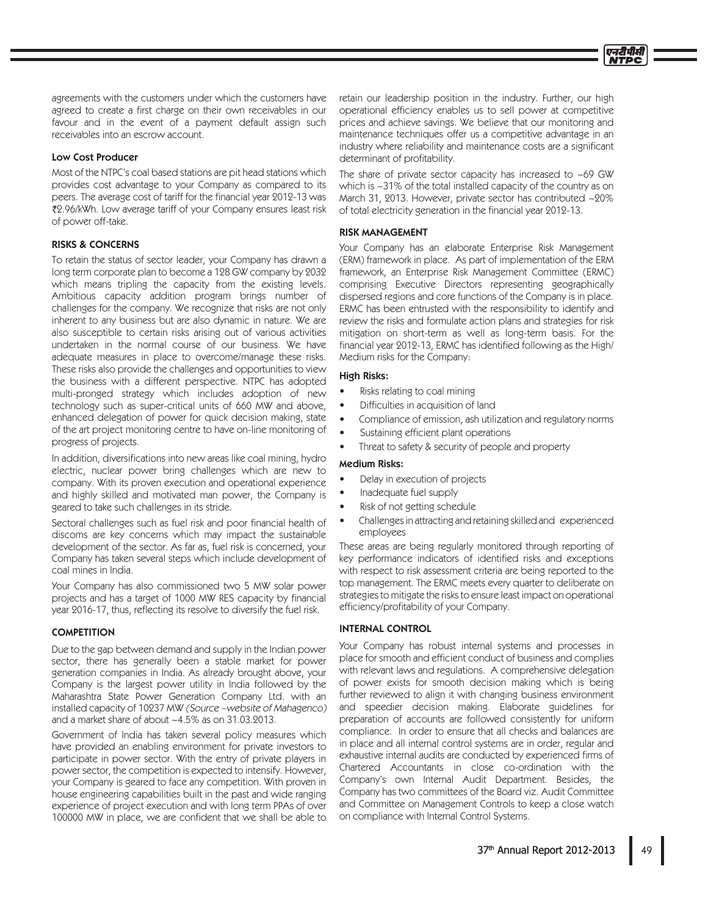agreements with the customers under which the customers have agreed to create a first charge on their own receivables in our favour and in the event of a payment default assign such receivables into an escrow account.

**Low Cost Producer**

Most of the NTPC's coal based stations are pit head stations which provides cost advantage to your Company as compared to its peers. The average cost of tariff for the financial year 2012-13 was ₹2.96/kWh. Low average tariff of your Company ensures least risk of power off-take.

## RISKS & CONCERNS

To retain the status of sector leader, your Company has drawn a long term corporate plan to become a 128 GW company by 2032 which means tripling the capacity from the existing levels. Ambitious capacity addition program brings number of challenges for the company. We recognize that risks are not only inherent to any business but are also dynamic in nature. We are also susceptible to certain risks arising out of various activities undertaken in the normal course of our business. We have adequate measures in place to overcome/manage these risks. These risks also provide the challenges and opportunities to view the business with a different perspective. NTPC has adopted multi-pronged strategy which includes adoption of new technology such as super-critical units of 660 MW and above, enhanced delegation of power for quick decision making, state of the art project monitoring centre to have on-line monitoring of progress of projects.

In addition, diversifications into new areas like coal mining, hydro electric, nuclear power bring challenges which are new to company. With its proven execution and operational experience and highly skilled and motivated man power, the Company is geared to take such challenges in its stride.

Sectoral challenges such as fuel risk and poor financial health of discoms are key concerns which may impact the sustainable development of the sector. As far as, fuel risk is concerned, your Company has taken several steps which include development of coal mines in India.

Your Company has also commissioned two 5 MW solar power projects and has a target of 1000 MW RES capacity by financial year 2016-17, thus, reflecting its resolve to diversify the fuel risk.

## COMPETITION

Due to the gap between demand and supply in the Indian power sector, there has generally been a stable market for power generation companies in India. As already brought above, your Company is the largest power utility in India followed by the Maharashtra State Power Generation Company Ltd. with an installed capacity of 10237 MW *(Source –website of Mahagenco)* and a market share of about ~4.5% as on 31.03.2013.

Government of India has taken several policy measures which have provided an enabling environment for private investors to participate in power sector. With the entry of private players in power sector, the competition is expected to intensify. However, your Company is geared to face any competition. With proven in house engineering capabilities built in the past and wide ranging experience of project execution and with long term PPAs of over 100000 MW in place, we are confident that we shall be able to retain our leadership position in the industry. Further, our high operational efficiency enables us to sell power at competitive prices and achieve savings. We believe that our monitoring and maintenance techniques offer us a competitive advantage in an industry where reliability and maintenance costs are a significant determinant of profitability.

The share of private sector capacity has increased to ~69 GW which is ~31% of the total installed capacity of the country as on March 31, 2013. However, private sector has contributed ~20% of total electricity generation in the financial year 2012-13.

## RISK MANAGEMENT

Your Company has an elaborate Enterprise Risk Management (ERM) framework in place. As part of implementation of the ERM framework, an Enterprise Risk Management Committee (ERMC) comprising Executive Directors representing geographically dispersed regions and core functions of the Company is in place. ERMC has been entrusted with the responsibility to identify and review the risks and formulate action plans and strategies for risk mitigation on short-term as well as long-term basis. For the financial year 2012-13, ERMC has identified following as the High/ Medium risks for the Company:

**High Risks:**

- Risks relating to coal mining
- Difficulties in acquisition of land
- Compliance of emission, ash utilization and regulatory norms
- Sustaining efficient plant operations
- Threat to safety & security of people and property

**Medium Risks:**

- Delay in execution of projects
- Inadequate fuel supply
- Risk of not getting schedule
- Challenges in attracting and retaining skilled and experienced employees

These areas are being regularly monitored through reporting of key performance indicators of identified risks and exceptions with respect to risk assessment criteria are being reported to the top management. The ERMC meets every quarter to deliberate on strategies to mitigate the risks to ensure least impact on operational efficiency/profitability of your Company.

## INTERNAL CONTROL

Your Company has robust internal systems and processes in place for smooth and efficient conduct of business and complies with relevant laws and regulations. A comprehensive delegation of power exists for smooth decision making which is being further reviewed to align it with changing business environment and speedier decision making. Elaborate guidelines for preparation of accounts are followed consistently for uniform compliance. In order to ensure that all checks and balances are in place and all internal control systems are in order, regular and exhaustive internal audits are conducted by experienced firms of Chartered Accountants in close co-ordination with the Company's own Internal Audit Department. Besides, the Company has two committees of the Board viz. Audit Committee and Committee on Management Controls to keep a close watch on compliance with Internal Control Systems.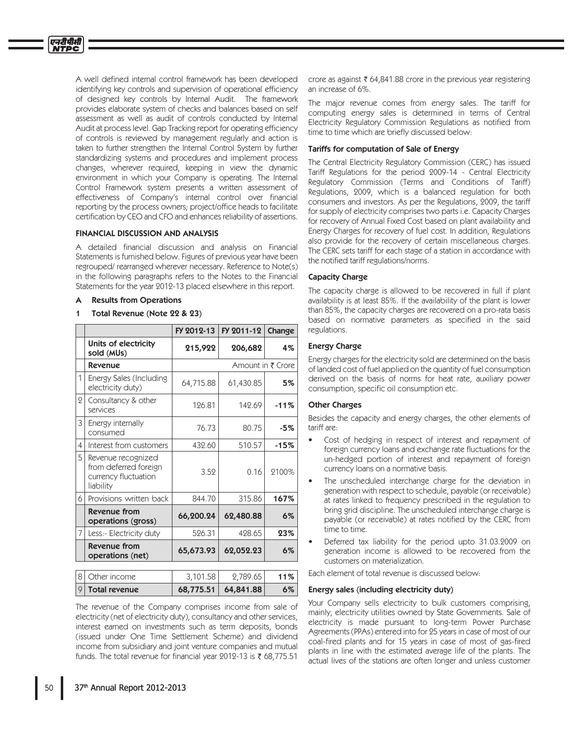A well defined internal control framework has been developed identifying key controls and supervision of operational efficiency of designed key controls by Internal Audit. The framework provides elaborate system of checks and balances based on self assessment as well as audit of controls conducted by Internal Audit at process level. Gap Tracking report for operating efficiency of controls is reviewed by management regularly and action is taken to further strengthen the Internal Control System by further standardizing systems and procedures and implement process changes, wherever required, keeping in view the dynamic environment in which your Company is operating. The Internal Control Framework system presents a written assessment of effectiveness of Company's internal control over financial reporting by the process owners; project/office heads to facilitate certification by CEO and CFO and enhances reliability of assertions.

## FINANCIAL DISCUSSION AND ANALYSIS

A detailed financial discussion and analysis on Financial Statements is furnished below. Figures of previous year have been regrouped/ rearranged wherever necessary. Reference to Note(s) in the following paragraphs refers to the Notes to the Financial Statements for the year 2012-13 placed elsewhere in this report.

### A Results from Operations

### 1 Total Revenue (Note 22 & 23)

| | | FY 2012-13 | FY 2011-12 | Change |
|---|---|---|---|---|
| | **Units of electricity sold (MUs)** | **215,922** | **206,682** | **4%** |
| | **Revenue** | Amount in ₹ Crore | | |
| 1 | Energy Sales (Including electricity duty) | 64,715.88 | 61,430.85 | **5%** |
| 2 | Consultancy & other services | 126.81 | 142.69 | **-11%** |
| 3 | Energy internally consumed | 76.73 | 80.75 | **-5%** |
| 4 | Interest from customers | 432.60 | 510.57 | **-15%** |
| 5 | Revenue recognized from deferred foreign currency fluctuation liability | 3.52 | 0.16 | 2100% |
| 6 | Provisions written back | 844.70 | 315.86 | **167%** |
| | **Revenue from operations (gross)** | **66,200.24** | **62,480.88** | **6%** |
| 7 | Less:- Electricity duty | 526.31 | 428.65 | **23%** |
| | **Revenue from operations (net)** | **65,673.93** | **62,052.23** | **6%** |
| 8 | Other income | 3,101.58 | 2,789.65 | **11%** |
| 9 | **Total revenue** | **68,775.51** | **64,841.88** | **6%** |

The revenue of the Company comprises income from sale of electricity (net of electricity duty), consultancy and other services, interest earned on investments such as term deposits, bonds (issued under One Time Settlement Scheme) and dividend income from subsidiary and joint venture companies and mutual funds. The total revenue for financial year 2012-13 is ₹ 68,775.51 crore as against ₹ 64,841.88 crore in the previous year registering an increase of 6%.

The major revenue comes from energy sales. The tariff for computing energy sales is determined in terms of Central Electricity Regulatory Commission Regulations as notified from time to time which are briefly discussed below:

#### Tariffs for computation of Sale of Energy

The Central Electricity Regulatory Commission (CERC) has issued Tariff Regulations for the period 2009-14 - Central Electricity Regulatory Commission (Terms and Conditions of Tariff) Regulations, 2009, which is a balanced regulation for both consumers and investors. As per the Regulations, 2009, the tariff for supply of electricity comprises two parts i.e. Capacity Charges for recovery of Annual Fixed Cost based on plant availability and Energy Charges for recovery of fuel cost. In addition, Regulations also provide for the recovery of certain miscellaneous charges. The CERC sets tariff for each stage of a station in accordance with the notified tariff regulations/norms.

#### Capacity Charge

The capacity charge is allowed to be recovered in full if plant availability is at least 85%. If the availability of the plant is lower than 85%, the capacity charges are recovered on a pro-rata basis based on normative parameters as specified in the said regulations.

#### Energy Charge

Energy charges for the electricity sold are determined on the basis of landed cost of fuel applied on the quantity of fuel consumption derived on the basis of norms for heat rate, auxiliary power consumption, specific oil consumption etc.

#### Other Charges

Besides the capacity and energy charges, the other elements of tariff are:

- Cost of hedging in respect of interest and repayment of foreign currency loans and exchange rate fluctuations for the un-hedged portion of interest and repayment of foreign currency loans on a normative basis.
- The unscheduled interchange charge for the deviation in generation with respect to schedule, payable (or receivable) at rates linked to frequency prescribed in the regulation to bring grid discipline. The unscheduled interchange charge is payable (or receivable) at rates notified by the CERC from time to time.
- Deferred tax liability for the period upto 31.03.2009 on generation income is allowed to be recovered from the customers on materialization.

Each element of total revenue is discussed below:

#### Energy sales (including electricity duty)

Your Company sells electricity to bulk customers comprising, mainly, electricity utilities owned by State Governments. Sale of electricity is made pursuant to long-term Power Purchase Agreements (PPAs) entered into for 25 years in case of most of our coal-fired plants and for 15 years in case of most of gas-fired plants in line with the estimated average life of the plants. The actual lives of the stations are often longer and unless customer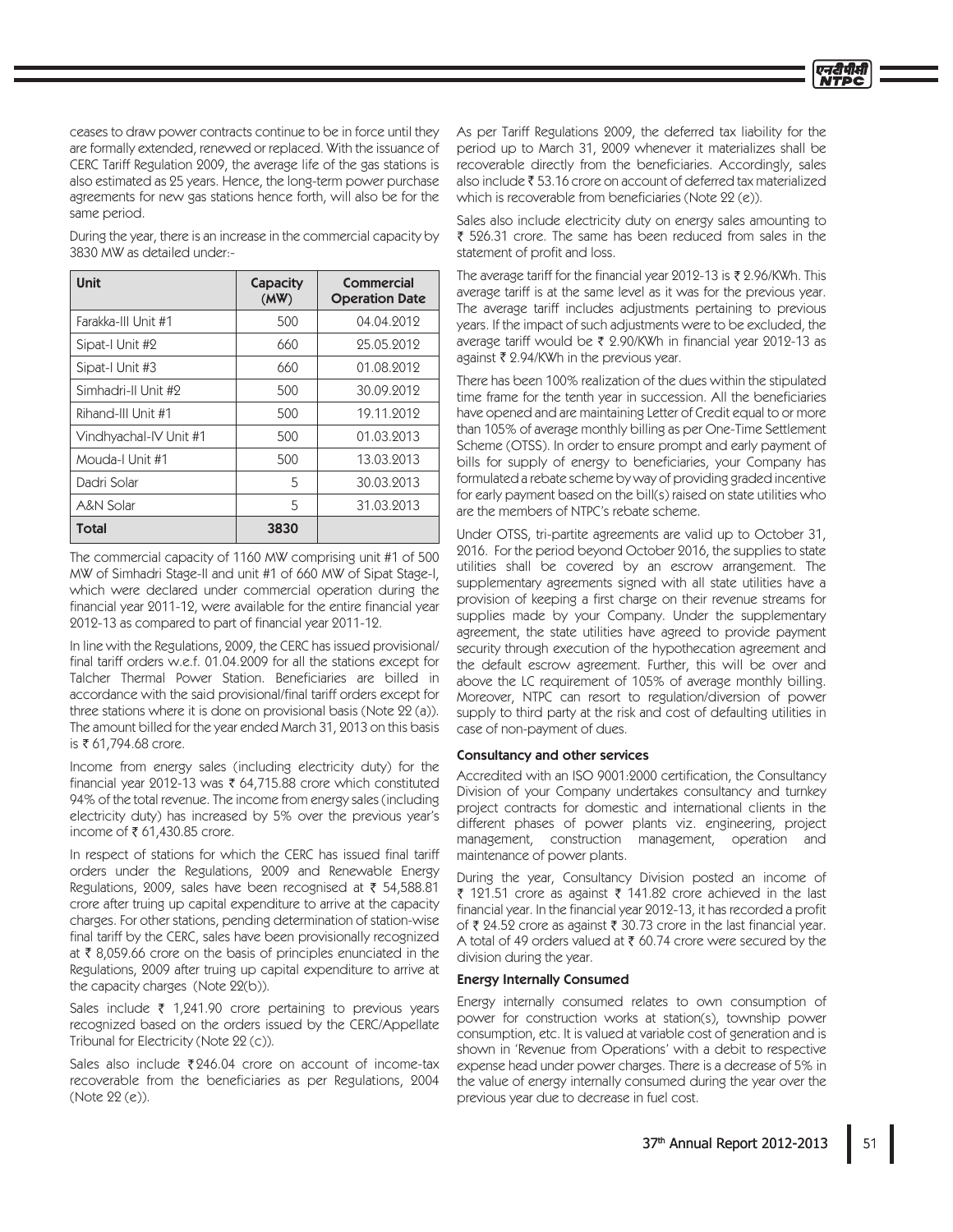ceases to draw power contracts continue to be in force until they are formally extended, renewed or replaced. With the issuance of CERC Tariff Regulation 2009, the average life of the gas stations is also estimated as 25 years. Hence, the long-term power purchase agreements for new gas stations hence forth, will also be for the same period.

During the year, there is an increase in the commercial capacity by 3830 MW as detailed under:-

| Unit | Capacity (MW) | Commercial Operation Date |
|---|---|---|
| Farakka-III Unit #1 | 500 | 04.04.2012 |
| Sipat-I Unit #2 | 660 | 25.05.2012 |
| Sipat-I Unit #3 | 660 | 01.08.2012 |
| Simhadri-II Unit #2 | 500 | 30.09.2012 |
| Rihand-III Unit #1 | 500 | 19.11.2012 |
| Vindhyachal-IV Unit #1 | 500 | 01.03.2013 |
| Mouda-I Unit #1 | 500 | 13.03.2013 |
| Dadri Solar | 5 | 30.03.2013 |
| A&N Solar | 5 | 31.03.2013 |
| **Total** | **3830** | |

The commercial capacity of 1160 MW comprising unit #1 of 500 MW of Simhadri Stage-II and unit #1 of 660 MW of Sipat Stage-I, which were declared under commercial operation during the financial year 2011-12, were available for the entire financial year 2012-13 as compared to part of financial year 2011-12.

In line with the Regulations, 2009, the CERC has issued provisional/ final tariff orders w.e.f. 01.04.2009 for all the stations except for Talcher Thermal Power Station. Beneficiaries are billed in accordance with the said provisional/final tariff orders except for three stations where it is done on provisional basis (Note 22 (a)). The amount billed for the year ended March 31, 2013 on this basis is ₹ 61,794.68 crore.

Income from energy sales (including electricity duty) for the financial year 2012-13 was ₹ 64,715.88 crore which constituted 94% of the total revenue. The income from energy sales (including electricity duty) has increased by 5% over the previous year's income of ₹ 61,430.85 crore.

In respect of stations for which the CERC has issued final tariff orders under the Regulations, 2009 and Renewable Energy Regulations, 2009, sales have been recognised at ₹ 54,588.81 crore after truing up capital expenditure to arrive at the capacity charges. For other stations, pending determination of station-wise final tariff by the CERC, sales have been provisionally recognized at ₹ 8,059.66 crore on the basis of principles enunciated in the Regulations, 2009 after truing up capital expenditure to arrive at the capacity charges (Note 22(b)).

Sales include ₹ 1,241.90 crore pertaining to previous years recognized based on the orders issued by the CERC/Appellate Tribunal for Electricity (Note 22 (c)).

Sales also include ₹246.04 crore on account of income-tax recoverable from the beneficiaries as per Regulations, 2004 (Note 22 (e)).

As per Tariff Regulations 2009, the deferred tax liability for the period up to March 31, 2009 whenever it materializes shall be recoverable directly from the beneficiaries. Accordingly, sales also include ₹ 53.16 crore on account of deferred tax materialized which is recoverable from beneficiaries (Note 22 (e)).

Sales also include electricity duty on energy sales amounting to ₹ 526.31 crore. The same has been reduced from sales in the statement of profit and loss.

The average tariff for the financial year 2012-13 is ₹ 2.96/KWh. This average tariff is at the same level as it was for the previous year. The average tariff includes adjustments pertaining to previous years. If the impact of such adjustments were to be excluded, the average tariff would be ₹ 2.90/KWh in financial year 2012-13 as against ₹ 2.94/KWh in the previous year.

There has been 100% realization of the dues within the stipulated time frame for the tenth year in succession. All the beneficiaries have opened and are maintaining Letter of Credit equal to or more than 105% of average monthly billing as per One-Time Settlement Scheme (OTSS). In order to ensure prompt and early payment of bills for supply of energy to beneficiaries, your Company has formulated a rebate scheme by way of providing graded incentive for early payment based on the bill(s) raised on state utilities who are the members of NTPC's rebate scheme.

Under OTSS, tri-partite agreements are valid up to October 31, 2016. For the period beyond October 2016, the supplies to state utilities shall be covered by an escrow arrangement. The supplementary agreements signed with all state utilities have a provision of keeping a first charge on their revenue streams for supplies made by your Company. Under the supplementary agreement, the state utilities have agreed to provide payment security through execution of the hypothecation agreement and the default escrow agreement. Further, this will be over and above the LC requirement of 105% of average monthly billing. Moreover, NTPC can resort to regulation/diversion of power supply to third party at the risk and cost of defaulting utilities in case of non-payment of dues.

#### Consultancy and other services

Accredited with an ISO 9001:2000 certification, the Consultancy Division of your Company undertakes consultancy and turnkey project contracts for domestic and international clients in the different phases of power plants viz. engineering, project management, construction management, operation and maintenance of power plants.

During the year, Consultancy Division posted an income of ₹ 121.51 crore as against ₹ 141.82 crore achieved in the last financial year. In the financial year 2012-13, it has recorded a profit of ₹ 24.52 crore as against ₹ 30.73 crore in the last financial year. A total of 49 orders valued at ₹ 60.74 crore were secured by the division during the year.

#### Energy Internally Consumed

Energy internally consumed relates to own consumption of power for construction works at station(s), township power consumption, etc. It is valued at variable cost of generation and is shown in 'Revenue from Operations' with a debit to respective expense head under power charges. There is a decrease of 5% in the value of energy internally consumed during the year over the previous year due to decrease in fuel cost.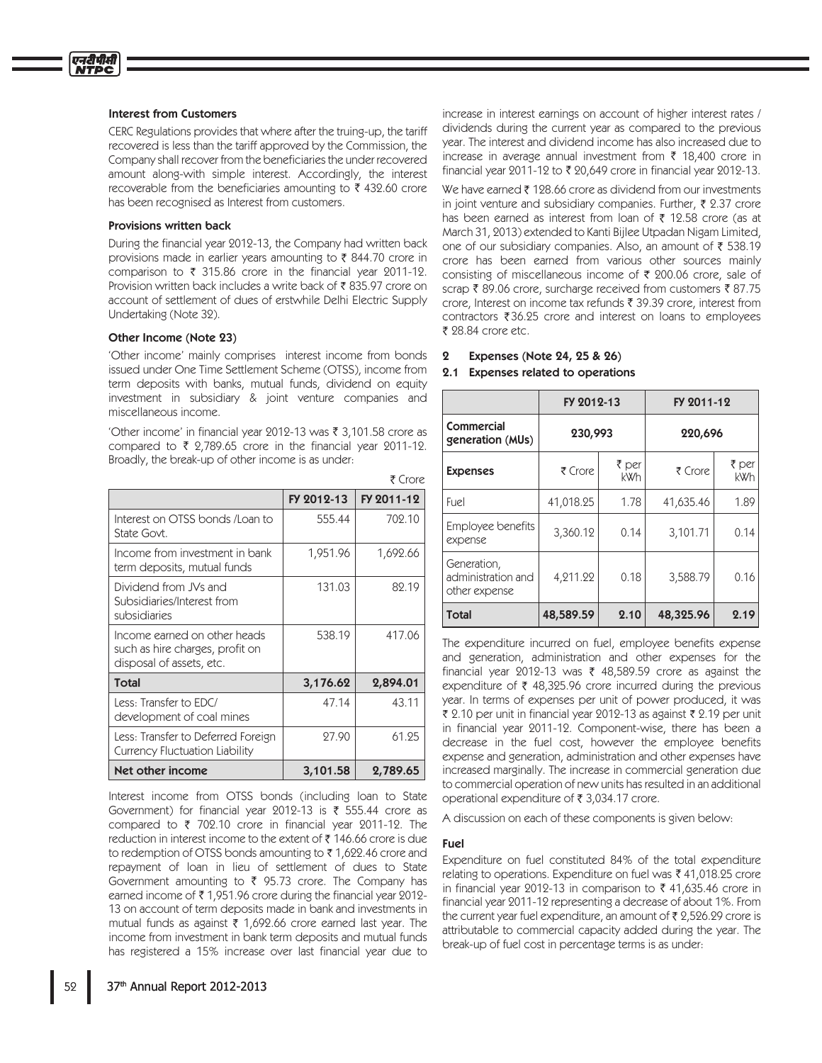### Interest from Customers

CERC Regulations provides that where after the truing-up, the tariff recovered is less than the tariff approved by the Commission, the Company shall recover from the beneficiaries the under recovered amount along-with simple interest. Accordingly, the interest recoverable from the beneficiaries amounting to ₹ 432.60 crore has been recognised as Interest from customers.

### Provisions written back

During the financial year 2012-13, the Company had written back provisions made in earlier years amounting to ₹ 844.70 crore in comparison to ₹ 315.86 crore in the financial year 2011-12. Provision written back includes a write back of ₹ 835.97 crore on account of settlement of dues of erstwhile Delhi Electric Supply Undertaking (Note 32).

### Other Income (Note 23)

'Other income' mainly comprises interest income from bonds issued under One Time Settlement Scheme (OTSS), income from term deposits with banks, mutual funds, dividend on equity investment in subsidiary & joint venture companies and miscellaneous income.

'Other income' in financial year 2012-13 was ₹ 3,101.58 crore as compared to ₹ 2,789.65 crore in the financial year 2011-12. Broadly, the break-up of other income is as under:

₹ Crore

| | FY 2012-13 | FY 2011-12 |
|---|---|---|
| Interest on OTSS bonds /Loan to State Govt. | 555.44 | 702.10 |
| Income from investment in bank term deposits, mutual funds | 1,951.96 | 1,692.66 |
| Dividend from JVs and Subsidiaries/Interest from subsidiaries | 131.03 | 82.19 |
| Income earned on other heads such as hire charges, profit on disposal of assets, etc. | 538.19 | 417.06 |
| **Total** | **3,176.62** | **2,894.01** |
| Less: Transfer to EDC/ development of coal mines | 47.14 | 43.11 |
| Less: Transfer to Deferred Foreign Currency Fluctuation Liability | 27.90 | 61.25 |
| **Net other income** | **3,101.58** | **2,789.65** |

Interest income from OTSS bonds (including loan to State Government) for financial year 2012-13 is ₹ 555.44 crore as compared to ₹ 702.10 crore in financial year 2011-12. The reduction in interest income to the extent of ₹ 146.66 crore is due to redemption of OTSS bonds amounting to ₹ 1,622.46 crore and repayment of loan in lieu of settlement of dues to State Government amounting to ₹ 95.73 crore. The Company has earned income of ₹ 1,951.96 crore during the financial year 2012-13 on account of term deposits made in bank and investments in mutual funds as against ₹ 1,692.66 crore earned last year. The income from investment in bank term deposits and mutual funds has registered a 15% increase over last financial year due to increase in interest earnings on account of higher interest rates / dividends during the current year as compared to the previous year. The interest and dividend income has also increased due to increase in average annual investment from ₹ 18,400 crore in financial year 2011-12 to ₹ 20,649 crore in financial year 2012-13.

We have earned ₹ 128.66 crore as dividend from our investments in joint venture and subsidiary companies. Further, ₹ 2.37 crore has been earned as interest from loan of ₹ 12.58 crore (as at March 31, 2013) extended to Kanti Bijlee Utpadan Nigam Limited, one of our subsidiary companies. Also, an amount of ₹ 538.19 crore has been earned from various other sources mainly consisting of miscellaneous income of ₹ 200.06 crore, sale of scrap ₹ 89.06 crore, surcharge received from customers ₹ 87.75 crore, Interest on income tax refunds ₹ 39.39 crore, interest from contractors ₹36.25 crore and interest on loans to employees ₹ 28.84 crore etc.

## 2 Expenses (Note 24, 25 & 26)

### 2.1 Expenses related to operations

| | FY 2012-13 | | FY 2011-12 | |
|---|---|---|---|---|
| **Commercial generation (MUs)** | 230,993 | | 220,696 | |
| **Expenses** | ₹ Crore | ₹ per kWh | ₹ Crore | ₹ per kWh |
| Fuel | 41,018.25 | 1.78 | 41,635.46 | 1.89 |
| Employee benefits expense | 3,360.12 | 0.14 | 3,101.71 | 0.14 |
| Generation, administration and other expense | 4,211.22 | 0.18 | 3,588.79 | 0.16 |
| **Total** | **48,589.59** | **2.10** | **48,325.96** | **2.19** |

The expenditure incurred on fuel, employee benefits expense and generation, administration and other expenses for the financial year 2012-13 was ₹ 48,589.59 crore as against the expenditure of ₹ 48,325.96 crore incurred during the previous year. In terms of expenses per unit of power produced, it was ₹ 2.10 per unit in financial year 2012-13 as against ₹ 2.19 per unit in financial year 2011-12. Component-wise, there has been a decrease in the fuel cost, however the employee benefits expense and generation, administration and other expenses have increased marginally. The increase in commercial generation due to commercial operation of new units has resulted in an additional operational expenditure of ₹ 3,034.17 crore.

A discussion on each of these components is given below:

### Fuel

Expenditure on fuel constituted 84% of the total expenditure relating to operations. Expenditure on fuel was ₹ 41,018.25 crore in financial year 2012-13 in comparison to ₹ 41,635.46 crore in financial year 2011-12 representing a decrease of about 1%. From the current year fuel expenditure, an amount of ₹ 2,526.29 crore is attributable to commercial capacity added during the year. The break-up of fuel cost in percentage terms is as under: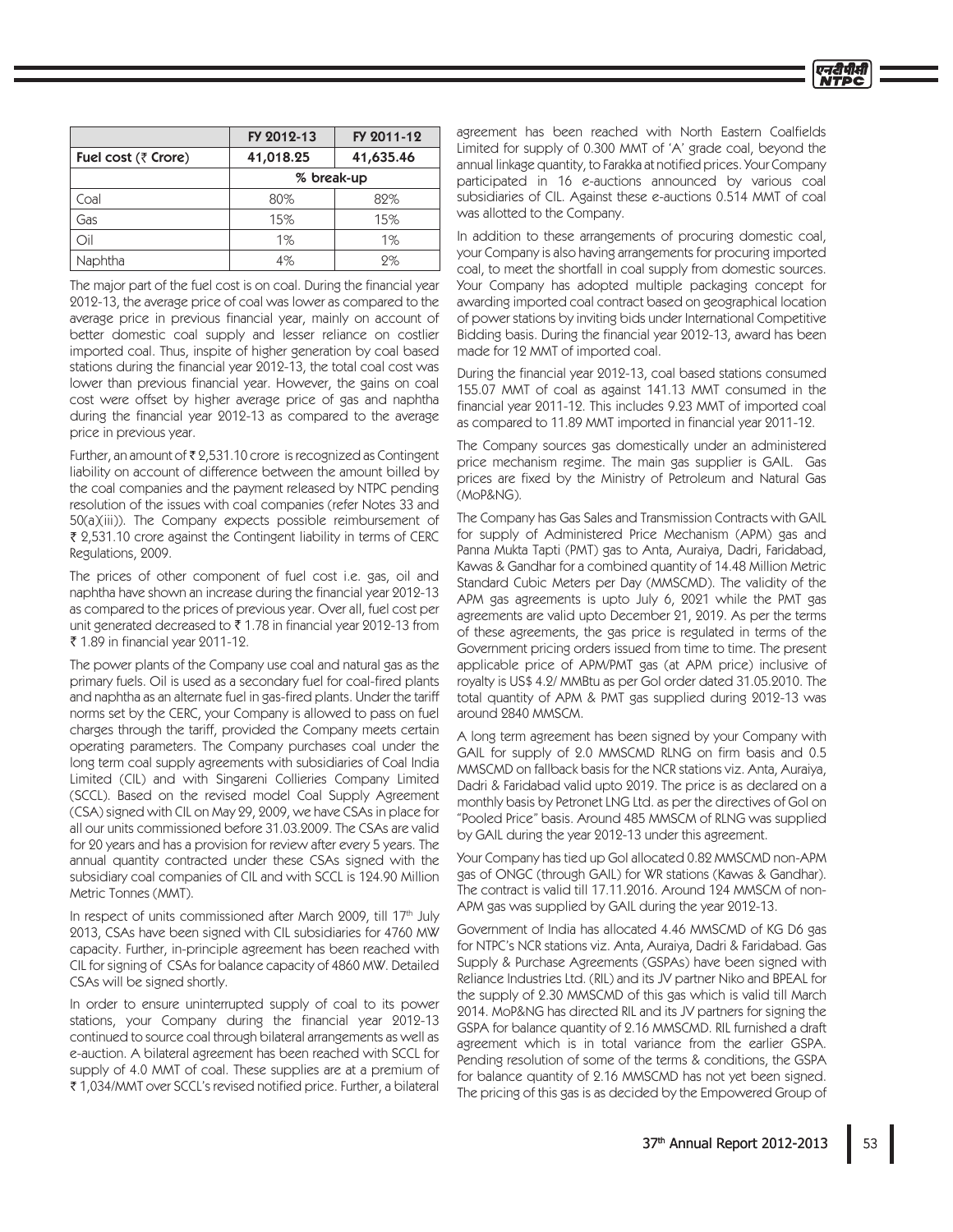| | FY 2012-13 | FY 2011-12 |
|---|---|---|
| Fuel cost (₹ Crore) | 41,018.25 | 41,635.46 |
| | % break-up | |
| Coal | 80% | 82% |
| Gas | 15% | 15% |
| Oil | 1% | 1% |
| Naphtha | 4% | 2% |

The major part of the fuel cost is on coal. During the financial year 2012-13, the average price of coal was lower as compared to the average price in previous financial year, mainly on account of better domestic coal supply and lesser reliance on costlier imported coal. Thus, inspite of higher generation by coal based stations during the financial year 2012-13, the total coal cost was lower than previous financial year. However, the gains on coal cost were offset by higher average price of gas and naphtha during the financial year 2012-13 as compared to the average price in previous year.

Further, an amount of ₹ 2,531.10 crore is recognized as Contingent liability on account of difference between the amount billed by the coal companies and the payment released by NTPC pending resolution of the issues with coal companies (refer Notes 33 and 50(a)(iii)). The Company expects possible reimbursement of ₹ 2,531.10 crore against the Contingent liability in terms of CERC Regulations, 2009.

The prices of other component of fuel cost i.e. gas, oil and naphtha have shown an increase during the financial year 2012-13 as compared to the prices of previous year. Over all, fuel cost per unit generated decreased to ₹ 1.78 in financial year 2012-13 from ₹ 1.89 in financial year 2011-12.

The power plants of the Company use coal and natural gas as the primary fuels. Oil is used as a secondary fuel for coal-fired plants and naphtha as an alternate fuel in gas-fired plants. Under the tariff norms set by the CERC, your Company is allowed to pass on fuel charges through the tariff, provided the Company meets certain operating parameters. The Company purchases coal under the long term coal supply agreements with subsidiaries of Coal India Limited (CIL) and with Singareni Collieries Company Limited (SCCL). Based on the revised model Coal Supply Agreement (CSA) signed with CIL on May 29, 2009, we have CSAs in place for all our units commissioned before 31.03.2009. The CSAs are valid for 20 years and has a provision for review after every 5 years. The annual quantity contracted under these CSAs signed with the subsidiary coal companies of CIL and with SCCL is 124.90 Million Metric Tonnes (MMT).

In respect of units commissioned after March 2009, till 17th July 2013, CSAs have been signed with CIL subsidiaries for 4760 MW capacity. Further, in-principle agreement has been reached with CIL for signing of CSAs for balance capacity of 4860 MW. Detailed CSAs will be signed shortly.

In order to ensure uninterrupted supply of coal to its power stations, your Company during the financial year 2012-13 continued to source coal through bilateral arrangements as well as e-auction. A bilateral agreement has been reached with SCCL for supply of 4.0 MMT of coal. These supplies are at a premium of ₹ 1,034/MMT over SCCL's revised notified price. Further, a bilateral agreement has been reached with North Eastern Coalfields Limited for supply of 0.300 MMT of 'A' grade coal, beyond the annual linkage quantity, to Farakka at notified prices. Your Company participated in 16 e-auctions announced by various coal subsidiaries of CIL. Against these e-auctions 0.514 MMT of coal was allotted to the Company.

In addition to these arrangements of procuring domestic coal, your Company is also having arrangements for procuring imported coal, to meet the shortfall in coal supply from domestic sources. Your Company has adopted multiple packaging concept for awarding imported coal contract based on geographical location of power stations by inviting bids under International Competitive Bidding basis. During the financial year 2012-13, award has been made for 12 MMT of imported coal.

During the financial year 2012-13, coal based stations consumed 155.07 MMT of coal as against 141.13 MMT consumed in the financial year 2011-12. This includes 9.23 MMT of imported coal as compared to 11.89 MMT imported in financial year 2011-12.

The Company sources gas domestically under an administered price mechanism regime. The main gas supplier is GAIL. Gas prices are fixed by the Ministry of Petroleum and Natural Gas (MoP&NG).

The Company has Gas Sales and Transmission Contracts with GAIL for supply of Administered Price Mechanism (APM) gas and Panna Mukta Tapti (PMT) gas to Anta, Auraiya, Dadri, Faridabad, Kawas & Gandhar for a combined quantity of 14.48 Million Metric Standard Cubic Meters per Day (MMSCMD). The validity of the APM gas agreements is upto July 6, 2021 while the PMT gas agreements are valid upto December 21, 2019. As per the terms of these agreements, the gas price is regulated in terms of the Government pricing orders issued from time to time. The present applicable price of APM/PMT gas (at APM price) inclusive of royalty is US$ 4.2/ MMBtu as per GoI order dated 31.05.2010. The total quantity of APM & PMT gas supplied during 2012-13 was around 2840 MMSCM.

A long term agreement has been signed by your Company with GAIL for supply of 2.0 MMSCMD RLNG on firm basis and 0.5 MMSCMD on fallback basis for the NCR stations viz. Anta, Auraiya, Dadri & Faridabad valid upto 2019. The price is as declared on a monthly basis by Petronet LNG Ltd. as per the directives of GoI on "Pooled Price" basis. Around 485 MMSCM of RLNG was supplied by GAIL during the year 2012-13 under this agreement.

Your Company has tied up GoI allocated 0.82 MMSCMD non-APM gas of ONGC (through GAIL) for WR stations (Kawas & Gandhar). The contract is valid till 17.11.2016. Around 124 MMSCM of non-APM gas was supplied by GAIL during the year 2012-13.

Government of India has allocated 4.46 MMSCMD of KG D6 gas for NTPC's NCR stations viz. Anta, Auraiya, Dadri & Faridabad. Gas Supply & Purchase Agreements (GSPAs) have been signed with Reliance Industries Ltd. (RIL) and its JV partner Niko and BPEAL for the supply of 2.30 MMSCMD of this gas which is valid till March 2014. MoP&NG has directed RIL and its JV partners for signing the GSPA for balance quantity of 2.16 MMSCMD. RIL furnished a draft agreement which is in total variance from the earlier GSPA. Pending resolution of some of the terms & conditions, the GSPA for balance quantity of 2.16 MMSCMD has not yet been signed. The pricing of this gas is as decided by the Empowered Group of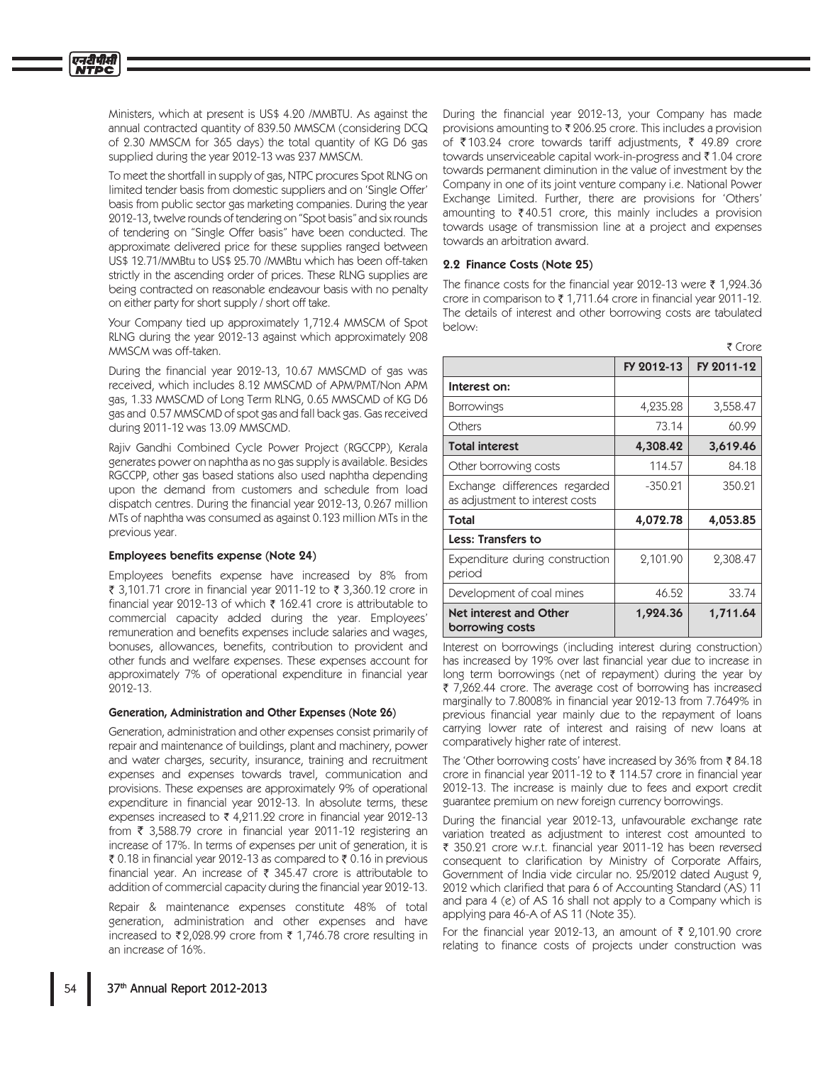Ministers, which at present is US$ 4.20 /MMBTU. As against the annual contracted quantity of 839.50 MMSCM (considering DCQ of 2.30 MMSCM for 365 days) the total quantity of KG D6 gas supplied during the year 2012-13 was 237 MMSCM.

To meet the shortfall in supply of gas, NTPC procures Spot RLNG on limited tender basis from domestic suppliers and on 'Single Offer' basis from public sector gas marketing companies. During the year 2012-13, twelve rounds of tendering on "Spot basis" and six rounds of tendering on "Single Offer basis" have been conducted. The approximate delivered price for these supplies ranged between US$ 12.71/MMBtu to US$ 25.70 /MMBtu which has been off-taken strictly in the ascending order of prices. These RLNG supplies are being contracted on reasonable endeavour basis with no penalty on either party for short supply / short off take.

Your Company tied up approximately 1,712.4 MMSCM of Spot RLNG during the year 2012-13 against which approximately 208 MMSCM was off-taken.

During the financial year 2012-13, 10.67 MMSCMD of gas was received, which includes 8.12 MMSCMD of APM/PMT/Non APM gas, 1.33 MMSCMD of Long Term RLNG, 0.65 MMSCMD of KG D6 gas and 0.57 MMSCMD of spot gas and fall back gas. Gas received during 2011-12 was 13.09 MMSCMD.

Rajiv Gandhi Combined Cycle Power Project (RGCCPP), Kerala generates power on naphtha as no gas supply is available. Besides RGCCPP, other gas based stations also used naphtha depending upon the demand from customers and schedule from load dispatch centres. During the financial year 2012-13, 0.267 million MTs of naphtha was consumed as against 0.123 million MTs in the previous year.

### Employees benefits expense (Note 24)

Employees benefits expense have increased by 8% from ₹ 3,101.71 crore in financial year 2011-12 to ₹ 3,360.12 crore in financial year 2012-13 of which ₹ 162.41 crore is attributable to commercial capacity added during the year. Employees' remuneration and benefits expenses include salaries and wages, bonuses, allowances, benefits, contribution to provident and other funds and welfare expenses. These expenses account for approximately 7% of operational expenditure in financial year 2012-13.

### Generation, Administration and Other Expenses (Note 26)

Generation, administration and other expenses consist primarily of repair and maintenance of buildings, plant and machinery, power and water charges, security, insurance, training and recruitment expenses and expenses towards travel, communication and provisions. These expenses are approximately 9% of operational expenditure in financial year 2012-13. In absolute terms, these expenses increased to ₹ 4,211.22 crore in financial year 2012-13 from ₹ 3,588.79 crore in financial year 2011-12 registering an increase of 17%. In terms of expenses per unit of generation, it is ₹ 0.18 in financial year 2012-13 as compared to ₹ 0.16 in previous financial year. An increase of ₹ 345.47 crore is attributable to addition of commercial capacity during the financial year 2012-13.

Repair & maintenance expenses constitute 48% of total generation, administration and other expenses and have increased to ₹2,028.99 crore from ₹ 1,746.78 crore resulting in an increase of 16%.

During the financial year 2012-13, your Company has made provisions amounting to ₹ 206.25 crore. This includes a provision of ₹103.24 crore towards tariff adjustments, ₹ 49.89 crore towards unserviceable capital work-in-progress and ₹1.04 crore towards permanent diminution in the value of investment by the Company in one of its joint venture company i.e. National Power Exchange Limited. Further, there are provisions for 'Others' amounting to ₹40.51 crore, this mainly includes a provision towards usage of transmission line at a project and expenses towards an arbitration award.

### 2.2 Finance Costs (Note 25)

The finance costs for the financial year 2012-13 were ₹ 1,924.36 crore in comparison to ₹ 1,711.64 crore in financial year 2011-12. The details of interest and other borrowing costs are tabulated below:

₹ Crore

| | FY 2012-13 | FY 2011-12 |
|---|---|---|
| **Interest on:** | | |
| Borrowings | 4,235.28 | 3,558.47 |
| Others | 73.14 | 60.99 |
| **Total interest** | **4,308.42** | **3,619.46** |
| Other borrowing costs | 114.57 | 84.18 |
| Exchange differences regarded as adjustment to interest costs | -350.21 | 350.21 |
| **Total** | **4,072.78** | **4,053.85** |
| **Less: Transfers to** | | |
| Expenditure during construction period | 2,101.90 | 2,308.47 |
| Development of coal mines | 46.52 | 33.74 |
| **Net interest and Other borrowing costs** | **1,924.36** | **1,711.64** |

Interest on borrowings (including interest during construction) has increased by 19% over last financial year due to increase in long term borrowings (net of repayment) during the year by ₹ 7,262.44 crore. The average cost of borrowing has increased marginally to 7.8008% in financial year 2012-13 from 7.7649% in previous financial year mainly due to the repayment of loans carrying lower rate of interest and raising of new loans at comparatively higher rate of interest.

The 'Other borrowing costs' have increased by 36% from ₹ 84.18 crore in financial year 2011-12 to ₹ 114.57 crore in financial year 2012-13. The increase is mainly due to fees and export credit guarantee premium on new foreign currency borrowings.

During the financial year 2012-13, unfavourable exchange rate variation treated as adjustment to interest cost amounted to ₹ 350.21 crore w.r.t. financial year 2011-12 has been reversed consequent to clarification by Ministry of Corporate Affairs, Government of India vide circular no. 25/2012 dated August 9, 2012 which clarified that para 6 of Accounting Standard (AS) 11 and para 4 (e) of AS 16 shall not apply to a Company which is applying para 46-A of AS 11 (Note 35).

For the financial year 2012-13, an amount of ₹ 2,101.90 crore relating to finance costs of projects under construction was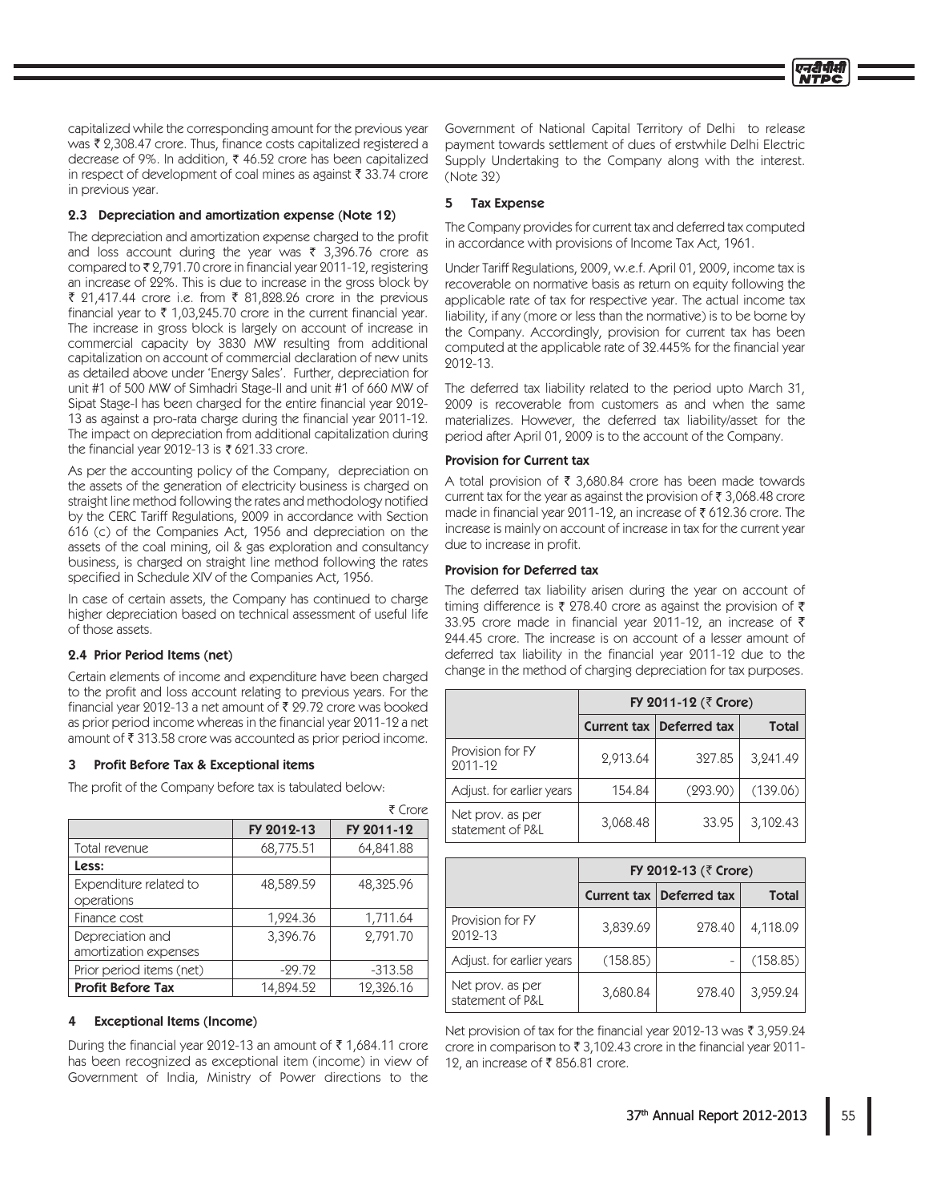capitalized while the corresponding amount for the previous year was ₹ 2,308.47 crore. Thus, finance costs capitalized registered a decrease of 9%. In addition, ₹ 46.52 crore has been capitalized in respect of development of coal mines as against ₹ 33.74 crore in previous year.

### 2.3 Depreciation and amortization expense (Note 12)

The depreciation and amortization expense charged to the profit and loss account during the year was ₹ 3,396.76 crore as compared to ₹ 2,791.70 crore in financial year 2011-12, registering an increase of 22%. This is due to increase in the gross block by ₹ 21,417.44 crore i.e. from ₹ 81,828.26 crore in the previous financial year to ₹ 1,03,245.70 crore in the current financial year. The increase in gross block is largely on account of increase in commercial capacity by 3830 MW resulting from additional capitalization on account of commercial declaration of new units as detailed above under 'Energy Sales'. Further, depreciation for unit #1 of 500 MW of Simhadri Stage-II and unit #1 of 660 MW of Sipat Stage-I has been charged for the entire financial year 2012-13 as against a pro-rata charge during the financial year 2011-12. The impact on depreciation from additional capitalization during the financial year 2012-13 is ₹ 621.33 crore.

As per the accounting policy of the Company, depreciation on the assets of the generation of electricity business is charged on straight line method following the rates and methodology notified by the CERC Tariff Regulations, 2009 in accordance with Section 616 (c) of the Companies Act, 1956 and depreciation on the assets of the coal mining, oil & gas exploration and consultancy business, is charged on straight line method following the rates specified in Schedule XIV of the Companies Act, 1956.

In case of certain assets, the Company has continued to charge higher depreciation based on technical assessment of useful life of those assets.

### 2.4 Prior Period Items (net)

Certain elements of income and expenditure have been charged to the profit and loss account relating to previous years. For the financial year 2012-13 a net amount of ₹ 29.72 crore was booked as prior period income whereas in the financial year 2011-12 a net amount of ₹ 313.58 crore was accounted as prior period income.

## 3 Profit Before Tax & Exceptional items

The profit of the Company before tax is tabulated below:

₹ Crore

| | FY 2012-13 | FY 2011-12 |
|---|---|---|
| Total revenue | 68,775.51 | 64,841.88 |
| **Less:** | | |
| Expenditure related to operations | 48,589.59 | 48,325.96 |
| Finance cost | 1,924.36 | 1,711.64 |
| Depreciation and amortization expenses | 3,396.76 | 2,791.70 |
| Prior period items (net) | -29.72 | -313.58 |
| **Profit Before Tax** | 14,894.52 | 12,326.16 |

## 4 Exceptional Items (Income)

During the financial year 2012-13 an amount of ₹ 1,684.11 crore has been recognized as exceptional item (income) in view of Government of India, Ministry of Power directions to the Government of National Capital Territory of Delhi to release payment towards settlement of dues of erstwhile Delhi Electric Supply Undertaking to the Company along with the interest. (Note 32)

## 5 Tax Expense

The Company provides for current tax and deferred tax computed in accordance with provisions of Income Tax Act, 1961.

Under Tariff Regulations, 2009, w.e.f. April 01, 2009, income tax is recoverable on normative basis as return on equity following the applicable rate of tax for respective year. The actual income tax liability, if any (more or less than the normative) is to be borne by the Company. Accordingly, provision for current tax has been computed at the applicable rate of 32.445% for the financial year 2012-13.

The deferred tax liability related to the period upto March 31, 2009 is recoverable from customers as and when the same materializes. However, the deferred tax liability/asset for the period after April 01, 2009 is to the account of the Company.

**Provision for Current tax**

A total provision of ₹ 3,680.84 crore has been made towards current tax for the year as against the provision of ₹ 3,068.48 crore made in financial year 2011-12, an increase of ₹ 612.36 crore. The increase is mainly on account of increase in tax for the current year due to increase in profit.

**Provision for Deferred tax**

The deferred tax liability arisen during the year on account of timing difference is ₹ 278.40 crore as against the provision of ₹ 33.95 crore made in financial year 2011-12, an increase of ₹ 244.45 crore. The increase is on account of a lesser amount of deferred tax liability in the financial year 2011-12 due to the change in the method of charging depreciation for tax purposes.

| | FY 2011-12 (₹ Crore) | | |
|---|---|---|---|
| | **Current tax** | **Deferred tax** | **Total** |
| Provision for FY 2011-12 | 2,913.64 | 327.85 | 3,241.49 |
| Adjust. for earlier years | 154.84 | (293.90) | (139.06) |
| Net prov. as per statement of P&L | 3,068.48 | 33.95 | 3,102.43 |

| | FY 2012-13 (₹ Crore) | | |
|---|---|---|---|
| | **Current tax** | **Deferred tax** | **Total** |
| Provision for FY 2012-13 | 3,839.69 | 278.40 | 4,118.09 |
| Adjust. for earlier years | (158.85) | - | (158.85) |
| Net prov. as per statement of P&L | 3,680.84 | 278.40 | 3,959.24 |

Net provision of tax for the financial year 2012-13 was ₹ 3,959.24 crore in comparison to ₹ 3,102.43 crore in the financial year 2011-12, an increase of ₹ 856.81 crore.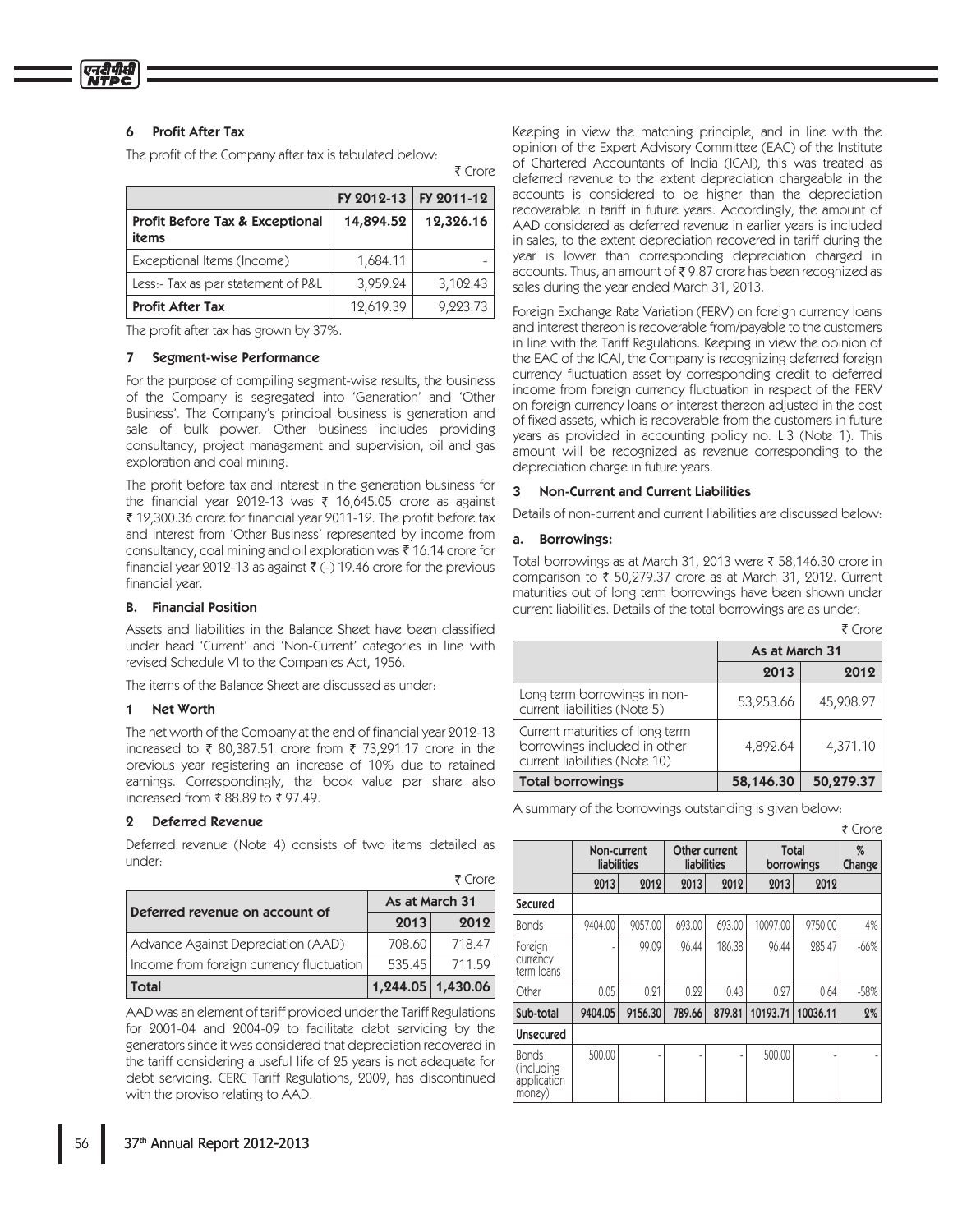## 6 Profit After Tax

The profit of the Company after tax is tabulated below:

₹ Crore

| | FY 2012-13 | FY 2011-12 |
|---|---|---|
| **Profit Before Tax & Exceptional items** | **14,894.52** | **12,326.16** |
| Exceptional Items (Income) | 1,684.11 | - |
| Less:- Tax as per statement of P&L | 3,959.24 | 3,102.43 |
| **Profit After Tax** | 12,619.39 | 9,223.73 |

The profit after tax has grown by 37%.

## 7 Segment-wise Performance

For the purpose of compiling segment-wise results, the business of the Company is segregated into 'Generation' and 'Other Business'. The Company's principal business is generation and sale of bulk power. Other business includes providing consultancy, project management and supervision, oil and gas exploration and coal mining.

The profit before tax and interest in the generation business for the financial year 2012-13 was ₹ 16,645.05 crore as against ₹ 12,300.36 crore for financial year 2011-12. The profit before tax and interest from 'Other Business' represented by income from consultancy, coal mining and oil exploration was ₹ 16.14 crore for financial year 2012-13 as against ₹ (-) 19.46 crore for the previous financial year.

## B. Financial Position

Assets and liabilities in the Balance Sheet have been classified under head 'Current' and 'Non-Current' categories in line with revised Schedule VI to the Companies Act, 1956.

The items of the Balance Sheet are discussed as under:

### 1 Net Worth

The net worth of the Company at the end of financial year 2012-13 increased to ₹ 80,387.51 crore from ₹ 73,291.17 crore in the previous year registering an increase of 10% due to retained earnings. Correspondingly, the book value per share also increased from ₹ 88.89 to ₹ 97.49.

### 2 Deferred Revenue

Deferred revenue (Note 4) consists of two items detailed as under:

₹ Crore

| Deferred revenue on account of | As at March 31 | |
|---|---|---|
| | 2013 | 2012 |
| Advance Against Depreciation (AAD) | 708.60 | 718.47 |
| Income from foreign currency fluctuation | 535.45 | 711.59 |
| **Total** | **1,244.05** | **1,430.06** |

AAD was an element of tariff provided under the Tariff Regulations for 2001-04 and 2004-09 to facilitate debt servicing by the generators since it was considered that depreciation recovered in the tariff considering a useful life of 25 years is not adequate for debt servicing. CERC Tariff Regulations, 2009, has discontinued with the proviso relating to AAD.

Keeping in view the matching principle, and in line with the opinion of the Expert Advisory Committee (EAC) of the Institute of Chartered Accountants of India (ICAI), this was treated as deferred revenue to the extent depreciation chargeable in the accounts is considered to be higher than the depreciation recoverable in tariff in future years. Accordingly, the amount of AAD considered as deferred revenue in earlier years is included in sales, to the extent depreciation recovered in tariff during the year is lower than corresponding depreciation charged in accounts. Thus, an amount of ₹ 9.87 crore has been recognized as sales during the year ended March 31, 2013.

Foreign Exchange Rate Variation (FERV) on foreign currency loans and interest thereon is recoverable from/payable to the customers in line with the Tariff Regulations. Keeping in view the opinion of the EAC of the ICAI, the Company is recognizing deferred foreign currency fluctuation asset by corresponding credit to deferred income from foreign currency fluctuation in respect of the FERV on foreign currency loans or interest thereon adjusted in the cost of fixed assets, which is recoverable from the customers in future years as provided in accounting policy no. L.3 (Note 1). This amount will be recognized as revenue corresponding to the depreciation charge in future years.

### 3 Non-Current and Current Liabilities

Details of non-current and current liabilities are discussed below:

#### a. Borrowings:

Total borrowings as at March 31, 2013 were ₹ 58,146.30 crore in comparison to ₹ 50,279.37 crore as at March 31, 2012. Current maturities out of long term borrowings have been shown under current liabilities. Details of the total borrowings are as under:

₹ Crore

| | As at March 31 | |
|---|---|---|
| | 2013 | 2012 |
| Long term borrowings in non-current liabilities (Note 5) | 53,253.66 | 45,908.27 |
| Current maturities of long term borrowings included in other current liabilities (Note 10) | 4,892.64 | 4,371.10 |
| **Total borrowings** | **58,146.30** | **50,279.37** |

A summary of the borrowings outstanding is given below:

₹ Crore

| | Non-current liabilities | | Other current liabilities | | Total borrowings | | % Change |
|---|---|---|---|---|---|---|---|
| | 2013 | 2012 | 2013 | 2012 | 2013 | 2012 | |
| **Secured** | | | | | | | |
| Bonds | 9404.00 | 9057.00 | 693.00 | 693.00 | 10097.00 | 9750.00 | 4% |
| Foreign currency term loans | - | 99.09 | 96.44 | 186.38 | 96.44 | 285.47 | -66% |
| Other | 0.05 | 0.21 | 0.22 | 0.43 | 0.27 | 0.64 | -58% |
| **Sub-total** | **9404.05** | **9156.30** | **789.66** | **879.81** | **10193.71** | **10036.11** | **2%** |
| **Unsecured** | | | | | | | |
| Bonds (including application money) | 500.00 | - | - | - | 500.00 | - | - |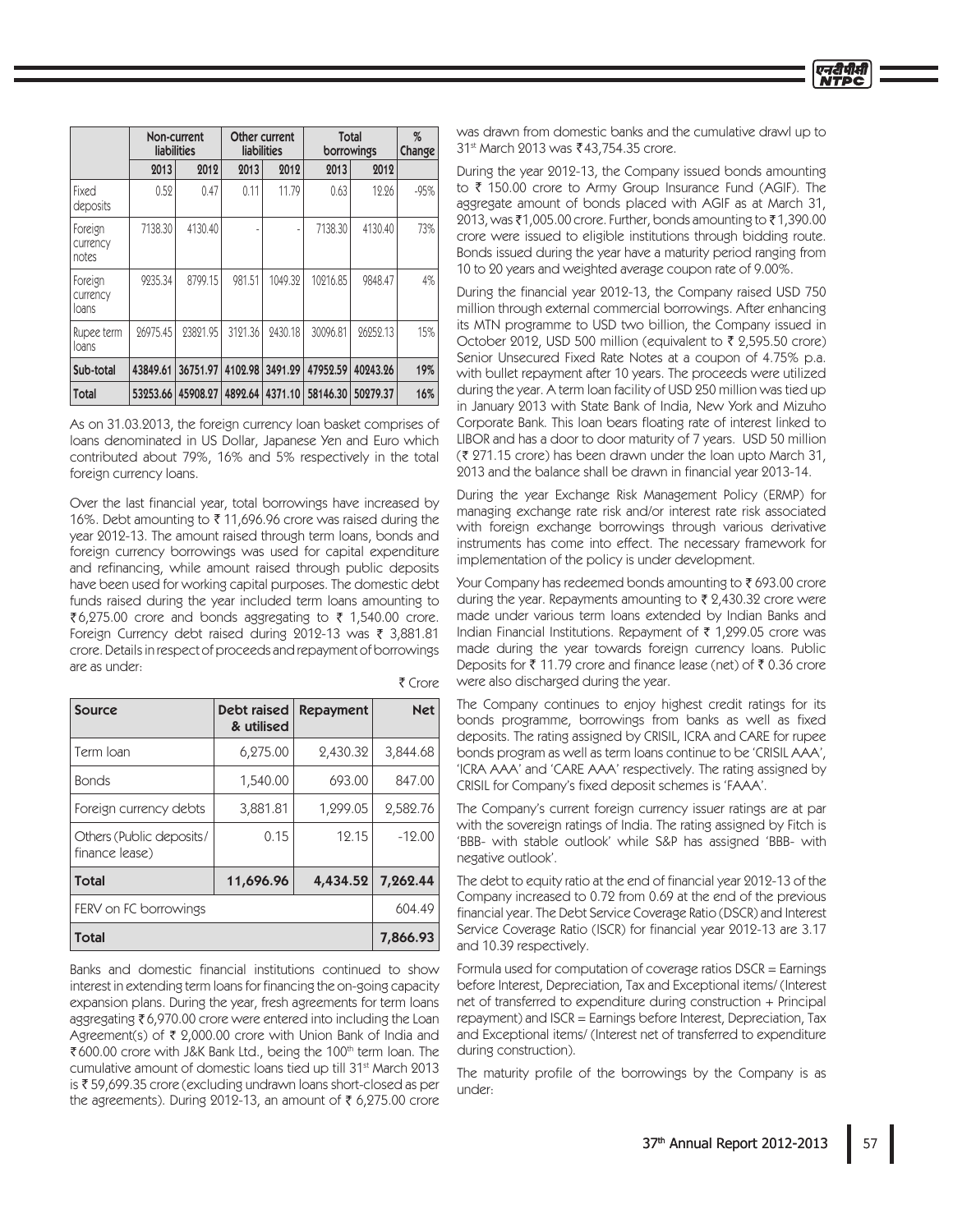| | Non-current liabilities | | Other current liabilities | | Total borrowings | | % Change |
|---|---|---|---|---|---|---|---|
| | 2013 | 2012 | 2013 | 2012 | 2013 | 2012 | |
| Fixed deposits | 0.52 | 0.47 | 0.11 | 11.79 | 0.63 | 12.26 | -95% |
| Foreign currency notes | 7138.30 | 4130.40 | - | - | 7138.30 | 4130.40 | 73% |
| Foreign currency loans | 9235.34 | 8799.15 | 981.51 | 1049.32 | 10216.85 | 9848.47 | 4% |
| Rupee term loans | 26975.45 | 23821.95 | 3121.36 | 2430.18 | 30096.81 | 26252.13 | 15% |
| **Sub-total** | **43849.61** | **36751.97** | **4102.98** | **3491.29** | **47952.59** | **40243.26** | **19%** |
| **Total** | **53253.66** | **45908.27** | **4892.64** | **4371.10** | **58146.30** | **50279.37** | **16%** |

As on 31.03.2013, the foreign currency loan basket comprises of loans denominated in US Dollar, Japanese Yen and Euro which contributed about 79%, 16% and 5% respectively in the total foreign currency loans.

Over the last financial year, total borrowings have increased by 16%. Debt amounting to ₹ 11,696.96 crore was raised during the year 2012-13. The amount raised through term loans, bonds and foreign currency borrowings was used for capital expenditure and refinancing, while amount raised through public deposits have been used for working capital purposes. The domestic debt funds raised during the year included term loans amounting to ₹6,275.00 crore and bonds aggregating to ₹ 1,540.00 crore. Foreign Currency debt raised during 2012-13 was ₹ 3,881.81 crore. Details in respect of proceeds and repayment of borrowings are as under:

₹ Crore

| Source | Debt raised & utilised | Repayment | Net |
|---|---|---|---|
| Term loan | 6,275.00 | 2,430.32 | 3,844.68 |
| Bonds | 1,540.00 | 693.00 | 847.00 |
| Foreign currency debts | 3,881.81 | 1,299.05 | 2,582.76 |
| Others (Public deposits/ finance lease) | 0.15 | 12.15 | -12.00 |
| **Total** | **11,696.96** | **4,434.52** | **7,262.44** |
| FERV on FC borrowings | | | 604.49 |
| **Total** | | | **7,866.93** |

Banks and domestic financial institutions continued to show interest in extending term loans for financing the on-going capacity expansion plans. During the year, fresh agreements for term loans aggregating ₹6,970.00 crore were entered into including the Loan Agreement(s) of ₹ 2,000.00 crore with Union Bank of India and ₹600.00 crore with J&K Bank Ltd., being the 100th term loan. The cumulative amount of domestic loans tied up till 31st March 2013 is ₹59,699.35 crore (excluding undrawn loans short-closed as per the agreements). During 2012-13, an amount of ₹ 6,275.00 crore was drawn from domestic banks and the cumulative drawl up to 31st March 2013 was ₹43,754.35 crore.

During the year 2012-13, the Company issued bonds amounting to ₹ 150.00 crore to Army Group Insurance Fund (AGIF). The aggregate amount of bonds placed with AGIF as at March 31, 2013, was ₹1,005.00 crore. Further, bonds amounting to ₹1,390.00 crore were issued to eligible institutions through bidding route. Bonds issued during the year have a maturity period ranging from 10 to 20 years and weighted average coupon rate of 9.00%.

During the financial year 2012-13, the Company raised USD 750 million through external commercial borrowings. After enhancing its MTN programme to USD two billion, the Company issued in October 2012, USD 500 million (equivalent to ₹ 2,595.50 crore) Senior Unsecured Fixed Rate Notes at a coupon of 4.75% p.a. with bullet repayment after 10 years. The proceeds were utilized during the year. A term loan facility of USD 250 million was tied up in January 2013 with State Bank of India, New York and Mizuho Corporate Bank. This loan bears floating rate of interest linked to LIBOR and has a door to door maturity of 7 years. USD 50 million (₹ 271.15 crore) has been drawn under the loan upto March 31, 2013 and the balance shall be drawn in financial year 2013-14.

During the year Exchange Risk Management Policy (ERMP) for managing exchange rate risk and/or interest rate risk associated with foreign exchange borrowings through various derivative instruments has come into effect. The necessary framework for implementation of the policy is under development.

Your Company has redeemed bonds amounting to ₹ 693.00 crore during the year. Repayments amounting to ₹ 2,430.32 crore were made under various term loans extended by Indian Banks and Indian Financial Institutions. Repayment of ₹ 1,299.05 crore was made during the year towards foreign currency loans. Public Deposits for ₹ 11.79 crore and finance lease (net) of ₹ 0.36 crore were also discharged during the year.

The Company continues to enjoy highest credit ratings for its bonds programme, borrowings from banks as well as fixed deposits. The rating assigned by CRISIL, ICRA and CARE for rupee bonds program as well as term loans continue to be 'CRISIL AAA', 'ICRA AAA' and 'CARE AAA' respectively. The rating assigned by CRISIL for Company's fixed deposit schemes is 'FAAA'.

The Company's current foreign currency issuer ratings are at par with the sovereign ratings of India. The rating assigned by Fitch is 'BBB- with stable outlook' while S&P has assigned 'BBB- with negative outlook'.

The debt to equity ratio at the end of financial year 2012-13 of the Company increased to 0.72 from 0.69 at the end of the previous financial year. The Debt Service Coverage Ratio (DSCR) and Interest Service Coverage Ratio (ISCR) for financial year 2012-13 are 3.17 and 10.39 respectively.

Formula used for computation of coverage ratios DSCR = Earnings before Interest, Depreciation, Tax and Exceptional items/ (Interest net of transferred to expenditure during construction + Principal repayment) and ISCR = Earnings before Interest, Depreciation, Tax and Exceptional items/ (Interest net of transferred to expenditure during construction).

The maturity profile of the borrowings by the Company is as under: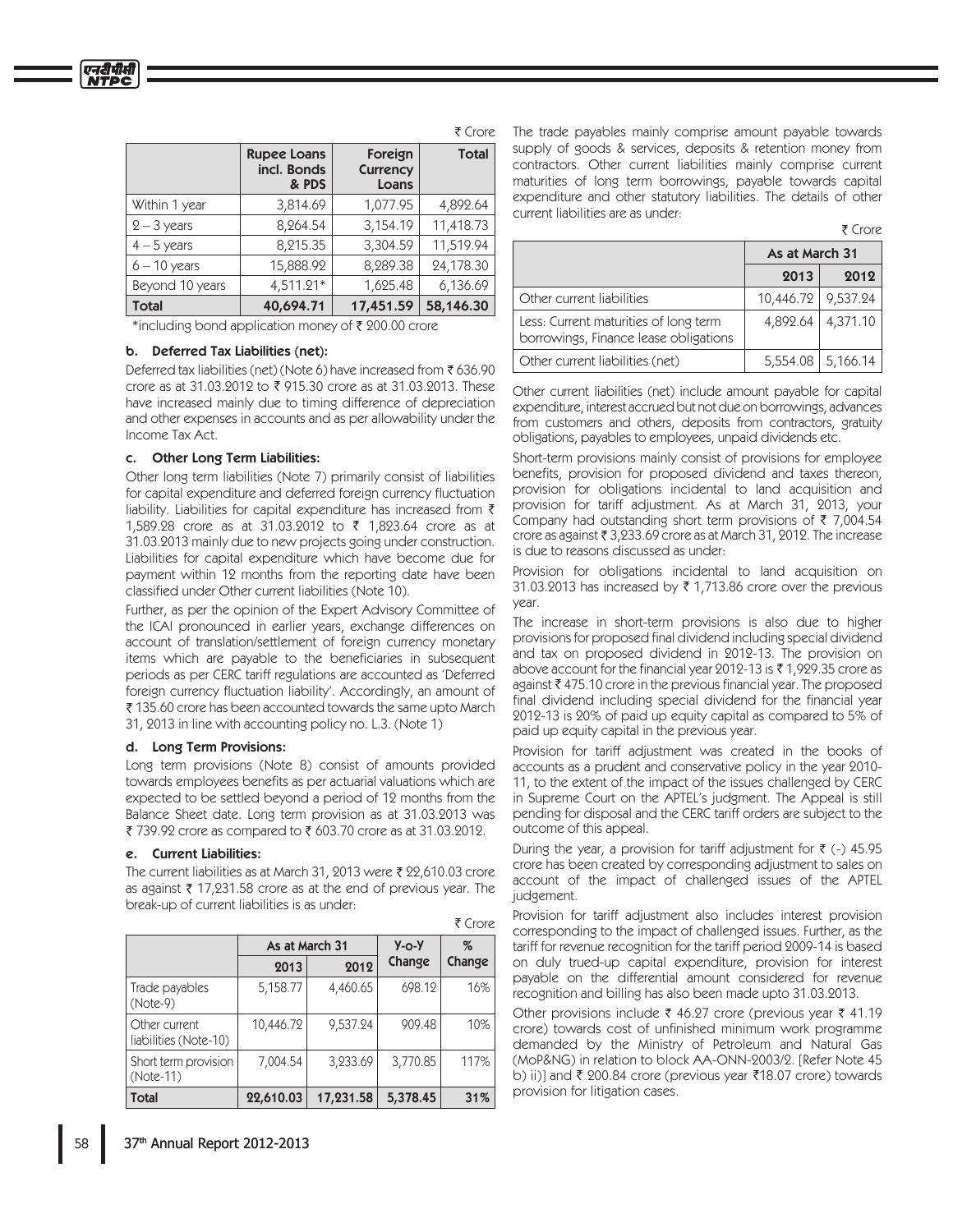₹ Crore

| | Rupee Loans incl. Bonds & PDS | Foreign Currency Loans | Total |
|---|---|---|---|
| Within 1 year | 3,814.69 | 1,077.95 | 4,892.64 |
| 2 – 3 years | 8,264.54 | 3,154.19 | 11,418.73 |
| 4 – 5 years | 8,215.35 | 3,304.59 | 11,519.94 |
| 6 – 10 years | 15,888.92 | 8,289.38 | 24,178.30 |
| Beyond 10 years | 4,511.21* | 1,625.48 | 6,136.69 |
| **Total** | **40,694.71** | **17,451.59** | **58,146.30** |

*including bond application money of ₹ 200.00 crore

### b. Deferred Tax Liabilities (net):

Deferred tax liabilities (net) (Note 6) have increased from ₹ 636.90 crore as at 31.03.2012 to ₹ 915.30 crore as at 31.03.2013. These have increased mainly due to timing difference of depreciation and other expenses in accounts and as per allowability under the Income Tax Act.

### c. Other Long Term Liabilities:

Other long term liabilities (Note 7) primarily consist of liabilities for capital expenditure and deferred foreign currency fluctuation liability. Liabilities for capital expenditure has increased from ₹ 1,589.28 crore as at 31.03.2012 to ₹ 1,823.64 crore as at 31.03.2013 mainly due to new projects going under construction. Liabilities for capital expenditure which have become due for payment within 12 months from the reporting date have been classified under Other current liabilities (Note 10).

Further, as per the opinion of the Expert Advisory Committee of the ICAI pronounced in earlier years, exchange differences on account of translation/settlement of foreign currency monetary items which are payable to the beneficiaries in subsequent periods as per CERC tariff regulations are accounted as 'Deferred foreign currency fluctuation liability'. Accordingly, an amount of ₹ 135.60 crore has been accounted towards the same upto March 31, 2013 in line with accounting policy no. L.3. (Note 1)

### d. Long Term Provisions:

Long term provisions (Note 8) consist of amounts provided towards employees benefits as per actuarial valuations which are expected to be settled beyond a period of 12 months from the Balance Sheet date. Long term provision as at 31.03.2013 was ₹ 739.92 crore as compared to ₹ 603.70 crore as at 31.03.2012.

### e. Current Liabilities:

The current liabilities as at March 31, 2013 were ₹ 22,610.03 crore as against ₹ 17,231.58 crore as at the end of previous year. The break-up of current liabilities is as under:

₹ Crore

| | As at March 31 | | Y-o-Y Change | % Change |
|---|---|---|---|---|
| | 2013 | 2012 | | |
| Trade payables (Note-9) | 5,158.77 | 4,460.65 | 698.12 | 16% |
| Other current liabilities (Note-10) | 10,446.72 | 9,537.24 | 909.48 | 10% |
| Short term provision (Note-11) | 7,004.54 | 3,233.69 | 3,770.85 | 117% |
| **Total** | **22,610.03** | **17,231.58** | **5,378.45** | **31%** |

The trade payables mainly comprise amount payable towards supply of goods & services, deposits & retention money from contractors. Other current liabilities mainly comprise current maturities of long term borrowings, payable towards capital expenditure and other statutory liabilities. The details of other current liabilities are as under:

₹ Crore

| | As at March 31 | |
|---|---|---|
| | 2013 | 2012 |
| Other current liabilities | 10,446.72 | 9,537.24 |
| Less: Current maturities of long term borrowings, Finance lease obligations | 4,892.64 | 4,371.10 |
| Other current liabilities (net) | 5,554.08 | 5,166.14 |

Other current liabilities (net) include amount payable for capital expenditure, interest accrued but not due on borrowings, advances from customers and others, deposits from contractors, gratuity obligations, payables to employees, unpaid dividends etc.

Short-term provisions mainly consist of provisions for employee benefits, provision for proposed dividend and taxes thereon, provision for obligations incidental to land acquisition and provision for tariff adjustment. As at March 31, 2013, your Company had outstanding short term provisions of ₹ 7,004.54 crore as against ₹ 3,233.69 crore as at March 31, 2012. The increase is due to reasons discussed as under:

Provision for obligations incidental to land acquisition on 31.03.2013 has increased by ₹ 1,713.86 crore over the previous year.

The increase in short-term provisions is also due to higher provisions for proposed final dividend including special dividend and tax on proposed dividend in 2012-13. The provision on above account for the financial year 2012-13 is ₹ 1,929.35 crore as against ₹ 475.10 crore in the previous financial year. The proposed final dividend including special dividend for the financial year 2012-13 is 20% of paid up equity capital as compared to 5% of paid up equity capital in the previous year.

Provision for tariff adjustment was created in the books of accounts as a prudent and conservative policy in the year 2010-11, to the extent of the impact of the issues challenged by CERC in Supreme Court on the APTEL's judgment. The Appeal is still pending for disposal and the CERC tariff orders are subject to the outcome of this appeal.

During the year, a provision for tariff adjustment for ₹ (-) 45.95 crore has been created by corresponding adjustment to sales on account of the impact of challenged issues of the APTEL judgement.

Provision for tariff adjustment also includes interest provision corresponding to the impact of challenged issues. Further, as the tariff for revenue recognition for the tariff period 2009-14 is based on duly trued-up capital expenditure, provision for interest payable on the differential amount considered for revenue recognition and billing has also been made upto 31.03.2013.

Other provisions include ₹ 46.27 crore (previous year ₹ 41.19 crore) towards cost of unfinished minimum work programme demanded by the Ministry of Petroleum and Natural Gas (MoP&NG) in relation to block AA-ONN-2003/2. [Refer Note 45 b) ii)] and ₹ 200.84 crore (previous year ₹18.07 crore) towards provision for litigation cases.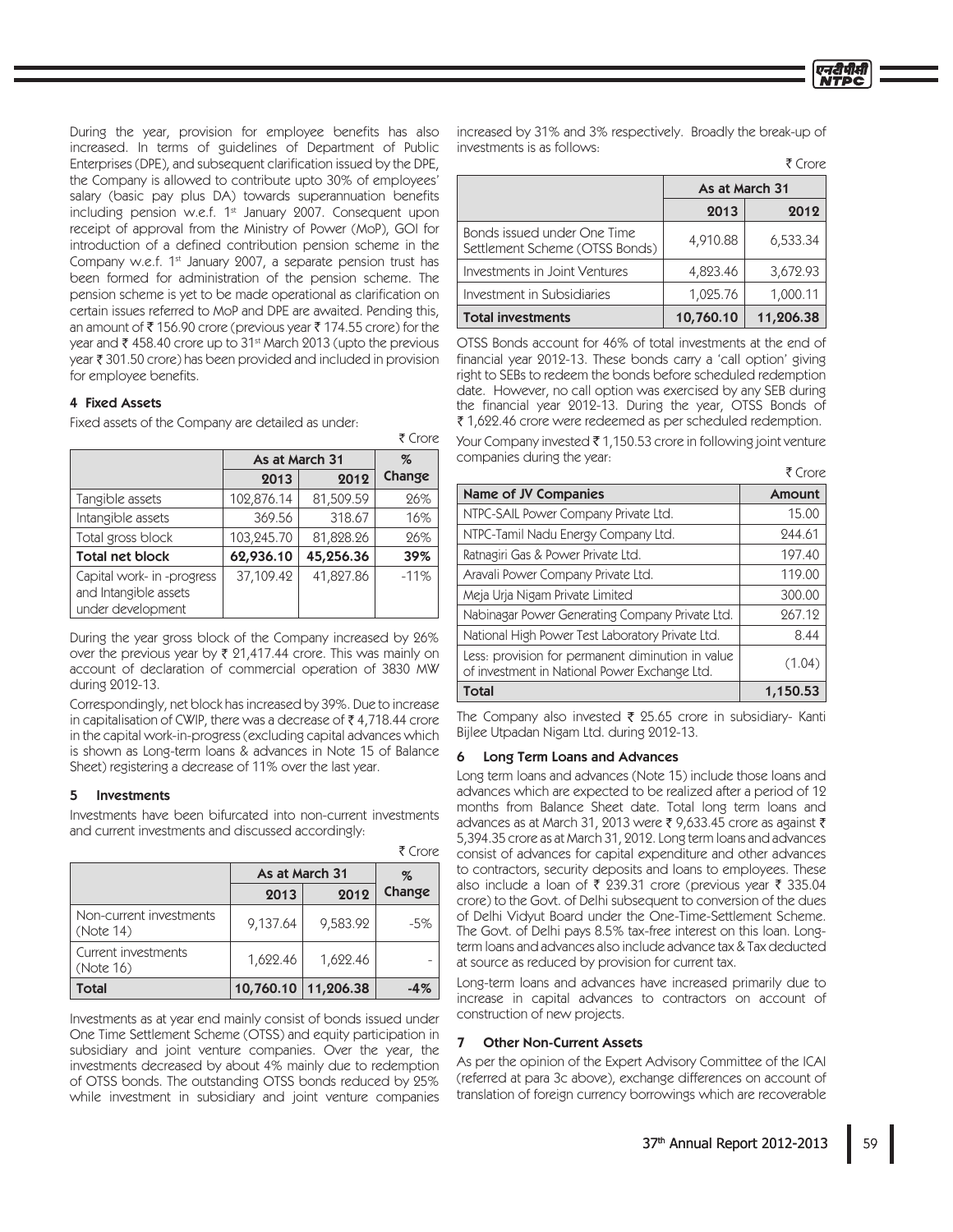During the year, provision for employee benefits has also increased. In terms of guidelines of Department of Public Enterprises (DPE), and subsequent clarification issued by the DPE, the Company is allowed to contribute upto 30% of employees' salary (basic pay plus DA) towards superannuation benefits including pension w.e.f. 1st January 2007. Consequent upon receipt of approval from the Ministry of Power (MoP), GOI for introduction of a defined contribution pension scheme in the Company w.e.f. 1st January 2007, a separate pension trust has been formed for administration of the pension scheme. The pension scheme is yet to be made operational as clarification on certain issues referred to MoP and DPE are awaited. Pending this, an amount of ₹ 156.90 crore (previous year ₹ 174.55 crore) for the year and ₹ 458.40 crore up to 31st March 2013 (upto the previous year ₹ 301.50 crore) has been provided and included in provision for employee benefits.

### 4 Fixed Assets

Fixed assets of the Company are detailed as under:

₹ Crore

| | As at March 31 | | % Change |
|---|---|---|---|
| | 2013 | 2012 | |
| Tangible assets | 102,876.14 | 81,509.59 | 26% |
| Intangible assets | 369.56 | 318.67 | 16% |
| Total gross block | 103,245.70 | 81,828.26 | 26% |
| **Total net block** | **62,936.10** | **45,256.36** | **39%** |
| Capital work- in -progress and Intangible assets under development | 37,109.42 | 41,827.86 | -11% |

During the year gross block of the Company increased by 26% over the previous year by ₹ 21,417.44 crore. This was mainly on account of declaration of commercial operation of 3830 MW during 2012-13.

Correspondingly, net block has increased by 39%. Due to increase in capitalisation of CWIP, there was a decrease of ₹ 4,718.44 crore in the capital work-in-progress (excluding capital advances which is shown as Long-term loans & advances in Note 15 of Balance Sheet) registering a decrease of 11% over the last year.

### 5 Investments

Investments have been bifurcated into non-current investments and current investments and discussed accordingly:

₹ Crore

| | As at March 31 | | % Change |
|---|---|---|---|
| | 2013 | 2012 | |
| Non-current investments (Note 14) | 9,137.64 | 9,583.92 | -5% |
| Current investments (Note 16) | 1,622.46 | 1,622.46 | - |
| **Total** | **10,760.10** | **11,206.38** | **-4%** |

Investments as at year end mainly consist of bonds issued under One Time Settlement Scheme (OTSS) and equity participation in subsidiary and joint venture companies. Over the year, the investments decreased by about 4% mainly due to redemption of OTSS bonds. The outstanding OTSS bonds reduced by 25% while investment in subsidiary and joint venture companies increased by 31% and 3% respectively. Broadly the break-up of investments is as follows:

₹ Crore

| | As at March 31 | |
|---|---|---|
| | 2013 | 2012 |
| Bonds issued under One Time Settlement Scheme (OTSS Bonds) | 4,910.88 | 6,533.34 |
| Investments in Joint Ventures | 4,823.46 | 3,672.93 |
| Investment in Subsidiaries | 1,025.76 | 1,000.11 |
| **Total investments** | **10,760.10** | **11,206.38** |

OTSS Bonds account for 46% of total investments at the end of financial year 2012-13. These bonds carry a 'call option' giving right to SEBs to redeem the bonds before scheduled redemption date. However, no call option was exercised by any SEB during the financial year 2012-13. During the year, OTSS Bonds of ₹ 1,622.46 crore were redeemed as per scheduled redemption.

Your Company invested ₹ 1,150.53 crore in following joint venture companies during the year:

₹ Crore

| Name of JV Companies | Amount |
|---|---|
| NTPC-SAIL Power Company Private Ltd. | 15.00 |
| NTPC-Tamil Nadu Energy Company Ltd. | 244.61 |
| Ratnagiri Gas & Power Private Ltd. | 197.40 |
| Aravali Power Company Private Ltd. | 119.00 |
| Meja Urja Nigam Private Limited | 300.00 |
| Nabinagar Power Generating Company Private Ltd. | 267.12 |
| National High Power Test Laboratory Private Ltd. | 8.44 |
| Less: provision for permanent diminution in value of investment in National Power Exchange Ltd. | (1.04) |
| **Total** | **1,150.53** |

The Company also invested ₹ 25.65 crore in subsidiary- Kanti Bijlee Utpadan Nigam Ltd. during 2012-13.

### 6 Long Term Loans and Advances

Long term loans and advances (Note 15) include those loans and advances which are expected to be realized after a period of 12 months from Balance Sheet date. Total long term loans and advances as at March 31, 2013 were ₹ 9,633.45 crore as against ₹ 5,394.35 crore as at March 31, 2012. Long term loans and advances consist of advances for capital expenditure and other advances to contractors, security deposits and loans to employees. These also include a loan of ₹ 239.31 crore (previous year ₹ 335.04 crore) to the Govt. of Delhi subsequent to conversion of the dues of Delhi Vidyut Board under the One-Time-Settlement Scheme. The Govt. of Delhi pays 8.5% tax-free interest on this loan. Long-term loans and advances also include advance tax & Tax deducted at source as reduced by provision for current tax.

Long-term loans and advances have increased primarily due to increase in capital advances to contractors on account of construction of new projects.

### 7 Other Non-Current Assets

As per the opinion of the Expert Advisory Committee of the ICAI (referred at para 3c above), exchange differences on account of translation of foreign currency borrowings which are recoverable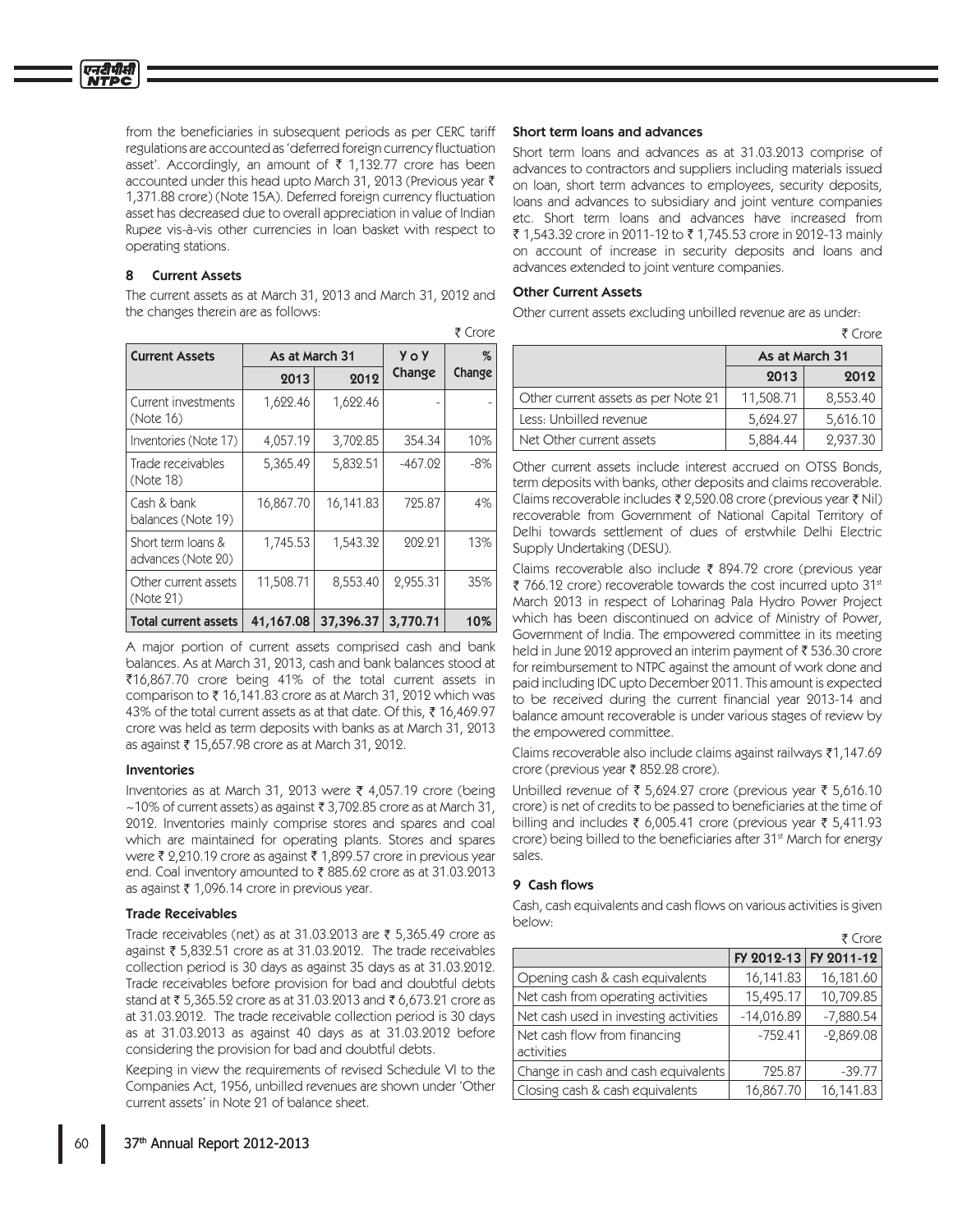from the beneficiaries in subsequent periods as per CERC tariff regulations are accounted as 'deferred foreign currency fluctuation asset'. Accordingly, an amount of ₹ 1,132.77 crore has been accounted under this head upto March 31, 2013 (Previous year ₹ 1,371.88 crore) (Note 15A). Deferred foreign currency fluctuation asset has decreased due to overall appreciation in value of Indian Rupee vis-à-vis other currencies in loan basket with respect to operating stations.

## 8 Current Assets

The current assets as at March 31, 2013 and March 31, 2012 and the changes therein are as follows:

₹ Crore

| Current Assets | As at March 31 | | Y o Y Change | % Change |
|---|---|---|---|---|
| | 2013 | 2012 | | |
| Current investments (Note 16) | 1,622.46 | 1,622.46 | - | - |
| Inventories (Note 17) | 4,057.19 | 3,702.85 | 354.34 | 10% |
| Trade receivables (Note 18) | 5,365.49 | 5,832.51 | -467.02 | -8% |
| Cash & bank balances (Note 19) | 16,867.70 | 16,141.83 | 725.87 | 4% |
| Short term loans & advances (Note 20) | 1,745.53 | 1,543.32 | 202.21 | 13% |
| Other current assets (Note 21) | 11,508.71 | 8,553.40 | 2,955.31 | 35% |
| **Total current assets** | **41,167.08** | **37,396.37** | **3,770.71** | **10%** |

A major portion of current assets comprised cash and bank balances. As at March 31, 2013, cash and bank balances stood at ₹16,867.70 crore being 41% of the total current assets in comparison to ₹ 16,141.83 crore as at March 31, 2012 which was 43% of the total current assets as at that date. Of this, ₹ 16,469.97 crore was held as term deposits with banks as at March 31, 2013 as against ₹ 15,657.98 crore as at March 31, 2012.

### Inventories

Inventories as at March 31, 2013 were ₹ 4,057.19 crore (being ~10% of current assets) as against ₹ 3,702.85 crore as at March 31, 2012. Inventories mainly comprise stores and spares and coal which are maintained for operating plants. Stores and spares were ₹ 2,210.19 crore as against ₹ 1,899.57 crore in previous year end. Coal inventory amounted to ₹ 885.62 crore as at 31.03.2013 as against ₹ 1,096.14 crore in previous year.

### Trade Receivables

Trade receivables (net) as at 31.03.2013 are ₹ 5,365.49 crore as against ₹ 5,832.51 crore as at 31.03.2012. The trade receivables collection period is 30 days as against 35 days as at 31.03.2012. Trade receivables before provision for bad and doubtful debts stand at ₹ 5,365.52 crore as at 31.03.2013 and ₹ 6,673.21 crore as at 31.03.2012. The trade receivable collection period is 30 days as at 31.03.2013 as against 40 days as at 31.03.2012 before considering the provision for bad and doubtful debts.

Keeping in view the requirements of revised Schedule VI to the Companies Act, 1956, unbilled revenues are shown under 'Other current assets' in Note 21 of balance sheet.

### Short term loans and advances

Short term loans and advances as at 31.03.2013 comprise of advances to contractors and suppliers including materials issued on loan, short term advances to employees, security deposits, loans and advances to subsidiary and joint venture companies etc. Short term loans and advances have increased from ₹ 1,543.32 crore in 2011-12 to ₹ 1,745.53 crore in 2012-13 mainly on account of increase in security deposits and loans and advances extended to joint venture companies.

### Other Current Assets

Other current assets excluding unbilled revenue are as under:

₹ Crore

| | As at March 31 | |
|---|---|---|
| | 2013 | 2012 |
| Other current assets as per Note 21 | 11,508.71 | 8,553.40 |
| Less: Unbilled revenue | 5,624.27 | 5,616.10 |
| Net Other current assets | 5,884.44 | 2,937.30 |

Other current assets include interest accrued on OTSS Bonds, term deposits with banks, other deposits and claims recoverable. Claims recoverable includes ₹ 2,520.08 crore (previous year ₹ Nil) recoverable from Government of National Capital Territory of Delhi towards settlement of dues of erstwhile Delhi Electric Supply Undertaking (DESU).

Claims recoverable also include ₹ 894.72 crore (previous year ₹ 766.12 crore) recoverable towards the cost incurred upto 31st March 2013 in respect of Loharinag Pala Hydro Power Project which has been discontinued on advice of Ministry of Power, Government of India. The empowered committee in its meeting held in June 2012 approved an interim payment of ₹ 536.30 crore for reimbursement to NTPC against the amount of work done and paid including IDC upto December 2011. This amount is expected to be received during the current financial year 2013-14 and balance amount recoverable is under various stages of review by the empowered committee.

Claims recoverable also include claims against railways ₹1,147.69 crore (previous year ₹ 852.28 crore).

Unbilled revenue of ₹ 5,624.27 crore (previous year ₹ 5,616.10 crore) is net of credits to be passed to beneficiaries at the time of billing and includes ₹ 6,005.41 crore (previous year ₹ 5,411.93 crore) being billed to the beneficiaries after 31st March for energy sales.

## 9 Cash flows

Cash, cash equivalents and cash flows on various activities is given below:

₹ Crore

| | FY 2012-13 | FY 2011-12 |
|---|---|---|
| Opening cash & cash equivalents | 16,141.83 | 16,181.60 |
| Net cash from operating activities | 15,495.17 | 10,709.85 |
| Net cash used in investing activities | -14,016.89 | -7,880.54 |
| Net cash flow from financing activities | -752.41 | -2,869.08 |
| Change in cash and cash equivalents | 725.87 | -39.77 |
| Closing cash & cash equivalents | 16,867.70 | 16,141.83 |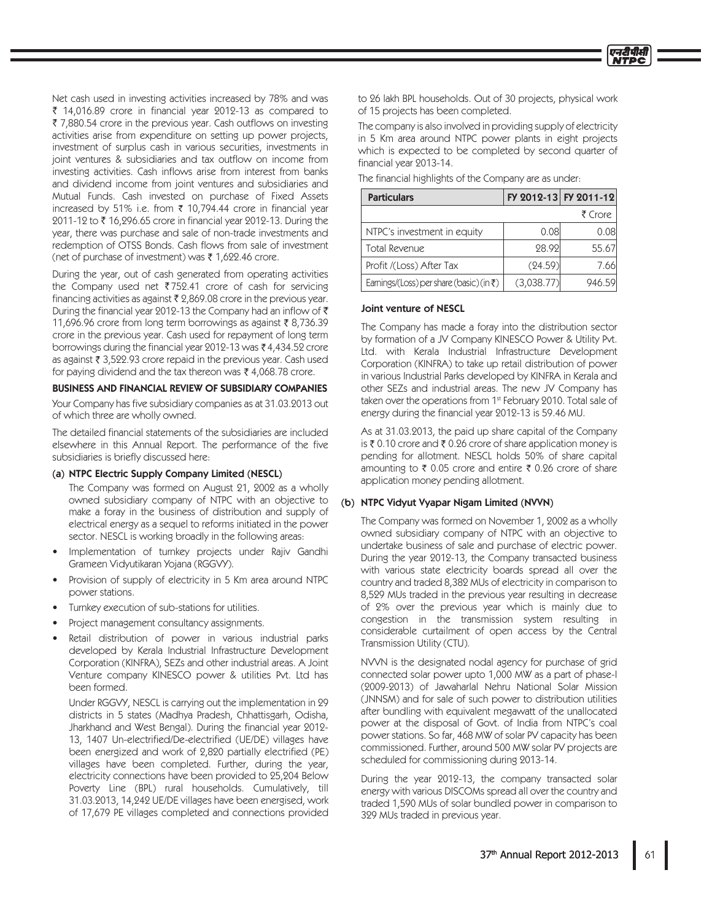Net cash used in investing activities increased by 78% and was ₹ 14,016.89 crore in financial year 2012-13 as compared to ₹ 7,880.54 crore in the previous year. Cash outflows on investing activities arise from expenditure on setting up power projects, investment of surplus cash in various securities, investments in joint ventures & subsidiaries and tax outflow on income from investing activities. Cash inflows arise from interest from banks and dividend income from joint ventures and subsidiaries and Mutual Funds. Cash invested on purchase of Fixed Assets increased by 51% i.e. from ₹ 10,794.44 crore in financial year 2011-12 to ₹ 16,296.65 crore in financial year 2012-13. During the year, there was purchase and sale of non-trade investments and redemption of OTSS Bonds. Cash flows from sale of investment (net of purchase of investment) was ₹ 1,622.46 crore.

During the year, out of cash generated from operating activities the Company used net ₹752.41 crore of cash for servicing financing activities as against ₹ 2,869.08 crore in the previous year. During the financial year 2012-13 the Company had an inflow of ₹ 11,696.96 crore from long term borrowings as against ₹ 8,736.39 crore in the previous year. Cash used for repayment of long term borrowings during the financial year 2012-13 was ₹4,434.52 crore as against ₹ 3,522.93 crore repaid in the previous year. Cash used for paying dividend and the tax thereon was ₹ 4,068.78 crore.

## BUSINESS AND FINANCIAL REVIEW OF SUBSIDIARY COMPANIES

Your Company has five subsidiary companies as at 31.03.2013 out of which three are wholly owned.

The detailed financial statements of the subsidiaries are included elsewhere in this Annual Report. The performance of the five subsidiaries is briefly discussed here:

### (a) NTPC Electric Supply Company Limited (NESCL)

The Company was formed on August 21, 2002 as a wholly owned subsidiary company of NTPC with an objective to make a foray in the business of distribution and supply of electrical energy as a sequel to reforms initiated in the power sector. NESCL is working broadly in the following areas:

- Implementation of turnkey projects under Rajiv Gandhi Grameen Vidyutikaran Yojana (RGGVY).
- Provision of supply of electricity in 5 Km area around NTPC power stations.
- Turnkey execution of sub-stations for utilities.
- Project management consultancy assignments.
- Retail distribution of power in various industrial parks developed by Kerala Industrial Infrastructure Development Corporation (KINFRA), SEZs and other industrial areas. A Joint Venture company KINESCO power & utilities Pvt. Ltd has been formed.

Under RGGVY, NESCL is carrying out the implementation in 29 districts in 5 states (Madhya Pradesh, Chhattisgarh, Odisha, Jharkhand and West Bengal). During the financial year 2012-13, 1407 Un-electrified/De-electrified (UE/DE) villages have been energized and work of 2,820 partially electrified (PE) villages have been completed. Further, during the year, electricity connections have been provided to 25,204 Below Poverty Line (BPL) rural households. Cumulatively, till 31.03.2013, 14,242 UE/DE villages have been energised, work of 17,679 PE villages completed and connections provided to 26 lakh BPL households. Out of 30 projects, physical work of 15 projects has been completed.

The company is also involved in providing supply of electricity in 5 Km area around NTPC power plants in eight projects which is expected to be completed by second quarter of financial year 2013-14.

The financial highlights of the Company are as under:

| Particulars | FY 2012-13 | FY 2011-12 |
|---|---|---|
| | | ₹ Crore |
| NTPC's investment in equity | 0.08 | 0.08 |
| Total Revenue | 28.92 | 55.67 |
| Profit /(Loss) After Tax | (24.59) | 7.66 |
| Earnings/(Loss) per share (basic) (in ₹) | (3,038.77) | 946.59 |

#### Joint venture of NESCL

The Company has made a foray into the distribution sector by formation of a JV Company KINESCO Power & Utility Pvt. Ltd. with Kerala Industrial Infrastructure Development Corporation (KINFRA) to take up retail distribution of power in various Industrial Parks developed by KINFRA in Kerala and other SEZs and industrial areas. The new JV Company has taken over the operations from 1st February 2010. Total sale of energy during the financial year 2012-13 is 59.46 MU.

As at 31.03.2013, the paid up share capital of the Company is ₹ 0.10 crore and ₹ 0.26 crore of share application money is pending for allotment. NESCL holds 50% of share capital amounting to ₹ 0.05 crore and entire ₹ 0.26 crore of share application money pending allotment.

### (b) NTPC Vidyut Vyapar Nigam Limited (NVVN)

The Company was formed on November 1, 2002 as a wholly owned subsidiary company of NTPC with an objective to undertake business of sale and purchase of electric power. During the year 2012-13, the Company transacted business with various state electricity boards spread all over the country and traded 8,382 MUs of electricity in comparison to 8,529 MUs traded in the previous year resulting in decrease of 2% over the previous year which is mainly due to congestion in the transmission system resulting in considerable curtailment of open access by the Central Transmission Utility (CTU).

NVVN is the designated nodal agency for purchase of grid connected solar power upto 1,000 MW as a part of phase-I (2009-2013) of Jawaharlal Nehru National Solar Mission (JNNSM) and for sale of such power to distribution utilities after bundling with equivalent megawatt of the unallocated power at the disposal of Govt. of India from NTPC's coal power stations. So far, 468 MW of solar PV capacity has been commissioned. Further, around 500 MW solar PV projects are scheduled for commissioning during 2013-14.

During the year 2012-13, the company transacted solar energy with various DISCOMs spread all over the country and traded 1,590 MUs of solar bundled power in comparison to 329 MUs traded in previous year.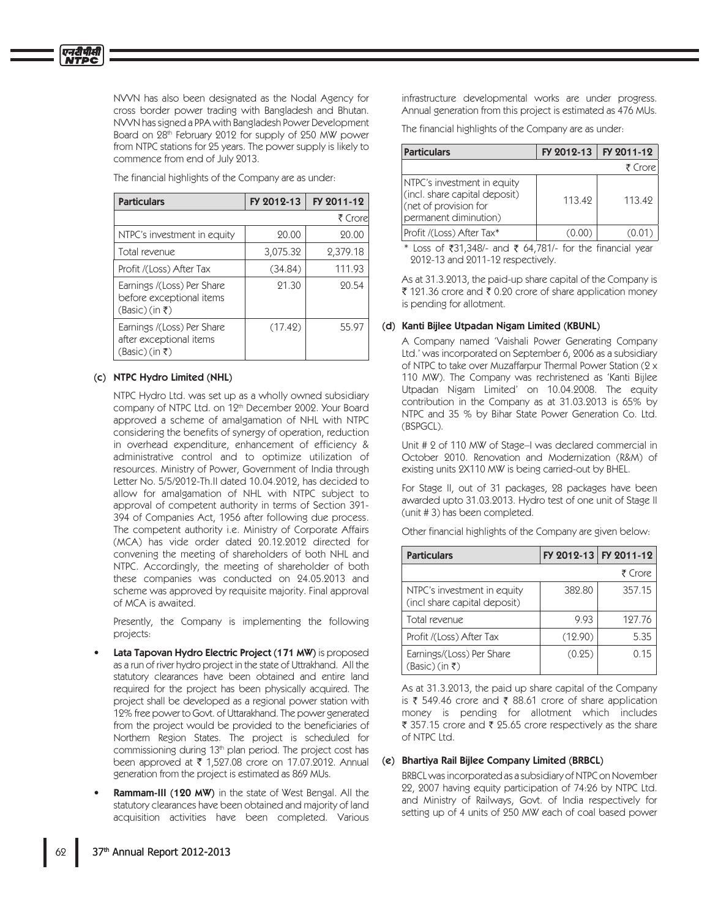NVVN has also been designated as the Nodal Agency for cross border power trading with Bangladesh and Bhutan. NVVN has signed a PPA with Bangladesh Power Development Board on 28th February 2012 for supply of 250 MW power from NTPC stations for 25 years. The power supply is likely to commence from end of July 2013.

The financial highlights of the Company are as under:

| Particulars | FY 2012-13 | FY 2011-12 |
|---|---|---|
| | | ₹ Crore |
| NTPC's investment in equity | 20.00 | 20.00 |
| Total revenue | 3,075.32 | 2,379.18 |
| Profit /(Loss) After Tax | (34.84) | 111.93 |
| Earnings /(Loss) Per Share before exceptional items (Basic) (in ₹) | 21.30 | 20.54 |
| Earnings /(Loss) Per Share after exceptional items (Basic) (in ₹) | (17.42) | 55.97 |

### (c) NTPC Hydro Limited (NHL)

NTPC Hydro Ltd. was set up as a wholly owned subsidiary company of NTPC Ltd. on 12th December 2002. Your Board approved a scheme of amalgamation of NHL with NTPC considering the benefits of synergy of operation, reduction in overhead expenditure, enhancement of efficiency & administrative control and to optimize utilization of resources. Ministry of Power, Government of India through Letter No. 5/5/2012-Th.II dated 10.04.2012, has decided to allow for amalgamation of NHL with NTPC subject to approval of competent authority in terms of Section 391-394 of Companies Act, 1956 after following due process. The competent authority i.e. Ministry of Corporate Affairs (MCA) has vide order dated 20.12.2012 directed for convening the meeting of shareholders of both NHL and NTPC. Accordingly, the meeting of shareholder of both these companies was conducted on 24.05.2013 and scheme was approved by requisite majority. Final approval of MCA is awaited.

Presently, the Company is implementing the following projects:

- **Lata Tapovan Hydro Electric Project (171 MW)** is proposed as a run of river hydro project in the state of Uttrakhand. All the statutory clearances have been obtained and entire land required for the project has been physically acquired. The project shall be developed as a regional power station with 12% free power to Govt. of Uttarakhand. The power generated from the project would be provided to the beneficiaries of Northern Region States. The project is scheduled for commissioning during 13th plan period. The project cost has been approved at ₹ 1,527.08 crore on 17.07.2012. Annual generation from the project is estimated as 869 MUs.
- **Rammam-III (120 MW)** in the state of West Bengal. All the statutory clearances have been obtained and majority of land acquisition activities have been completed. Various infrastructure developmental works are under progress. Annual generation from this project is estimated as 476 MUs.

The financial highlights of the Company are as under:

| Particulars | FY 2012-13 | FY 2011-12 |
|---|---|---|
| | | ₹ Crore |
| NTPC's investment in equity (incl. share capital deposit) (net of provision for permanent diminution) | 113.42 | 113.42 |
| Profit /(Loss) After Tax* | (0.00) | (0.01) |

\* Loss of ₹31,348/- and ₹ 64,781/- for the financial year 2012-13 and 2011-12 respectively.

As at 31.3.2013, the paid-up share capital of the Company is ₹ 121.36 crore and ₹ 0.20 crore of share application money is pending for allotment.

### (d) Kanti Bijlee Utpadan Nigam Limited (KBUNL)

A Company named 'Vaishali Power Generating Company Ltd.' was incorporated on September 6, 2006 as a subsidiary of NTPC to take over Muzaffarpur Thermal Power Station (2 x 110 MW). The Company was rechristened as 'Kanti Bijlee Utpadan Nigam Limited' on 10.04.2008. The equity contribution in the Company as at 31.03.2013 is 65% by NTPC and 35 % by Bihar State Power Generation Co. Ltd. (BSPGCL).

Unit # 2 of 110 MW of Stage–I was declared commercial in October 2010. Renovation and Modernization (R&M) of existing units 2X110 MW is being carried-out by BHEL.

For Stage II, out of 31 packages, 28 packages have been awarded upto 31.03.2013. Hydro test of one unit of Stage II (unit # 3) has been completed.

Other financial highlights of the Company are given below:

| Particulars | FY 2012-13 | FY 2011-12 |
|---|---|---|
| | | ₹ Crore |
| NTPC's investment in equity (incl share capital deposit) | 382.80 | 357.15 |
| Total revenue | 9.93 | 127.76 |
| Profit /(Loss) After Tax | (12.90) | 5.35 |
| Earnings/(Loss) Per Share (Basic) (in ₹) | (0.25) | 0.15 |

As at 31.3.2013, the paid up share capital of the Company is ₹ 549.46 crore and ₹ 88.61 crore of share application money is pending for allotment which includes ₹ 357.15 crore and ₹ 25.65 crore respectively as the share of NTPC Ltd.

### (e) Bhartiya Rail Bijlee Company Limited (BRBCL)

BRBCL was incorporated as a subsidiary of NTPC on November 22, 2007 having equity participation of 74:26 by NTPC Ltd. and Ministry of Railways, Govt. of India respectively for setting up of 4 units of 250 MW each of coal based power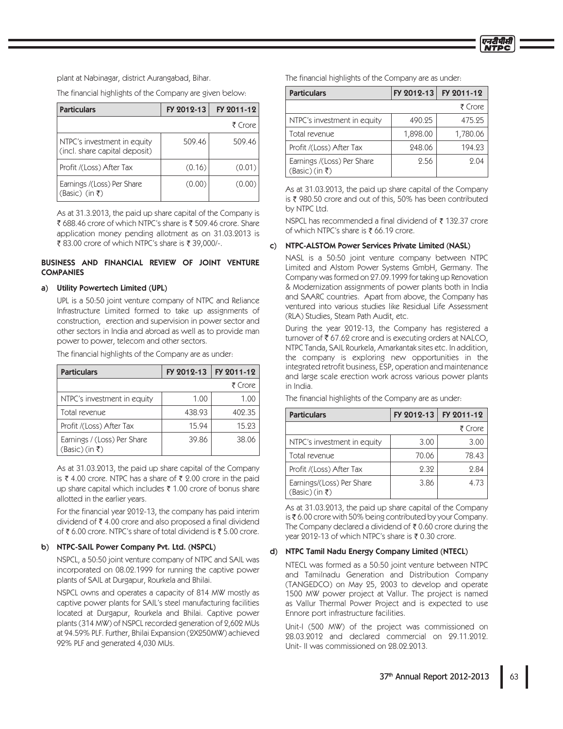plant at Nabinagar, district Aurangabad, Bihar.

The financial highlights of the Company are given below:

| Particulars | FY 2012-13 | FY 2011-12 |
|---|---|---|
| | | ₹ Crore |
| NTPC's investment in equity (incl. share capital deposit) | 509.46 | 509.46 |
| Profit /(Loss) After Tax | (0.16) | (0.01) |
| Earnings /(Loss) Per Share (Basic) (in ₹) | (0.00) | (0.00) |

As at 31.3.2013, the paid up share capital of the Company is ₹ 688.46 crore of which NTPC's share is ₹ 509.46 crore. Share application money pending allotment as on 31.03.2013 is ₹ 83.00 crore of which NTPC's share is ₹ 39,000/-.

## BUSINESS AND FINANCIAL REVIEW OF JOINT VENTURE COMPANIES

### a) Utility Powertech Limited (UPL)

UPL is a 50:50 joint venture company of NTPC and Reliance Infrastructure Limited formed to take up assignments of construction, erection and supervision in power sector and other sectors in India and abroad as well as to provide man power to power, telecom and other sectors.

The financial highlights of the Company are as under:

| Particulars | FY 2012-13 | FY 2011-12 |
|---|---|---|
| | | ₹ Crore |
| NTPC's investment in equity | 1.00 | 1.00 |
| Total revenue | 438.93 | 402.35 |
| Profit /(Loss) After Tax | 15.94 | 15.23 |
| Earnings / (Loss) Per Share (Basic) (in ₹) | 39.86 | 38.06 |

As at 31.03.2013, the paid up share capital of the Company is ₹ 4.00 crore. NTPC has a share of ₹ 2.00 crore in the paid up share capital which includes ₹ 1.00 crore of bonus share allotted in the earlier years.

For the financial year 2012-13, the company has paid interim dividend of ₹ 4.00 crore and also proposed a final dividend of ₹ 6.00 crore. NTPC's share of total dividend is ₹ 5.00 crore.

### b) NTPC-SAIL Power Company Pvt. Ltd. (NSPCL)

NSPCL, a 50:50 joint venture company of NTPC and SAIL was incorporated on 08.02.1999 for running the captive power plants of SAIL at Durgapur, Rourkela and Bhilai.

NSPCL owns and operates a capacity of 814 MW mostly as captive power plants for SAIL's steel manufacturing facilities located at Durgapur, Rourkela and Bhilai. Captive power plants (314 MW) of NSPCL recorded generation of 2,602 MUs at 94.59% PLF. Further, Bhilai Expansion (2X250MW) achieved 92% PLF and generated 4,030 MUs.

The financial highlights of the Company are as under:

| Particulars | FY 2012-13 | FY 2011-12 |
|---|---|---|
| | | ₹ Crore |
| NTPC's investment in equity | 490.25 | 475.25 |
| Total revenue | 1,898.00 | 1,780.06 |
| Profit /(Loss) After Tax | 248.06 | 194.23 |
| Earnings /(Loss) Per Share (Basic) (in ₹) | 2.56 | 2.04 |

As at 31.03.2013, the paid up share capital of the Company is ₹ 980.50 crore and out of this, 50% has been contributed by NTPC Ltd.

NSPCL has recommended a final dividend of ₹ 132.37 crore of which NTPC's share is ₹ 66.19 crore.

### c) NTPC-ALSTOM Power Services Private Limited (NASL)

NASL is a 50:50 joint venture company between NTPC Limited and Alstom Power Systems GmbH, Germany. The Company was formed on 27.09.1999 for taking up Renovation & Modernization assignments of power plants both in India and SAARC countries. Apart from above, the Company has ventured into various studies like Residual Life Assessment (RLA) Studies, Steam Path Audit, etc.

During the year 2012-13, the Company has registered a turnover of ₹ 67.62 crore and is executing orders at NALCO, NTPC Tanda, SAIL Rourkela, Amarkantak sites etc. In addition, the company is exploring new opportunities in the integrated retrofit business, ESP, operation and maintenance and large scale erection work across various power plants in India.

The financial highlights of the Company are as under:

| Particulars | FY 2012-13 | FY 2011-12 |
|---|---|---|
| | | ₹ Crore |
| NTPC's investment in equity | 3.00 | 3.00 |
| Total revenue | 70.06 | 78.43 |
| Profit /(Loss) After Tax | 2.32 | 2.84 |
| Earnings/(Loss) Per Share (Basic) (in ₹) | 3.86 | 4.73 |

As at 31.03.2013, the paid up share capital of the Company is ₹ 6.00 crore with 50% being contributed by your Company. The Company declared a dividend of ₹ 0.60 crore during the year 2012-13 of which NTPC's share is ₹ 0.30 crore.

### d) NTPC Tamil Nadu Energy Company Limited (NTECL)

NTECL was formed as a 50:50 joint venture between NTPC and Tamilnadu Generation and Distribution Company (TANGEDCO) on May 25, 2003 to develop and operate 1500 MW power project at Vallur. The project is named as Vallur Thermal Power Project and is expected to use Ennore port infrastructure facilities.

Unit-I (500 MW) of the project was commissioned on 28.03.2012 and declared commercial on 29.11.2012. Unit- II was commissioned on 28.02.2013.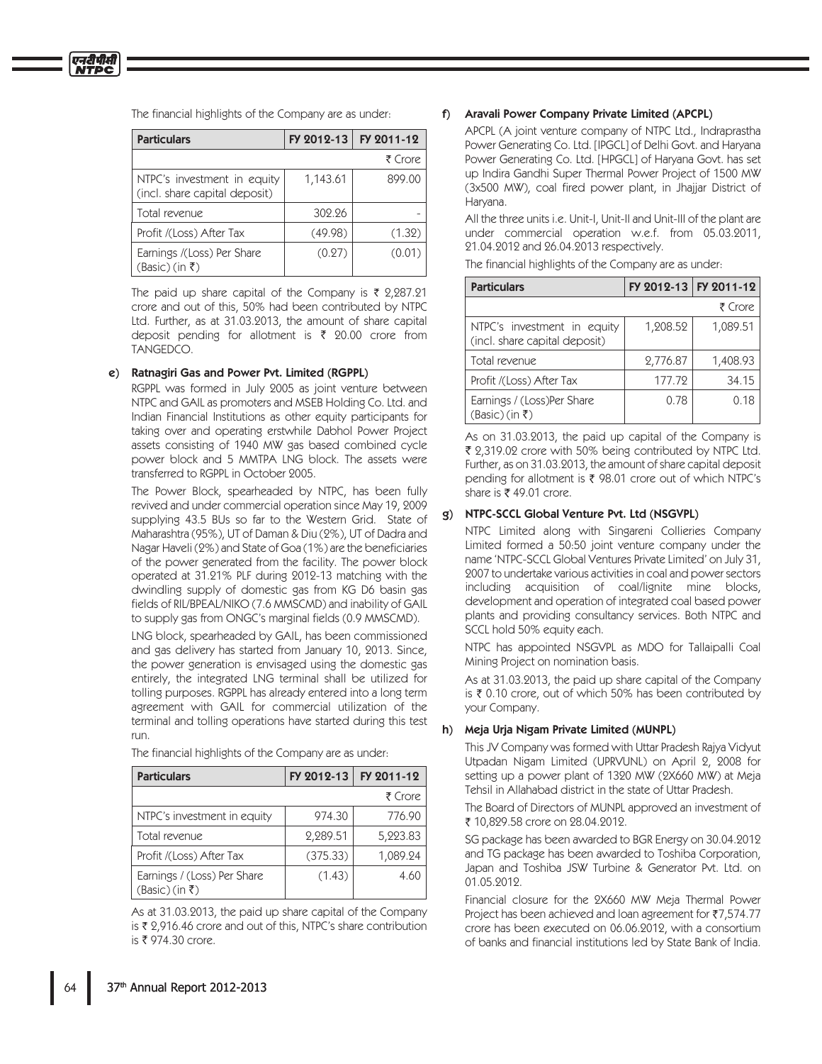The financial highlights of the Company are as under:

| Particulars | FY 2012-13 | FY 2011-12 |
|---|---|---|
| | | ₹ Crore |
| NTPC's investment in equity (incl. share capital deposit) | 1,143.61 | 899.00 |
| Total revenue | 302.26 | - |
| Profit /(Loss) After Tax | (49.98) | (1.32) |
| Earnings /(Loss) Per Share (Basic) (in ₹) | (0.27) | (0.01) |

The paid up share capital of the Company is ₹ 2,287.21 crore and out of this, 50% had been contributed by NTPC Ltd. Further, as at 31.03.2013, the amount of share capital deposit pending for allotment is ₹ 20.00 crore from TANGEDCO.

**e) Ratnagiri Gas and Power Pvt. Limited (RGPPL)**

RGPPL was formed in July 2005 as joint venture between NTPC and GAIL as promoters and MSEB Holding Co. Ltd. and Indian Financial Institutions as other equity participants for taking over and operating erstwhile Dabhol Power Project assets consisting of 1940 MW gas based combined cycle power block and 5 MMTPA LNG block. The assets were transferred to RGPPL in October 2005.

The Power Block, spearheaded by NTPC, has been fully revived and under commercial operation since May 19, 2009 supplying 43.5 BUs so far to the Western Grid. State of Maharashtra (95%), UT of Daman & Diu (2%), UT of Dadra and Nagar Haveli (2%) and State of Goa (1%) are the beneficiaries of the power generated from the facility. The power block operated at 31.21% PLF during 2012-13 matching with the dwindling supply of domestic gas from KG D6 basin gas fields of RIL/BPEAL/NIKO (7.6 MMSCMD) and inability of GAIL to supply gas from ONGC's marginal fields (0.9 MMSCMD).

LNG block, spearheaded by GAIL, has been commissioned and gas delivery has started from January 10, 2013. Since, the power generation is envisaged using the domestic gas entirely, the integrated LNG terminal shall be utilized for tolling purposes. RGPPL has already entered into a long term agreement with GAIL for commercial utilization of the terminal and tolling operations have started during this test run.

The financial highlights of the Company are as under:

| Particulars | FY 2012-13 | FY 2011-12 |
|---|---|---|
| | | ₹ Crore |
| NTPC's investment in equity | 974.30 | 776.90 |
| Total revenue | 2,289.51 | 5,223.83 |
| Profit /(Loss) After Tax | (375.33) | 1,089.24 |
| Earnings / (Loss) Per Share (Basic) (in ₹) | (1.43) | 4.60 |

As at 31.03.2013, the paid up share capital of the Company is ₹ 2,916.46 crore and out of this, NTPC's share contribution is ₹ 974.30 crore.

**f) Aravali Power Company Private Limited (APCPL)**

APCPL (A joint venture company of NTPC Ltd., Indraprastha Power Generating Co. Ltd. [IPGCL] of Delhi Govt. and Haryana Power Generating Co. Ltd. [HPGCL] of Haryana Govt. has set up Indira Gandhi Super Thermal Power Project of 1500 MW (3x500 MW), coal fired power plant, in Jhajjar District of Haryana.

All the three units i.e. Unit-I, Unit-II and Unit-III of the plant are under commercial operation w.e.f. from 05.03.2011, 21.04.2012 and 26.04.2013 respectively.

The financial highlights of the Company are as under:

| Particulars | FY 2012-13 | FY 2011-12 |
|---|---|---|
| | | ₹ Crore |
| NTPC's investment in equity (incl. share capital deposit) | 1,208.52 | 1,089.51 |
| Total revenue | 2,776.87 | 1,408.93 |
| Profit /(Loss) After Tax | 177.72 | 34.15 |
| Earnings / (Loss)Per Share (Basic) (in ₹) | 0.78 | 0.18 |

As on 31.03.2013, the paid up capital of the Company is ₹ 2,319.02 crore with 50% being contributed by NTPC Ltd. Further, as on 31.03.2013, the amount of share capital deposit pending for allotment is ₹ 98.01 crore out of which NTPC's share is ₹ 49.01 crore.

**g) NTPC-SCCL Global Venture Pvt. Ltd (NSGVPL)**

NTPC Limited along with Singareni Collieries Company Limited formed a 50:50 joint venture company under the name 'NTPC-SCCL Global Ventures Private Limited' on July 31, 2007 to undertake various activities in coal and power sectors including acquisition of coal/lignite mine blocks, development and operation of integrated coal based power plants and providing consultancy services. Both NTPC and SCCL hold 50% equity each.

NTPC has appointed NSGVPL as MDO for Tallaipalli Coal Mining Project on nomination basis.

As at 31.03.2013, the paid up share capital of the Company is ₹ 0.10 crore, out of which 50% has been contributed by your Company.

**h) Meja Urja Nigam Private Limited (MUNPL)**

This JV Company was formed with Uttar Pradesh Rajya Vidyut Utpadan Nigam Limited (UPRVUNL) on April 2, 2008 for setting up a power plant of 1320 MW (2X660 MW) at Meja Tehsil in Allahabad district in the state of Uttar Pradesh.

The Board of Directors of MUNPL approved an investment of ₹ 10,829.58 crore on 28.04.2012.

SG package has been awarded to BGR Energy on 30.04.2012 and TG package has been awarded to Toshiba Corporation, Japan and Toshiba JSW Turbine & Generator Pvt. Ltd. on 01.05.2012.

Financial closure for the 2X660 MW Meja Thermal Power Project has been achieved and loan agreement for ₹7,574.77 crore has been executed on 06.06.2012, with a consortium of banks and financial institutions led by State Bank of India.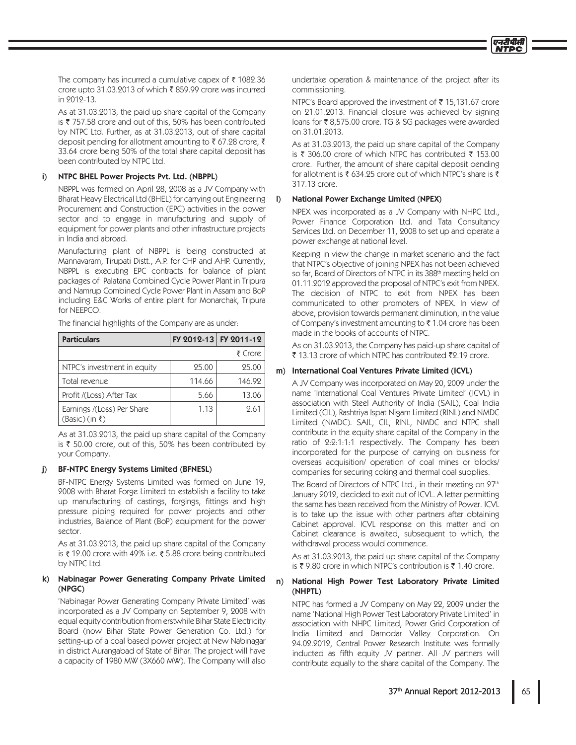The company has incurred a cumulative capex of ₹ 1082.36 crore upto 31.03.2013 of which ₹ 859.99 crore was incurred in 2012-13.

As at 31.03.2013, the paid up share capital of the Company is ₹ 757.58 crore and out of this, 50% has been contributed by NTPC Ltd. Further, as at 31.03.2013, out of share capital deposit pending for allotment amounting to ₹ 67.28 crore, ₹ 33.64 crore being 50% of the total share capital deposit has been contributed by NTPC Ltd.

### i) NTPC BHEL Power Projects Pvt. Ltd. (NBPPL)

NBPPL was formed on April 28, 2008 as a JV Company with Bharat Heavy Electrical Ltd (BHEL) for carrying out Engineering Procurement and Construction (EPC) activities in the power sector and to engage in manufacturing and supply of equipment for power plants and other infrastructure projects in India and abroad.

Manufacturing plant of NBPPL is being constructed at Mannavaram, Tirupati Distt., A.P. for CHP and AHP. Currently, NBPPL is executing EPC contracts for balance of plant packages of Palatana Combined Cycle Power Plant in Tripura and Namrup Combined Cycle Power Plant in Assam and BoP including E&C Works of entire plant for Monarchak, Tripura for NEEPCO.

The financial highlights of the Company are as under:

| Particulars | FY 2012-13 | FY 2011-12 |
|---|---|---|
| | | ₹ Crore |
| NTPC's investment in equity | 25.00 | 25.00 |
| Total revenue | 114.66 | 146.92 |
| Profit /(Loss) After Tax | 5.66 | 13.06 |
| Earnings /(Loss) Per Share (Basic) (in ₹) | 1.13 | 2.61 |

As at 31.03.2013, the paid up share capital of the Company is ₹ 50.00 crore, out of this, 50% has been contributed by your Company.

### j) BF-NTPC Energy Systems Limited (BFNESL)

BF-NTPC Energy Systems Limited was formed on June 19, 2008 with Bharat Forge Limited to establish a facility to take up manufacturing of castings, forgings, fittings and high pressure piping required for power projects and other industries, Balance of Plant (BoP) equipment for the power sector.

As at 31.03.2013, the paid up share capital of the Company is ₹ 12.00 crore with 49% i.e. ₹ 5.88 crore being contributed by NTPC Ltd.

### k) Nabinagar Power Generating Company Private Limited (NPGC)

'Nabinagar Power Generating Company Private Limited' was incorporated as a JV Company on September 9, 2008 with equal equity contribution from erstwhile Bihar State Electricity Board (now Bihar State Power Generation Co. Ltd.) for setting-up of a coal based power project at New Nabinagar in district Aurangabad of State of Bihar. The project will have a capacity of 1980 MW (3X660 MW). The Company will also undertake operation & maintenance of the project after its commissioning.

NTPC's Board approved the investment of ₹ 15,131.67 crore on 21.01.2013. Financial closure was achieved by signing loans for ₹ 8,575.00 crore. TG & SG packages were awarded on 31.01.2013.

As at 31.03.2013, the paid up share capital of the Company is ₹ 306.00 crore of which NTPC has contributed ₹ 153.00 crore. Further, the amount of share capital deposit pending for allotment is ₹ 634.25 crore out of which NTPC's share is ₹ 317.13 crore.

### l) National Power Exchange Limited (NPEX)

NPEX was incorporated as a JV Company with NHPC Ltd., Power Finance Corporation Ltd. and Tata Consultancy Services Ltd. on December 11, 2008 to set up and operate a power exchange at national level.

Keeping in view the change in market scenario and the fact that NTPC's objective of joining NPEX has not been achieved so far, Board of Directors of NTPC in its 388th meeting held on 01.11.2012 approved the proposal of NTPC's exit from NPEX. The decision of NTPC to exit from NPEX has been communicated to other promoters of NPEX. In view of above, provision towards permanent diminution, in the value of Company's investment amounting to ₹ 1.04 crore has been made in the books of accounts of NTPC.

As on 31.03.2013, the Company has paid-up share capital of ₹ 13.13 crore of which NTPC has contributed ₹2.19 crore.

### m) International Coal Ventures Private Limited (ICVL)

A JV Company was incorporated on May 20, 2009 under the name 'International Coal Ventures Private Limited' (ICVL) in association with Steel Authority of India (SAIL), Coal India Limited (CIL), Rashtriya Ispat Nigam Limited (RINL) and NMDC Limited (NMDC). SAIL, CIL, RINL, NMDC and NTPC shall contribute in the equity share capital of the Company in the ratio of 2:2:1:1:1 respectively. The Company has been incorporated for the purpose of carrying on business for overseas acquisition/ operation of coal mines or blocks/ companies for securing coking and thermal coal supplies.

The Board of Directors of NTPC Ltd., in their meeting on 27th January 2012, decided to exit out of ICVL. A letter permitting the same has been received from the Ministry of Power. ICVL is to take up the issue with other partners after obtaining Cabinet approval. ICVL response on this matter and on Cabinet clearance is awaited, subsequent to which, the withdrawal process would commence.

As at 31.03.2013, the paid up share capital of the Company is ₹ 9.80 crore in which NTPC's contribution is ₹ 1.40 crore.

### n) National High Power Test Laboratory Private Limited (NHPTL)

NTPC has formed a JV Company on May 22, 2009 under the name 'National High Power Test Laboratory Private Limited' in association with NHPC Limited, Power Grid Corporation of India Limited and Damodar Valley Corporation. On 24.02.2012, Central Power Research Institute was formally inducted as fifth equity JV partner. All JV partners will contribute equally to the share capital of the Company. The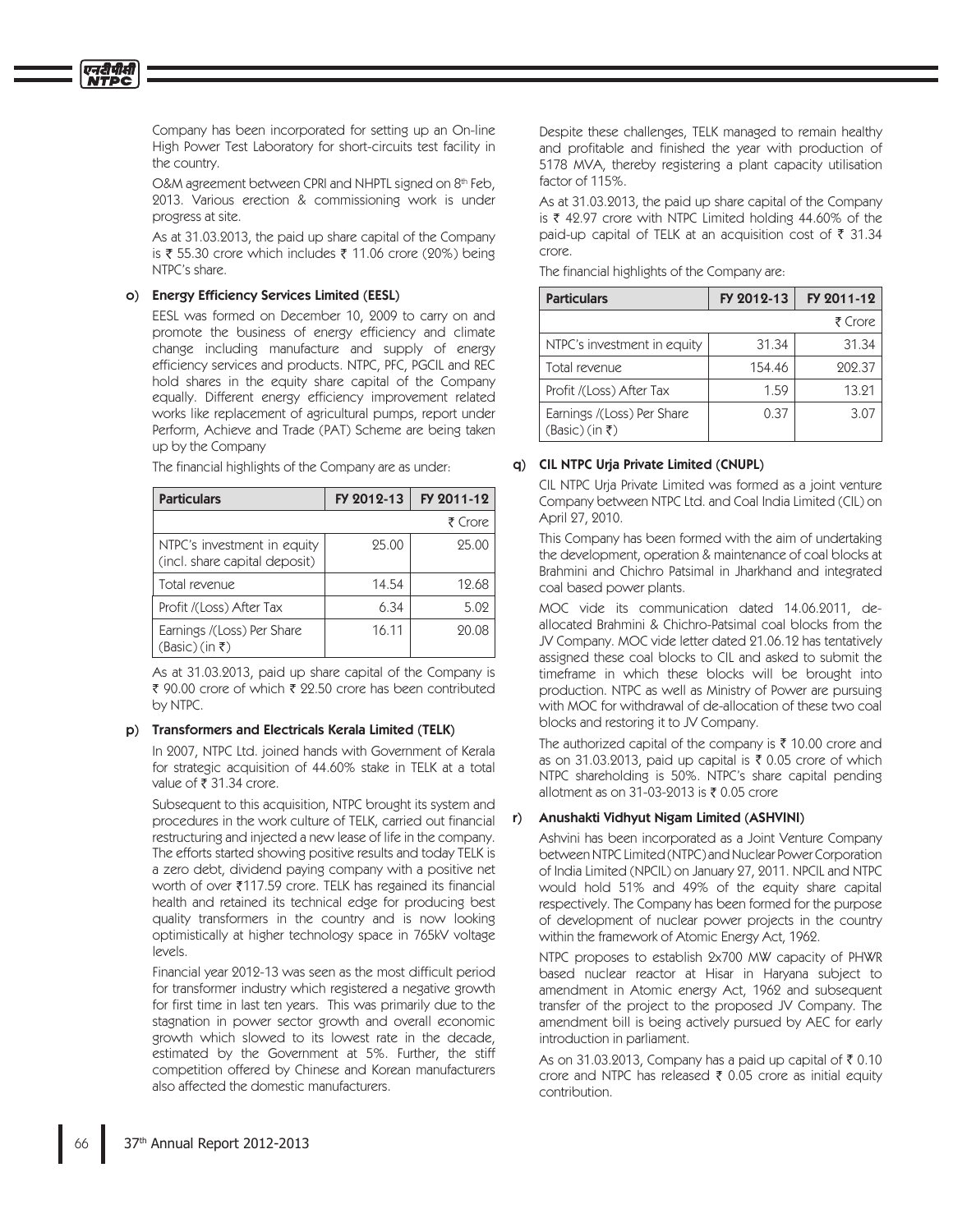Company has been incorporated for setting up an On-line High Power Test Laboratory for short-circuits test facility in the country.

O&M agreement between CPRI and NHPTL signed on 8th Feb, 2013. Various erection & commissioning work is under progress at site.

As at 31.03.2013, the paid up share capital of the Company is ₹ 55.30 crore which includes ₹ 11.06 crore (20%) being NTPC's share.

**o) Energy Efficiency Services Limited (EESL)**

EESL was formed on December 10, 2009 to carry on and promote the business of energy efficiency and climate change including manufacture and supply of energy efficiency services and products. NTPC, PFC, PGCIL and REC hold shares in the equity share capital of the Company equally. Different energy efficiency improvement related works like replacement of agricultural pumps, report under Perform, Achieve and Trade (PAT) Scheme are being taken up by the Company

The financial highlights of the Company are as under:

| Particulars | FY 2012-13 | FY 2011-12 |
|---|---|---|
| | | ₹ Crore |
| NTPC's investment in equity (incl. share capital deposit) | 25.00 | 25.00 |
| Total revenue | 14.54 | 12.68 |
| Profit /(Loss) After Tax | 6.34 | 5.02 |
| Earnings /(Loss) Per Share (Basic) (in ₹) | 16.11 | 20.08 |

As at 31.03.2013, paid up share capital of the Company is ₹ 90.00 crore of which ₹ 22.50 crore has been contributed by NTPC.

**p) Transformers and Electricals Kerala Limited (TELK)**

In 2007, NTPC Ltd. joined hands with Government of Kerala for strategic acquisition of 44.60% stake in TELK at a total value of ₹ 31.34 crore.

Subsequent to this acquisition, NTPC brought its system and procedures in the work culture of TELK, carried out financial restructuring and injected a new lease of life in the company. The efforts started showing positive results and today TELK is a zero debt, dividend paying company with a positive net worth of over ₹117.59 crore. TELK has regained its financial health and retained its technical edge for producing best quality transformers in the country and is now looking optimistically at higher technology space in 765kV voltage levels.

Financial year 2012-13 was seen as the most difficult period for transformer industry which registered a negative growth for first time in last ten years. This was primarily due to the stagnation in power sector growth and overall economic growth which slowed to its lowest rate in the decade, estimated by the Government at 5%. Further, the stiff competition offered by Chinese and Korean manufacturers also affected the domestic manufacturers.

Despite these challenges, TELK managed to remain healthy and profitable and finished the year with production of 5178 MVA, thereby registering a plant capacity utilisation factor of 115%.

As at 31.03.2013, the paid up share capital of the Company is ₹ 42.97 crore with NTPC Limited holding 44.60% of the paid-up capital of TELK at an acquisition cost of ₹ 31.34 crore.

The financial highlights of the Company are:

| Particulars | FY 2012-13 | FY 2011-12 |
|---|---|---|
| | | ₹ Crore |
| NTPC's investment in equity | 31.34 | 31.34 |
| Total revenue | 154.46 | 202.37 |
| Profit /(Loss) After Tax | 1.59 | 13.21 |
| Earnings /(Loss) Per Share (Basic) (in ₹) | 0.37 | 3.07 |

**q) CIL NTPC Urja Private Limited (CNUPL)**

CIL NTPC Urja Private Limited was formed as a joint venture Company between NTPC Ltd. and Coal India Limited (CIL) on April 27, 2010.

This Company has been formed with the aim of undertaking the development, operation & maintenance of coal blocks at Brahmini and Chichro Patsimal in Jharkhand and integrated coal based power plants.

MOC vide its communication dated 14.06.2011, de-allocated Brahmini & Chichro-Patsimal coal blocks from the JV Company. MOC vide letter dated 21.06.12 has tentatively assigned these coal blocks to CIL and asked to submit the timeframe in which these blocks will be brought into production. NTPC as well as Ministry of Power are pursuing with MOC for withdrawal of de-allocation of these two coal blocks and restoring it to JV Company.

The authorized capital of the company is ₹ 10.00 crore and as on 31.03.2013, paid up capital is ₹ 0.05 crore of which NTPC shareholding is 50%. NTPC's share capital pending allotment as on 31-03-2013 is ₹ 0.05 crore

**r) Anushakti Vidhyut Nigam Limited (ASHVINI)**

Ashvini has been incorporated as a Joint Venture Company between NTPC Limited (NTPC) and Nuclear Power Corporation of India Limited (NPCIL) on January 27, 2011. NPCIL and NTPC would hold 51% and 49% of the equity share capital respectively. The Company has been formed for the purpose of development of nuclear power projects in the country within the framework of Atomic Energy Act, 1962.

NTPC proposes to establish 2x700 MW capacity of PHWR based nuclear reactor at Hisar in Haryana subject to amendment in Atomic energy Act, 1962 and subsequent transfer of the project to the proposed JV Company. The amendment bill is being actively pursued by AEC for early introduction in parliament.

As on 31.03.2013, Company has a paid up capital of ₹ 0.10 crore and NTPC has released ₹ 0.05 crore as initial equity contribution.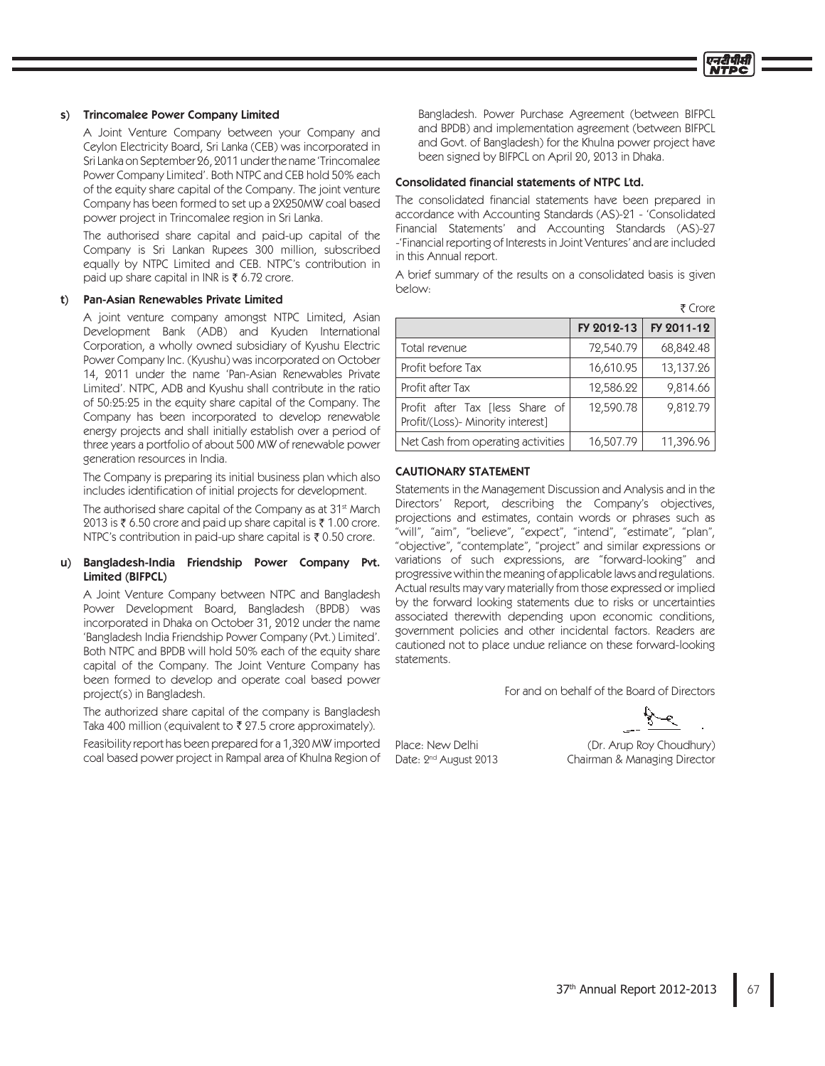### s) Trincomalee Power Company Limited

A Joint Venture Company between your Company and Ceylon Electricity Board, Sri Lanka (CEB) was incorporated in Sri Lanka on September 26, 2011 under the name 'Trincomalee Power Company Limited'. Both NTPC and CEB hold 50% each of the equity share capital of the Company. The joint venture Company has been formed to set up a 2X250MW coal based power project in Trincomalee region in Sri Lanka.

The authorised share capital and paid-up capital of the Company is Sri Lankan Rupees 300 million, subscribed equally by NTPC Limited and CEB. NTPC's contribution in paid up share capital in INR is ₹ 6.72 crore.

### t) Pan-Asian Renewables Private Limited

A joint venture company amongst NTPC Limited, Asian Development Bank (ADB) and Kyuden International Corporation, a wholly owned subsidiary of Kyushu Electric Power Company Inc. (Kyushu) was incorporated on October 14, 2011 under the name 'Pan-Asian Renewables Private Limited'. NTPC, ADB and Kyushu shall contribute in the ratio of 50:25:25 in the equity share capital of the Company. The Company has been incorporated to develop renewable energy projects and shall initially establish over a period of three years a portfolio of about 500 MW of renewable power generation resources in India.

The Company is preparing its initial business plan which also includes identification of initial projects for development.

The authorised share capital of the Company as at 31st March 2013 is ₹ 6.50 crore and paid up share capital is ₹ 1.00 crore. NTPC's contribution in paid-up share capital is ₹ 0.50 crore.

### u) Bangladesh-India Friendship Power Company Pvt. Limited (BIFPCL)

A Joint Venture Company between NTPC and Bangladesh Power Development Board, Bangladesh (BPDB) was incorporated in Dhaka on October 31, 2012 under the name 'Bangladesh India Friendship Power Company (Pvt.) Limited'. Both NTPC and BPDB will hold 50% each of the equity share capital of the Company. The Joint Venture Company has been formed to develop and operate coal based power project(s) in Bangladesh.

The authorized share capital of the company is Bangladesh Taka 400 million (equivalent to ₹ 27.5 crore approximately).

Feasibility report has been prepared for a 1,320 MW imported coal based power project in Rampal area of Khulna Region of Bangladesh. Power Purchase Agreement (between BIFPCL and BPDB) and implementation agreement (between BIFPCL and Govt. of Bangladesh) for the Khulna power project have been signed by BIFPCL on April 20, 2013 in Dhaka.

### Consolidated financial statements of NTPC Ltd.

The consolidated financial statements have been prepared in accordance with Accounting Standards (AS)-21 - 'Consolidated Financial Statements' and Accounting Standards (AS)-27 -'Financial reporting of Interests in Joint Ventures' and are included in this Annual report.

A brief summary of the results on a consolidated basis is given below:

₹ Crore

| | FY 2012-13 | FY 2011-12 |
|---|---|---|
| Total revenue | 72,540.79 | 68,842.48 |
| Profit before Tax | 16,610.95 | 13,137.26 |
| Profit after Tax | 12,586.22 | 9,814.66 |
| Profit after Tax [less Share of Profit/(Loss)- Minority interest] | 12,590.78 | 9,812.79 |
| Net Cash from operating activities | 16,507.79 | 11,396.96 |

### CAUTIONARY STATEMENT

Statements in the Management Discussion and Analysis and in the Directors' Report, describing the Company's objectives, projections and estimates, contain words or phrases such as "will", "aim", "believe", "expect", "intend", "estimate", "plan", "objective", "contemplate", "project" and similar expressions or variations of such expressions, are "forward-looking" and progressive within the meaning of applicable laws and regulations. Actual results may vary materially from those expressed or implied by the forward looking statements due to risks or uncertainties associated therewith depending upon economic conditions, government policies and other incidental factors. Readers are cautioned not to place undue reliance on these forward-looking statements.

For and on behalf of the Board of Directors

Place: New Delhi
Date: 2nd August 2013

(Dr. Arup Roy Choudhury)
Chairman & Managing Director